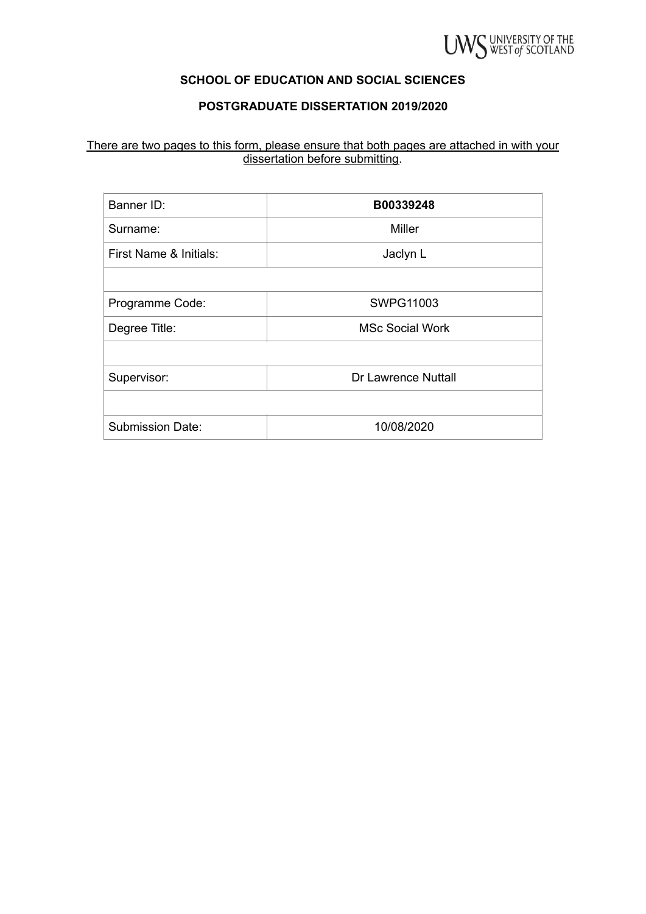UWS UNIVERSITY OF THE WEST of SCOTLAND

**SCHOOL OF EDUCATION AND SOCIAL SCIENCES**

**POSTGRADUATE DISSERTATION 2019/2020**

There are two pages to this form, please ensure that both pages are attached in with your dissertation before submitting.

| | |
|---|---|
| Banner ID: | **B00339248** |
| Surname: | Miller |
| First Name & Initials: | Jaclyn L |
| | |
| Programme Code: | SWPG11003 |
| Degree Title: | MSc Social Work |
| | |
| Supervisor: | Dr Lawrence Nuttall |
| | |
| Submission Date: | 10/08/2020 |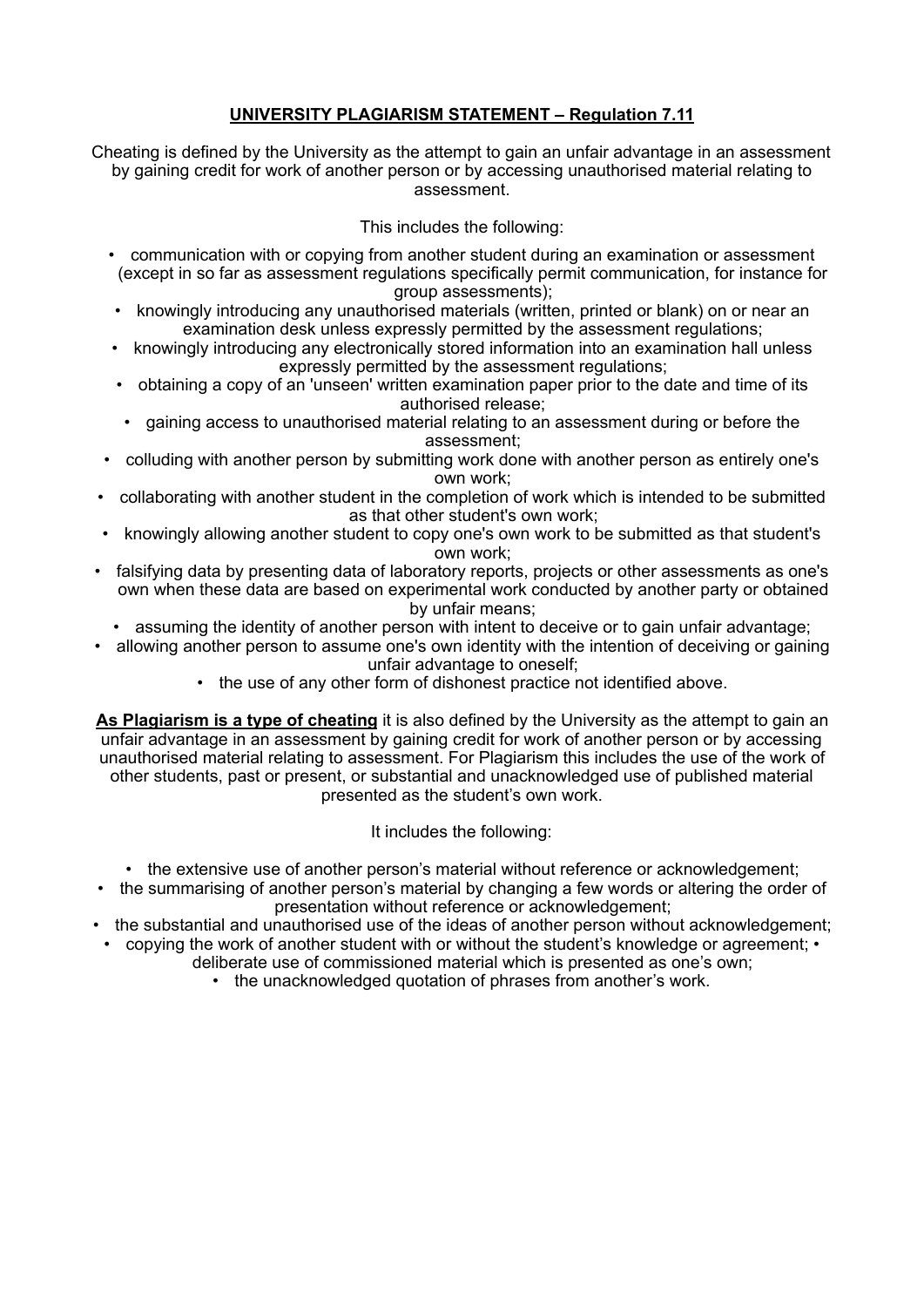## UNIVERSITY PLAGIARISM STATEMENT – Regulation 7.11

Cheating is defined by the University as the attempt to gain an unfair advantage in an assessment by gaining credit for work of another person or by accessing unauthorised material relating to assessment.

This includes the following:

- communication with or copying from another student during an examination or assessment (except in so far as assessment regulations specifically permit communication, for instance for group assessments);
- knowingly introducing any unauthorised materials (written, printed or blank) on or near an examination desk unless expressly permitted by the assessment regulations;
- knowingly introducing any electronically stored information into an examination hall unless expressly permitted by the assessment regulations;
- obtaining a copy of an 'unseen' written examination paper prior to the date and time of its authorised release;
- gaining access to unauthorised material relating to an assessment during or before the assessment;
- colluding with another person by submitting work done with another person as entirely one's own work;
- collaborating with another student in the completion of work which is intended to be submitted as that other student's own work;
- knowingly allowing another student to copy one's own work to be submitted as that student's own work;
- falsifying data by presenting data of laboratory reports, projects or other assessments as one's own when these data are based on experimental work conducted by another party or obtained by unfair means;
- assuming the identity of another person with intent to deceive or to gain unfair advantage;
- allowing another person to assume one's own identity with the intention of deceiving or gaining unfair advantage to oneself;
- the use of any other form of dishonest practice not identified above.

**As Plagiarism is a type of cheating** it is also defined by the University as the attempt to gain an unfair advantage in an assessment by gaining credit for work of another person or by accessing unauthorised material relating to assessment. For Plagiarism this includes the use of the work of other students, past or present, or substantial and unacknowledged use of published material presented as the student's own work.

It includes the following:

- the extensive use of another person's material without reference or acknowledgement;
- the summarising of another person's material by changing a few words or altering the order of presentation without reference or acknowledgement;
- the substantial and unauthorised use of the ideas of another person without acknowledgement;
- copying the work of another student with or without the student's knowledge or agreement;
- deliberate use of commissioned material which is presented as one's own;
- the unacknowledged quotation of phrases from another's work.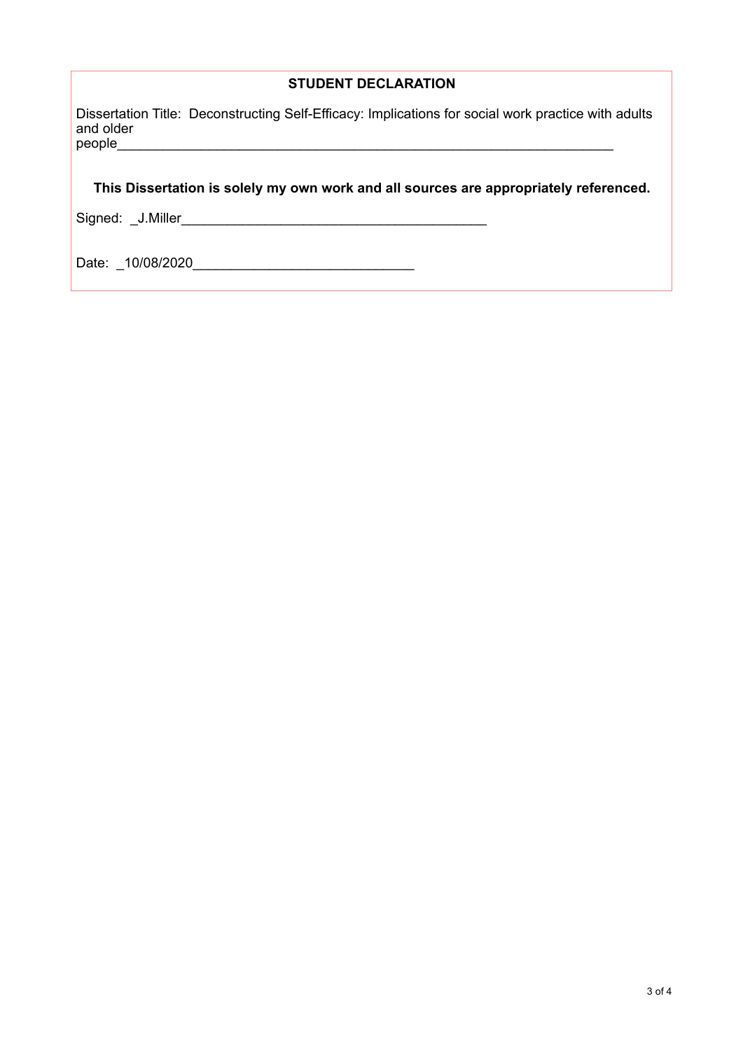**STUDENT DECLARATION**

Dissertation Title: Deconstructing Self-Efficacy: Implications for social work practice with adults and older people_________________________________________________________________

**This Dissertation is solely my own work and all sources are appropriately referenced.**

Signed: _J.Miller_______________________________________

Date: _10/08/2020____________________________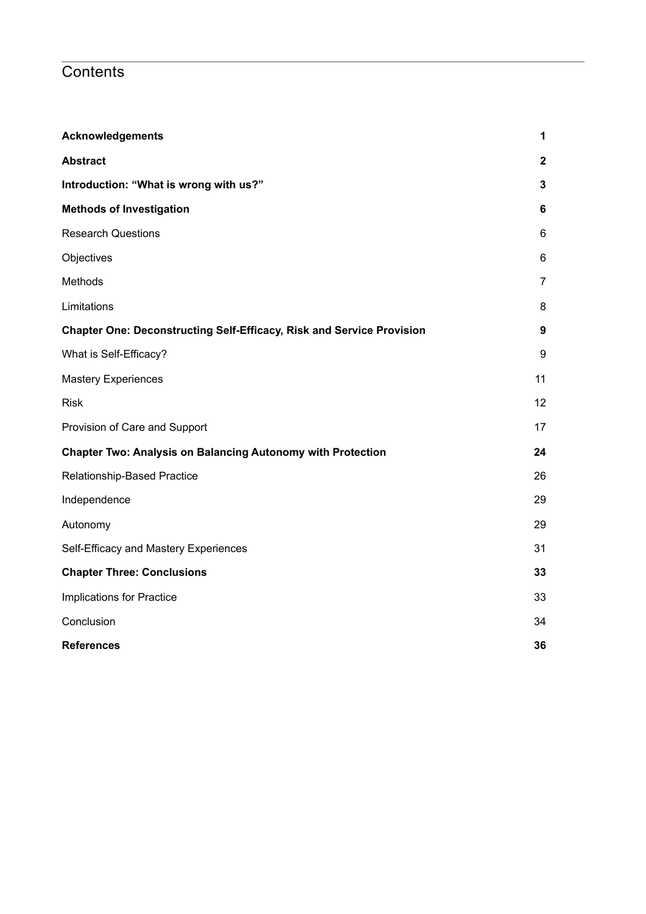# Contents

| | |
|---|---|
| **Acknowledgements** | **1** |
| **Abstract** | **2** |
| **Introduction: "What is wrong with us?"** | **3** |
| **Methods of Investigation** | **6** |
| Research Questions | 6 |
| Objectives | 6 |
| Methods | 7 |
| Limitations | 8 |
| **Chapter One: Deconstructing Self-Efficacy, Risk and Service Provision** | **9** |
| What is Self-Efficacy? | 9 |
| Mastery Experiences | 11 |
| Risk | 12 |
| Provision of Care and Support | 17 |
| **Chapter Two: Analysis on Balancing Autonomy with Protection** | **24** |
| Relationship-Based Practice | 26 |
| Independence | 29 |
| Autonomy | 29 |
| Self-Efficacy and Mastery Experiences | 31 |
| **Chapter Three: Conclusions** | **33** |
| Implications for Practice | 33 |
| Conclusion | 34 |
| **References** | **36** |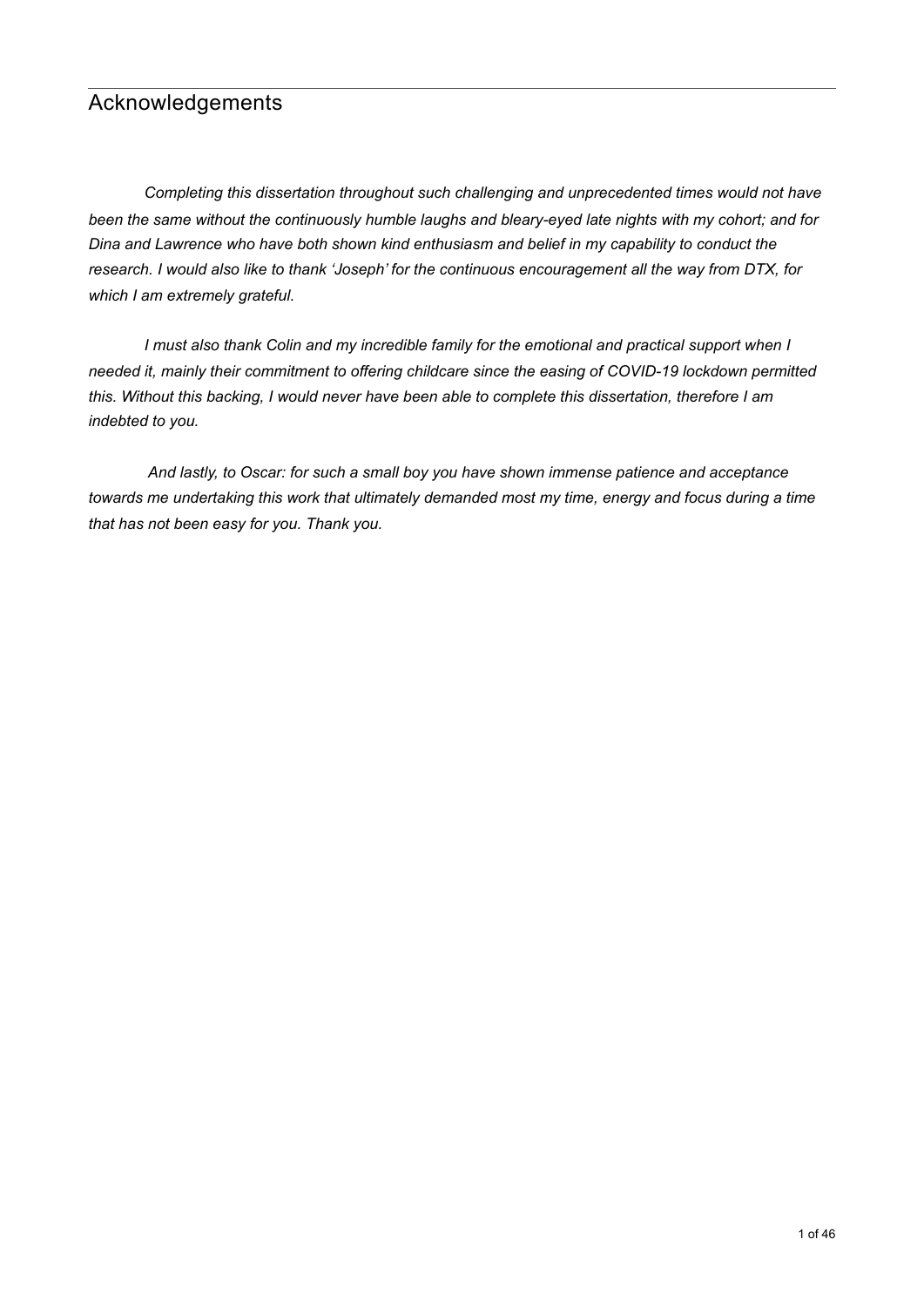## Acknowledgements

*Completing this dissertation throughout such challenging and unprecedented times would not have been the same without the continuously humble laughs and bleary-eyed late nights with my cohort; and for Dina and Lawrence who have both shown kind enthusiasm and belief in my capability to conduct the research. I would also like to thank 'Joseph' for the continuous encouragement all the way from DTX, for which I am extremely grateful.*

*I must also thank Colin and my incredible family for the emotional and practical support when I needed it, mainly their commitment to offering childcare since the easing of COVID-19 lockdown permitted this. Without this backing, I would never have been able to complete this dissertation, therefore I am indebted to you.*

*And lastly, to Oscar: for such a small boy you have shown immense patience and acceptance towards me undertaking this work that ultimately demanded most my time, energy and focus during a time that has not been easy for you. Thank you.*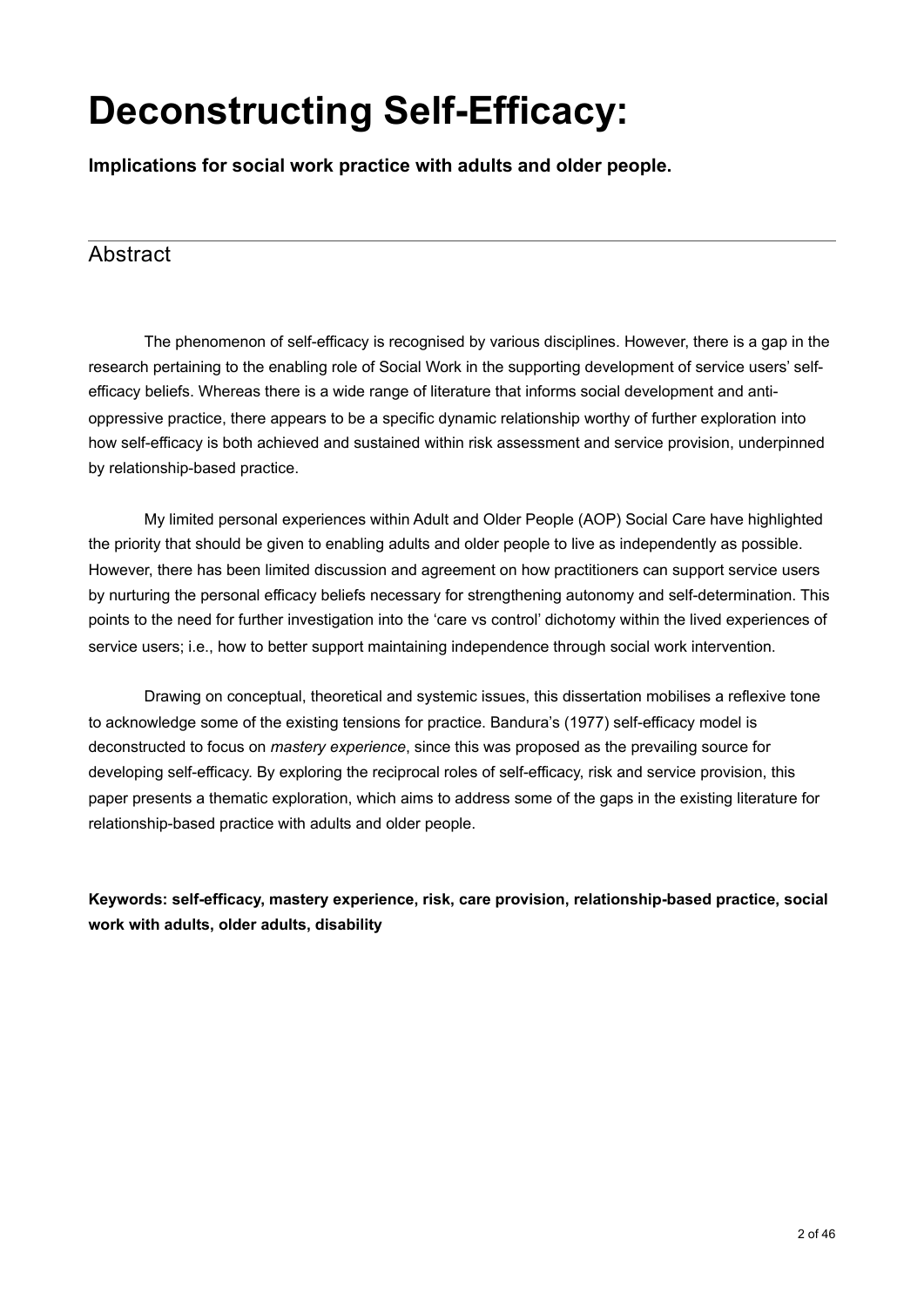# Deconstructing Self-Efficacy:

**Implications for social work practice with adults and older people.**

## Abstract

The phenomenon of self-efficacy is recognised by various disciplines. However, there is a gap in the research pertaining to the enabling role of Social Work in the supporting development of service users' self-efficacy beliefs. Whereas there is a wide range of literature that informs social development and anti-oppressive practice, there appears to be a specific dynamic relationship worthy of further exploration into how self-efficacy is both achieved and sustained within risk assessment and service provision, underpinned by relationship-based practice.

My limited personal experiences within Adult and Older People (AOP) Social Care have highlighted the priority that should be given to enabling adults and older people to live as independently as possible. However, there has been limited discussion and agreement on how practitioners can support service users by nurturing the personal efficacy beliefs necessary for strengthening autonomy and self-determination. This points to the need for further investigation into the 'care vs control' dichotomy within the lived experiences of service users; i.e., how to better support maintaining independence through social work intervention.

Drawing on conceptual, theoretical and systemic issues, this dissertation mobilises a reflexive tone to acknowledge some of the existing tensions for practice. Bandura's (1977) self-efficacy model is deconstructed to focus on *mastery experience*, since this was proposed as the prevailing source for developing self-efficacy. By exploring the reciprocal roles of self-efficacy, risk and service provision, this paper presents a thematic exploration, which aims to address some of the gaps in the existing literature for relationship-based practice with adults and older people.

**Keywords: self-efficacy, mastery experience, risk, care provision, relationship-based practice, social work with adults, older adults, disability**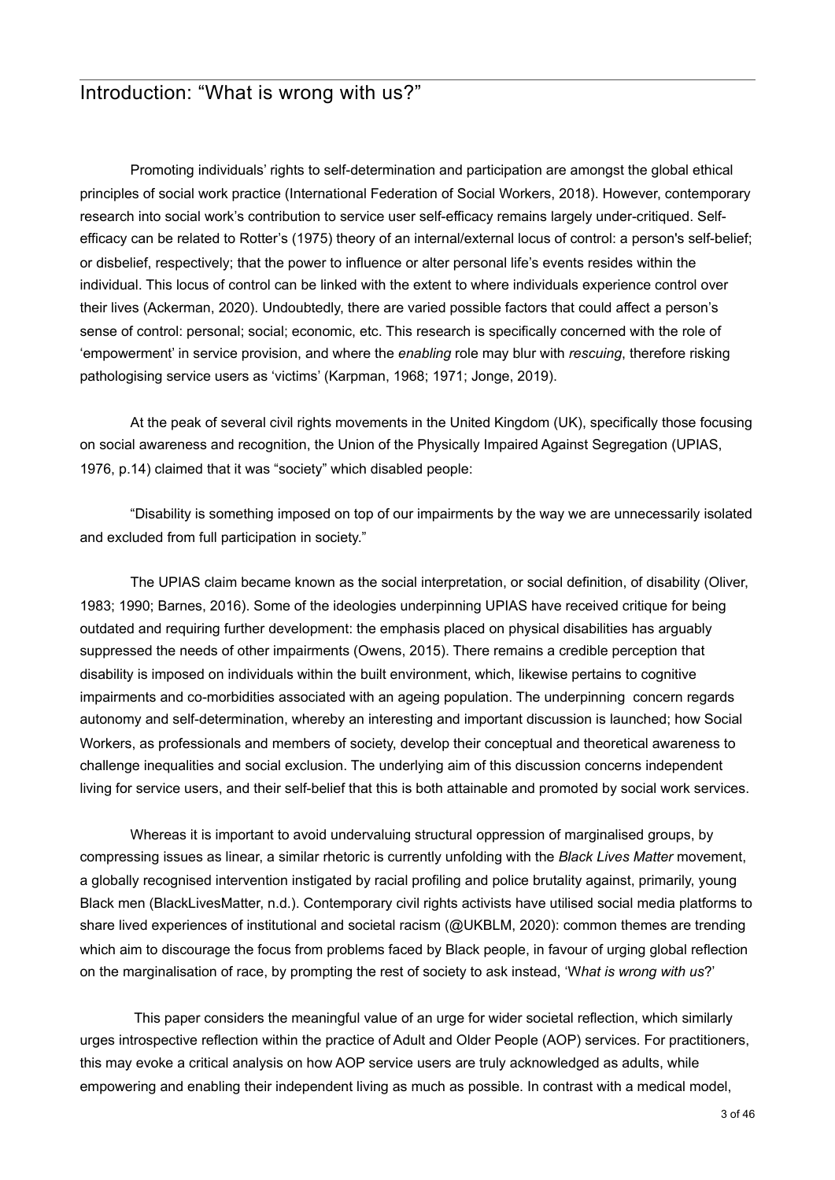## Introduction: “What is wrong with us?”

Promoting individuals’ rights to self-determination and participation are amongst the global ethical principles of social work practice (International Federation of Social Workers, 2018). However, contemporary research into social work’s contribution to service user self-efficacy remains largely under-critiqued. Self-efficacy can be related to Rotter’s (1975) theory of an internal/external locus of control: a person's self-belief; or disbelief, respectively; that the power to influence or alter personal life’s events resides within the individual. This locus of control can be linked with the extent to where individuals experience control over their lives (Ackerman, 2020). Undoubtedly, there are varied possible factors that could affect a person’s sense of control: personal; social; economic, etc. This research is specifically concerned with the role of ‘empowerment’ in service provision, and where the *enabling* role may blur with *rescuing*, therefore risking pathologising service users as ‘victims’ (Karpman, 1968; 1971; Jonge, 2019).

At the peak of several civil rights movements in the United Kingdom (UK), specifically those focusing on social awareness and recognition, the Union of the Physically Impaired Against Segregation (UPIAS, 1976, p.14) claimed that it was “society” which disabled people:

“Disability is something imposed on top of our impairments by the way we are unnecessarily isolated and excluded from full participation in society.”

The UPIAS claim became known as the social interpretation, or social definition, of disability (Oliver, 1983; 1990; Barnes, 2016). Some of the ideologies underpinning UPIAS have received critique for being outdated and requiring further development: the emphasis placed on physical disabilities has arguably suppressed the needs of other impairments (Owens, 2015). There remains a credible perception that disability is imposed on individuals within the built environment, which, likewise pertains to cognitive impairments and co-morbidities associated with an ageing population. The underpinning concern regards autonomy and self-determination, whereby an interesting and important discussion is launched; how Social Workers, as professionals and members of society, develop their conceptual and theoretical awareness to challenge inequalities and social exclusion. The underlying aim of this discussion concerns independent living for service users, and their self-belief that this is both attainable and promoted by social work services.

Whereas it is important to avoid undervaluing structural oppression of marginalised groups, by compressing issues as linear, a similar rhetoric is currently unfolding with the *Black Lives Matter* movement, a globally recognised intervention instigated by racial profiling and police brutality against, primarily, young Black men (BlackLivesMatter, n.d.). Contemporary civil rights activists have utilised social media platforms to share lived experiences of institutional and societal racism (@UKBLM, 2020): common themes are trending which aim to discourage the focus from problems faced by Black people, in favour of urging global reflection on the marginalisation of race, by prompting the rest of society to ask instead, ‘W*hat is wrong with us*?’

This paper considers the meaningful value of an urge for wider societal reflection, which similarly urges introspective reflection within the practice of Adult and Older People (AOP) services. For practitioners, this may evoke a critical analysis on how AOP service users are truly acknowledged as adults, while empowering and enabling their independent living as much as possible. In contrast with a medical model,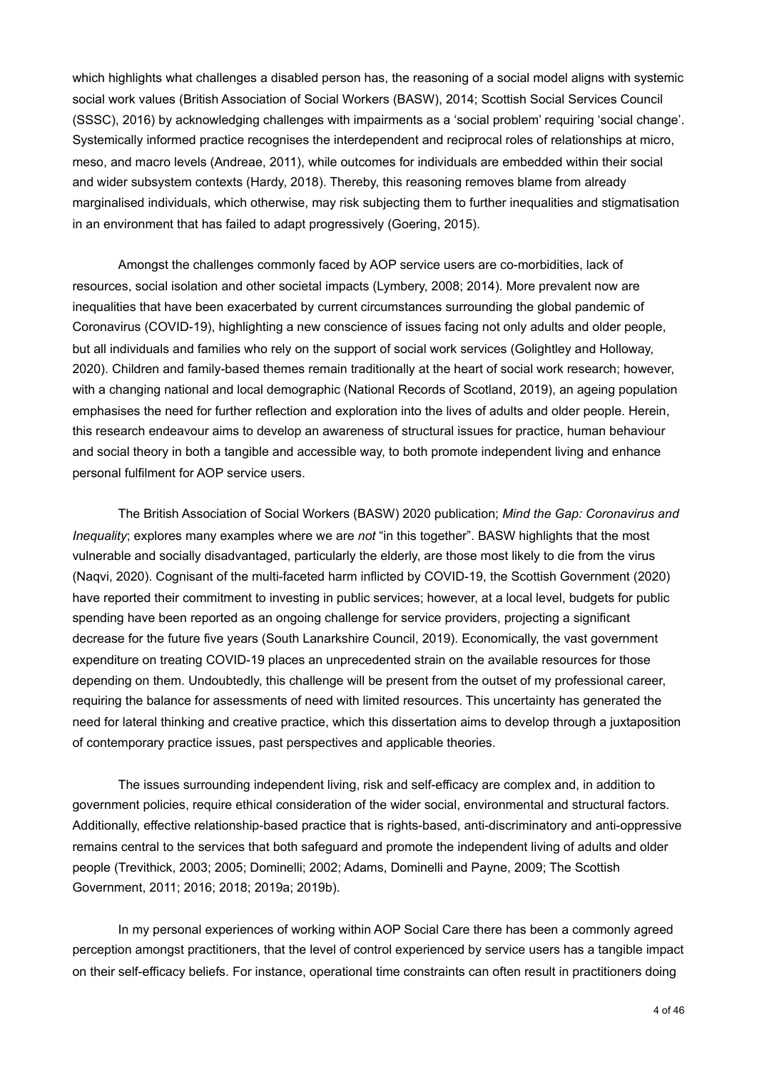which highlights what challenges a disabled person has, the reasoning of a social model aligns with systemic social work values (British Association of Social Workers (BASW), 2014; Scottish Social Services Council (SSSC), 2016) by acknowledging challenges with impairments as a 'social problem' requiring 'social change'. Systemically informed practice recognises the interdependent and reciprocal roles of relationships at micro, meso, and macro levels (Andreae, 2011), while outcomes for individuals are embedded within their social and wider subsystem contexts (Hardy, 2018). Thereby, this reasoning removes blame from already marginalised individuals, which otherwise, may risk subjecting them to further inequalities and stigmatisation in an environment that has failed to adapt progressively (Goering, 2015).

Amongst the challenges commonly faced by AOP service users are co-morbidities, lack of resources, social isolation and other societal impacts (Lymbery, 2008; 2014). More prevalent now are inequalities that have been exacerbated by current circumstances surrounding the global pandemic of Coronavirus (COVID-19), highlighting a new conscience of issues facing not only adults and older people, but all individuals and families who rely on the support of social work services (Golightley and Holloway, 2020). Children and family-based themes remain traditionally at the heart of social work research; however, with a changing national and local demographic (National Records of Scotland, 2019), an ageing population emphasises the need for further reflection and exploration into the lives of adults and older people. Herein, this research endeavour aims to develop an awareness of structural issues for practice, human behaviour and social theory in both a tangible and accessible way, to both promote independent living and enhance personal fulfilment for AOP service users.

The British Association of Social Workers (BASW) 2020 publication; *Mind the Gap: Coronavirus and Inequality*; explores many examples where we are *not* "in this together". BASW highlights that the most vulnerable and socially disadvantaged, particularly the elderly, are those most likely to die from the virus (Naqvi, 2020). Cognisant of the multi-faceted harm inflicted by COVID-19, the Scottish Government (2020) have reported their commitment to investing in public services; however, at a local level, budgets for public spending have been reported as an ongoing challenge for service providers, projecting a significant decrease for the future five years (South Lanarkshire Council, 2019). Economically, the vast government expenditure on treating COVID-19 places an unprecedented strain on the available resources for those depending on them. Undoubtedly, this challenge will be present from the outset of my professional career, requiring the balance for assessments of need with limited resources. This uncertainty has generated the need for lateral thinking and creative practice, which this dissertation aims to develop through a juxtaposition of contemporary practice issues, past perspectives and applicable theories.

The issues surrounding independent living, risk and self-efficacy are complex and, in addition to government policies, require ethical consideration of the wider social, environmental and structural factors. Additionally, effective relationship-based practice that is rights-based, anti-discriminatory and anti-oppressive remains central to the services that both safeguard and promote the independent living of adults and older people (Trevithick, 2003; 2005; Dominelli; 2002; Adams, Dominelli and Payne, 2009; The Scottish Government, 2011; 2016; 2018; 2019a; 2019b).

In my personal experiences of working within AOP Social Care there has been a commonly agreed perception amongst practitioners, that the level of control experienced by service users has a tangible impact on their self-efficacy beliefs. For instance, operational time constraints can often result in practitioners doing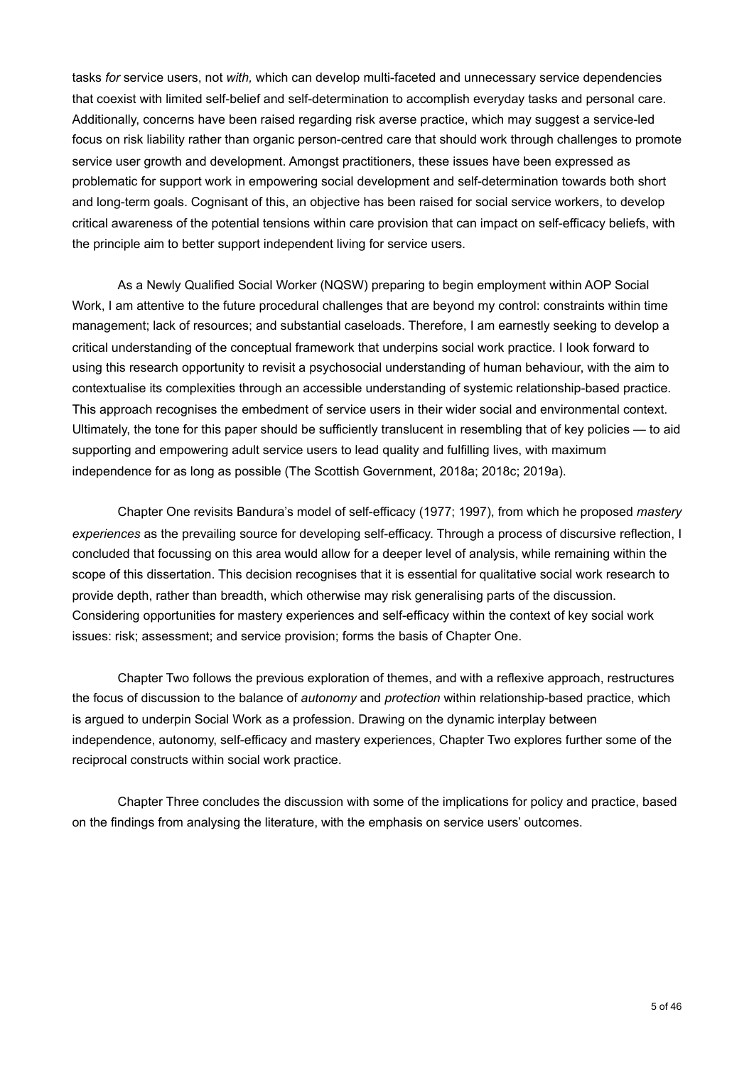tasks *for* service users, not *with,* which can develop multi-faceted and unnecessary service dependencies that coexist with limited self-belief and self-determination to accomplish everyday tasks and personal care. Additionally, concerns have been raised regarding risk averse practice, which may suggest a service-led focus on risk liability rather than organic person-centred care that should work through challenges to promote service user growth and development. Amongst practitioners, these issues have been expressed as problematic for support work in empowering social development and self-determination towards both short and long-term goals. Cognisant of this, an objective has been raised for social service workers, to develop critical awareness of the potential tensions within care provision that can impact on self-efficacy beliefs, with the principle aim to better support independent living for service users.

As a Newly Qualified Social Worker (NQSW) preparing to begin employment within AOP Social Work, I am attentive to the future procedural challenges that are beyond my control: constraints within time management; lack of resources; and substantial caseloads. Therefore, I am earnestly seeking to develop a critical understanding of the conceptual framework that underpins social work practice. I look forward to using this research opportunity to revisit a psychosocial understanding of human behaviour, with the aim to contextualise its complexities through an accessible understanding of systemic relationship-based practice. This approach recognises the embedment of service users in their wider social and environmental context. Ultimately, the tone for this paper should be sufficiently translucent in resembling that of key policies — to aid supporting and empowering adult service users to lead quality and fulfilling lives, with maximum independence for as long as possible (The Scottish Government, 2018a; 2018c; 2019a).

Chapter One revisits Bandura's model of self-efficacy (1977; 1997), from which he proposed *mastery experiences* as the prevailing source for developing self-efficacy. Through a process of discursive reflection, I concluded that focussing on this area would allow for a deeper level of analysis, while remaining within the scope of this dissertation. This decision recognises that it is essential for qualitative social work research to provide depth, rather than breadth, which otherwise may risk generalising parts of the discussion. Considering opportunities for mastery experiences and self-efficacy within the context of key social work issues: risk; assessment; and service provision; forms the basis of Chapter One.

Chapter Two follows the previous exploration of themes, and with a reflexive approach, restructures the focus of discussion to the balance of *autonomy* and *protection* within relationship-based practice, which is argued to underpin Social Work as a profession. Drawing on the dynamic interplay between independence, autonomy, self-efficacy and mastery experiences, Chapter Two explores further some of the reciprocal constructs within social work practice.

Chapter Three concludes the discussion with some of the implications for policy and practice, based on the findings from analysing the literature, with the emphasis on service users' outcomes.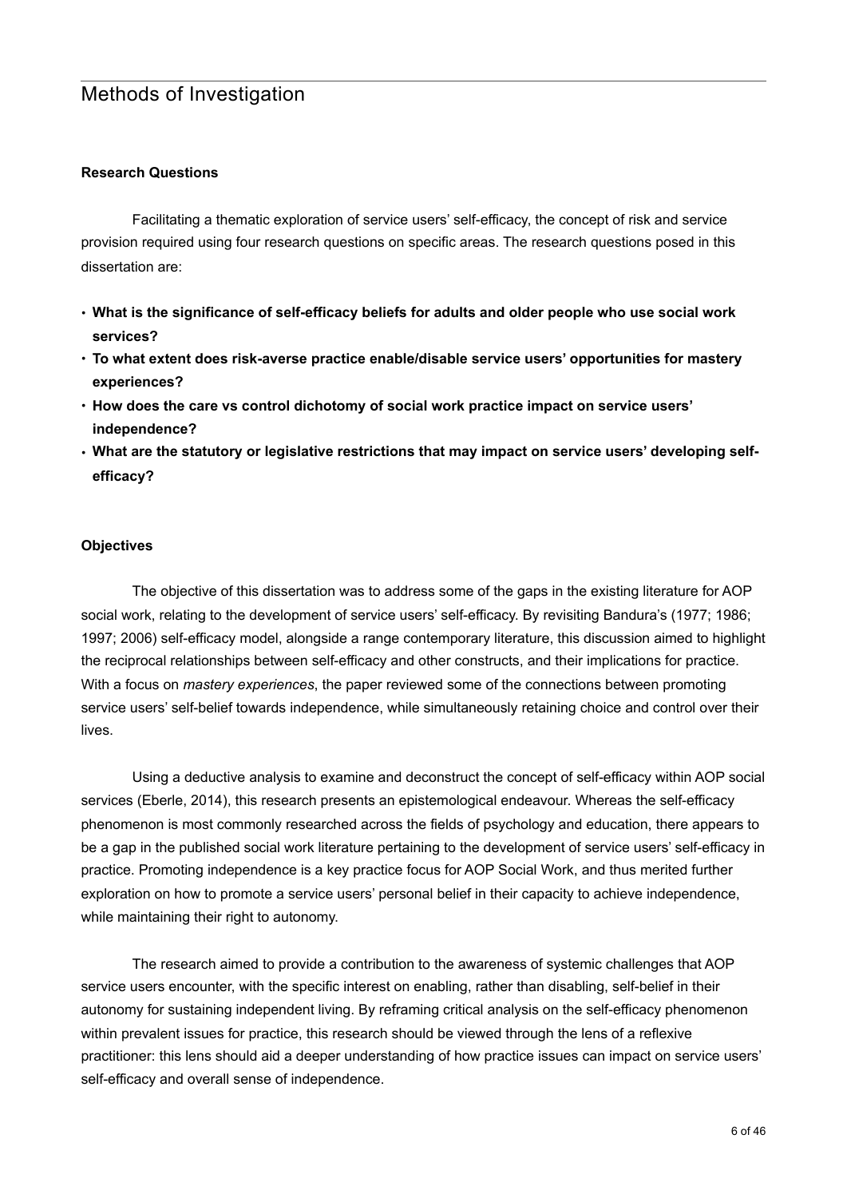# Methods of Investigation

### Research Questions

Facilitating a thematic exploration of service users' self-efficacy, the concept of risk and service provision required using four research questions on specific areas. The research questions posed in this dissertation are:

- **What is the significance of self-efficacy beliefs for adults and older people who use social work services?**
- **To what extent does risk-averse practice enable/disable service users' opportunities for mastery experiences?**
- **How does the care vs control dichotomy of social work practice impact on service users' independence?**
- **What are the statutory or legislative restrictions that may impact on service users' developing self-efficacy?**

### Objectives

The objective of this dissertation was to address some of the gaps in the existing literature for AOP social work, relating to the development of service users' self-efficacy. By revisiting Bandura's (1977; 1986; 1997; 2006) self-efficacy model, alongside a range contemporary literature, this discussion aimed to highlight the reciprocal relationships between self-efficacy and other constructs, and their implications for practice. With a focus on *mastery experiences*, the paper reviewed some of the connections between promoting service users' self-belief towards independence, while simultaneously retaining choice and control over their lives.

Using a deductive analysis to examine and deconstruct the concept of self-efficacy within AOP social services (Eberle, 2014), this research presents an epistemological endeavour. Whereas the self-efficacy phenomenon is most commonly researched across the fields of psychology and education, there appears to be a gap in the published social work literature pertaining to the development of service users' self-efficacy in practice. Promoting independence is a key practice focus for AOP Social Work, and thus merited further exploration on how to promote a service users' personal belief in their capacity to achieve independence, while maintaining their right to autonomy.

The research aimed to provide a contribution to the awareness of systemic challenges that AOP service users encounter, with the specific interest on enabling, rather than disabling, self-belief in their autonomy for sustaining independent living. By reframing critical analysis on the self-efficacy phenomenon within prevalent issues for practice, this research should be viewed through the lens of a reflexive practitioner: this lens should aid a deeper understanding of how practice issues can impact on service users' self-efficacy and overall sense of independence.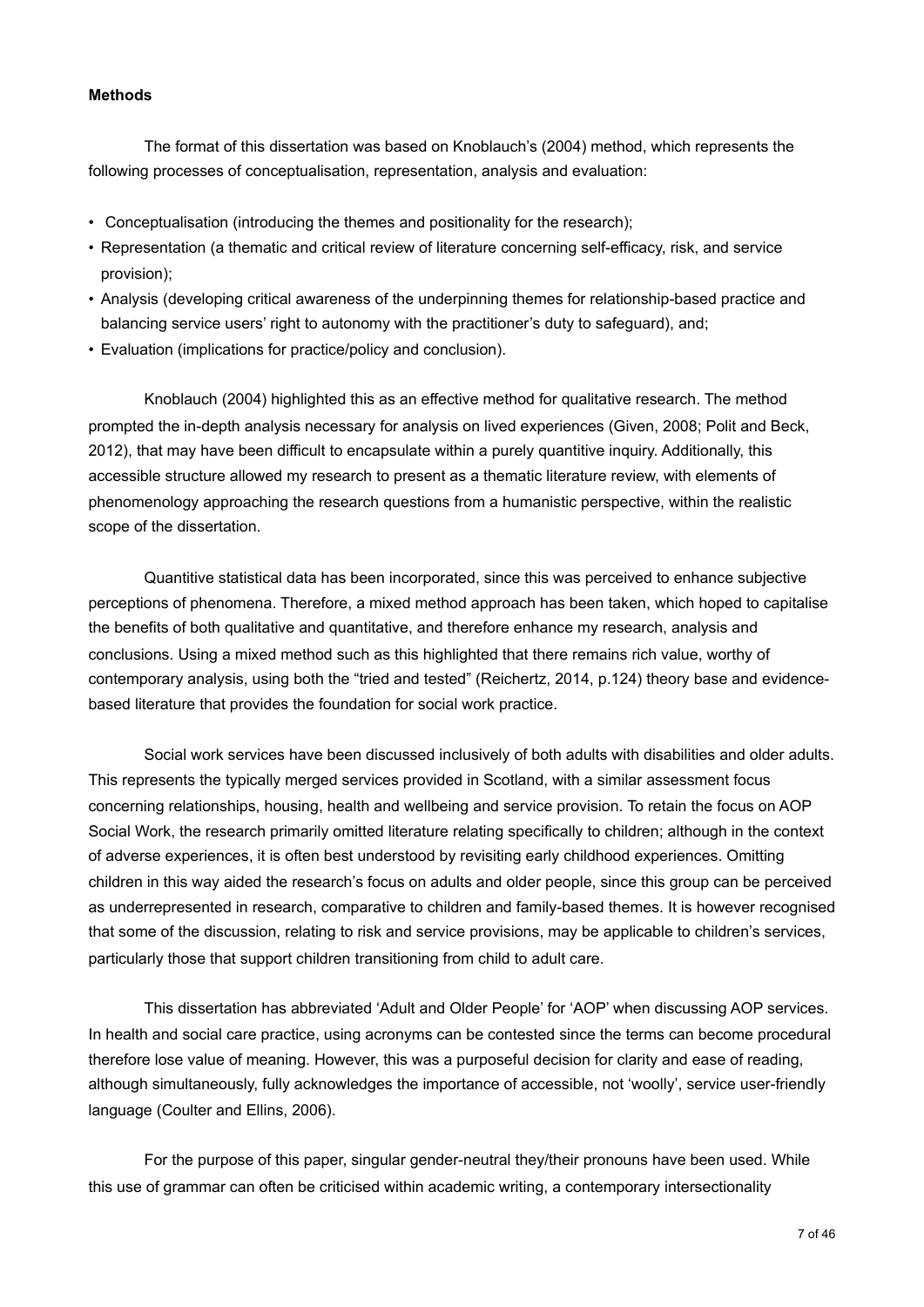**Methods**

The format of this dissertation was based on Knoblauch's (2004) method, which represents the following processes of conceptualisation, representation, analysis and evaluation:

- Conceptualisation (introducing the themes and positionality for the research);
- Representation (a thematic and critical review of literature concerning self-efficacy, risk, and service provision);
- Analysis (developing critical awareness of the underpinning themes for relationship-based practice and balancing service users' right to autonomy with the practitioner's duty to safeguard), and;
- Evaluation (implications for practice/policy and conclusion).

Knoblauch (2004) highlighted this as an effective method for qualitative research. The method prompted the in-depth analysis necessary for analysis on lived experiences (Given, 2008; Polit and Beck, 2012), that may have been difficult to encapsulate within a purely quantitive inquiry. Additionally, this accessible structure allowed my research to present as a thematic literature review, with elements of phenomenology approaching the research questions from a humanistic perspective, within the realistic scope of the dissertation.

Quantitive statistical data has been incorporated, since this was perceived to enhance subjective perceptions of phenomena. Therefore, a mixed method approach has been taken, which hoped to capitalise the benefits of both qualitative and quantitative, and therefore enhance my research, analysis and conclusions. Using a mixed method such as this highlighted that there remains rich value, worthy of contemporary analysis, using both the "tried and tested" (Reichertz, 2014, p.124) theory base and evidence-based literature that provides the foundation for social work practice.

Social work services have been discussed inclusively of both adults with disabilities and older adults. This represents the typically merged services provided in Scotland, with a similar assessment focus concerning relationships, housing, health and wellbeing and service provision. To retain the focus on AOP Social Work, the research primarily omitted literature relating specifically to children; although in the context of adverse experiences, it is often best understood by revisiting early childhood experiences. Omitting children in this way aided the research's focus on adults and older people, since this group can be perceived as underrepresented in research, comparative to children and family-based themes. It is however recognised that some of the discussion, relating to risk and service provisions, may be applicable to children's services, particularly those that support children transitioning from child to adult care.

This dissertation has abbreviated 'Adult and Older People' for 'AOP' when discussing AOP services. In health and social care practice, using acronyms can be contested since the terms can become procedural therefore lose value of meaning. However, this was a purposeful decision for clarity and ease of reading, although simultaneously, fully acknowledges the importance of accessible, not 'woolly', service user-friendly language (Coulter and Ellins, 2006).

For the purpose of this paper, singular gender-neutral they/their pronouns have been used. While this use of grammar can often be criticised within academic writing, a contemporary intersectionality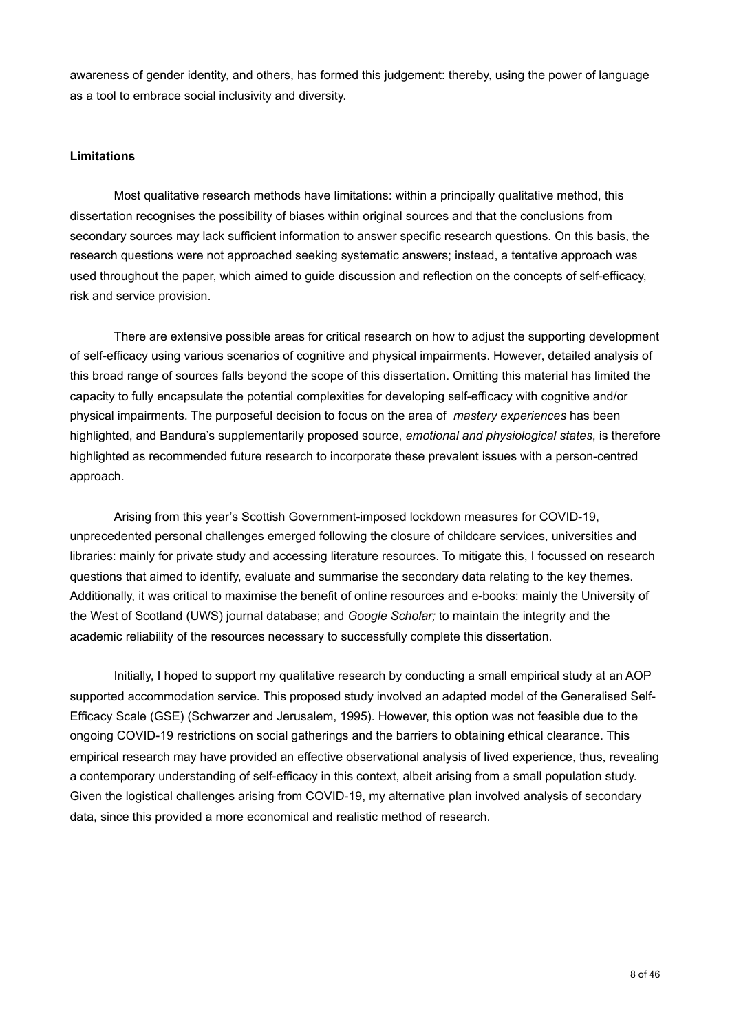awareness of gender identity, and others, has formed this judgement: thereby, using the power of language as a tool to embrace social inclusivity and diversity.

**Limitations**

Most qualitative research methods have limitations: within a principally qualitative method, this dissertation recognises the possibility of biases within original sources and that the conclusions from secondary sources may lack sufficient information to answer specific research questions. On this basis, the research questions were not approached seeking systematic answers; instead, a tentative approach was used throughout the paper, which aimed to guide discussion and reflection on the concepts of self-efficacy, risk and service provision.

There are extensive possible areas for critical research on how to adjust the supporting development of self-efficacy using various scenarios of cognitive and physical impairments. However, detailed analysis of this broad range of sources falls beyond the scope of this dissertation. Omitting this material has limited the capacity to fully encapsulate the potential complexities for developing self-efficacy with cognitive and/or physical impairments. The purposeful decision to focus on the area of *mastery experiences* has been highlighted, and Bandura's supplementarily proposed source, *emotional and physiological states*, is therefore highlighted as recommended future research to incorporate these prevalent issues with a person-centred approach.

Arising from this year's Scottish Government-imposed lockdown measures for COVID-19, unprecedented personal challenges emerged following the closure of childcare services, universities and libraries: mainly for private study and accessing literature resources. To mitigate this, I focussed on research questions that aimed to identify, evaluate and summarise the secondary data relating to the key themes. Additionally, it was critical to maximise the benefit of online resources and e-books: mainly the University of the West of Scotland (UWS) journal database; and *Google Scholar;* to maintain the integrity and the academic reliability of the resources necessary to successfully complete this dissertation.

Initially, I hoped to support my qualitative research by conducting a small empirical study at an AOP supported accommodation service. This proposed study involved an adapted model of the Generalised Self-Efficacy Scale (GSE) (Schwarzer and Jerusalem, 1995). However, this option was not feasible due to the ongoing COVID-19 restrictions on social gatherings and the barriers to obtaining ethical clearance. This empirical research may have provided an effective observational analysis of lived experience, thus, revealing a contemporary understanding of self-efficacy in this context, albeit arising from a small population study. Given the logistical challenges arising from COVID-19, my alternative plan involved analysis of secondary data, since this provided a more economical and realistic method of research.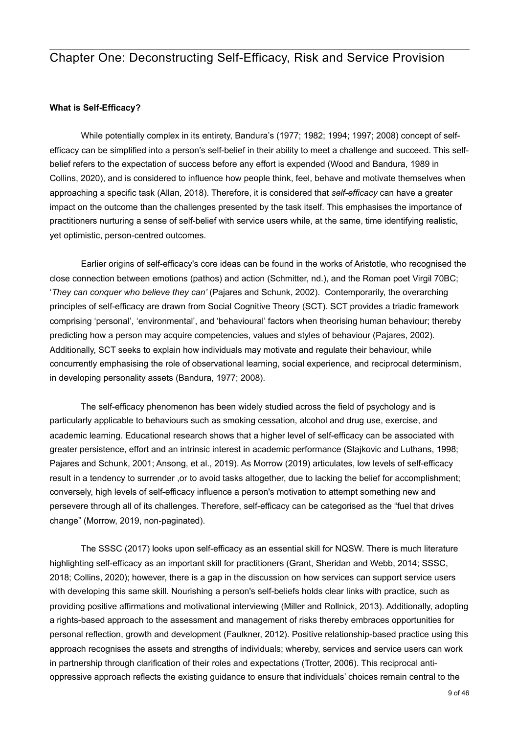# Chapter One: Deconstructing Self-Efficacy, Risk and Service Provision

**What is Self-Efficacy?**

While potentially complex in its entirety, Bandura's (1977; 1982; 1994; 1997; 2008) concept of self-efficacy can be simplified into a person's self-belief in their ability to meet a challenge and succeed. This self-belief refers to the expectation of success before any effort is expended (Wood and Bandura, 1989 in Collins, 2020), and is considered to influence how people think, feel, behave and motivate themselves when approaching a specific task (Allan, 2018). Therefore, it is considered that *self-efficacy* can have a greater impact on the outcome than the challenges presented by the task itself. This emphasises the importance of practitioners nurturing a sense of self-belief with service users while, at the same, time identifying realistic, yet optimistic, person-centred outcomes.

Earlier origins of self-efficacy's core ideas can be found in the works of Aristotle, who recognised the close connection between emotions (pathos) and action (Schmitter, nd.), and the Roman poet Virgil 70BC; '*They can conquer who believe they can*' (Pajares and Schunk, 2002). Contemporarily, the overarching principles of self-efficacy are drawn from Social Cognitive Theory (SCT). SCT provides a triadic framework comprising 'personal', 'environmental', and 'behavioural' factors when theorising human behaviour; thereby predicting how a person may acquire competencies, values and styles of behaviour (Pajares, 2002). Additionally, SCT seeks to explain how individuals may motivate and regulate their behaviour, while concurrently emphasising the role of observational learning, social experience, and reciprocal determinism, in developing personality assets (Bandura, 1977; 2008).

The self-efficacy phenomenon has been widely studied across the field of psychology and is particularly applicable to behaviours such as smoking cessation, alcohol and drug use, exercise, and academic learning. Educational research shows that a higher level of self-efficacy can be associated with greater persistence, effort and an intrinsic interest in academic performance (Stajkovic and Luthans, 1998; Pajares and Schunk, 2001; Ansong, et al., 2019). As Morrow (2019) articulates, low levels of self-efficacy result in a tendency to surrender ,or to avoid tasks altogether, due to lacking the belief for accomplishment; conversely, high levels of self-efficacy influence a person's motivation to attempt something new and persevere through all of its challenges. Therefore, self-efficacy can be categorised as the "fuel that drives change" (Morrow, 2019, non-paginated).

The SSSC (2017) looks upon self-efficacy as an essential skill for NQSW. There is much literature highlighting self-efficacy as an important skill for practitioners (Grant, Sheridan and Webb, 2014; SSSC, 2018; Collins, 2020); however, there is a gap in the discussion on how services can support service users with developing this same skill. Nourishing a person's self-beliefs holds clear links with practice, such as providing positive affirmations and motivational interviewing (Miller and Rollnick, 2013). Additionally, adopting a rights-based approach to the assessment and management of risks thereby embraces opportunities for personal reflection, growth and development (Faulkner, 2012). Positive relationship-based practice using this approach recognises the assets and strengths of individuals; whereby, services and service users can work in partnership through clarification of their roles and expectations (Trotter, 2006). This reciprocal anti-oppressive approach reflects the existing guidance to ensure that individuals' choices remain central to the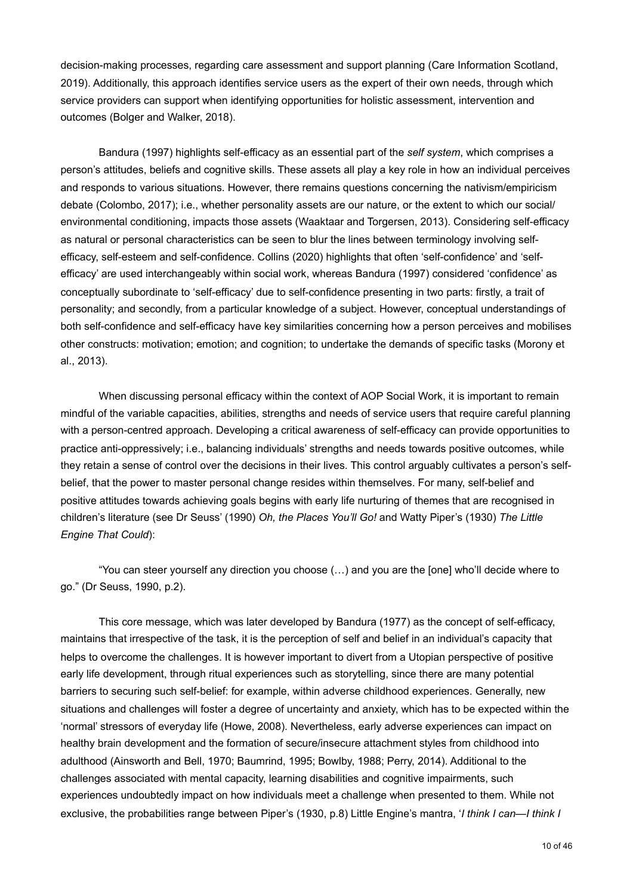decision-making processes, regarding care assessment and support planning (Care Information Scotland, 2019). Additionally, this approach identifies service users as the expert of their own needs, through which service providers can support when identifying opportunities for holistic assessment, intervention and outcomes (Bolger and Walker, 2018).

Bandura (1997) highlights self-efficacy as an essential part of the *self system*, which comprises a person's attitudes, beliefs and cognitive skills. These assets all play a key role in how an individual perceives and responds to various situations. However, there remains questions concerning the nativism/empiricism debate (Colombo, 2017); i.e., whether personality assets are our nature, or the extent to which our social/ environmental conditioning, impacts those assets (Waaktaar and Torgersen, 2013). Considering self-efficacy as natural or personal characteristics can be seen to blur the lines between terminology involving self-efficacy, self-esteem and self-confidence. Collins (2020) highlights that often 'self-confidence' and 'self-efficacy' are used interchangeably within social work, whereas Bandura (1997) considered 'confidence' as conceptually subordinate to 'self-efficacy' due to self-confidence presenting in two parts: firstly, a trait of personality; and secondly, from a particular knowledge of a subject. However, conceptual understandings of both self-confidence and self-efficacy have key similarities concerning how a person perceives and mobilises other constructs: motivation; emotion; and cognition; to undertake the demands of specific tasks (Morony et al., 2013).

When discussing personal efficacy within the context of AOP Social Work, it is important to remain mindful of the variable capacities, abilities, strengths and needs of service users that require careful planning with a person-centred approach. Developing a critical awareness of self-efficacy can provide opportunities to practice anti-oppressively; i.e., balancing individuals' strengths and needs towards positive outcomes, while they retain a sense of control over the decisions in their lives. This control arguably cultivates a person's self-belief, that the power to master personal change resides within themselves. For many, self-belief and positive attitudes towards achieving goals begins with early life nurturing of themes that are recognised in children's literature (see Dr Seuss' (1990) *Oh, the Places You'll Go!* and Watty Piper's (1930) *The Little Engine That Could*):

"You can steer yourself any direction you choose (…) and you are the [one] who'll decide where to go." (Dr Seuss, 1990, p.2).

This core message, which was later developed by Bandura (1977) as the concept of self-efficacy, maintains that irrespective of the task, it is the perception of self and belief in an individual's capacity that helps to overcome the challenges. It is however important to divert from a Utopian perspective of positive early life development, through ritual experiences such as storytelling, since there are many potential barriers to securing such self-belief: for example, within adverse childhood experiences. Generally, new situations and challenges will foster a degree of uncertainty and anxiety, which has to be expected within the 'normal' stressors of everyday life (Howe, 2008). Nevertheless, early adverse experiences can impact on healthy brain development and the formation of secure/insecure attachment styles from childhood into adulthood (Ainsworth and Bell, 1970; Baumrind, 1995; Bowlby, 1988; Perry, 2014). Additional to the challenges associated with mental capacity, learning disabilities and cognitive impairments, such experiences undoubtedly impact on how individuals meet a challenge when presented to them. While not exclusive, the probabilities range between Piper's (1930, p.8) Little Engine's mantra, '*I think I can—I think I*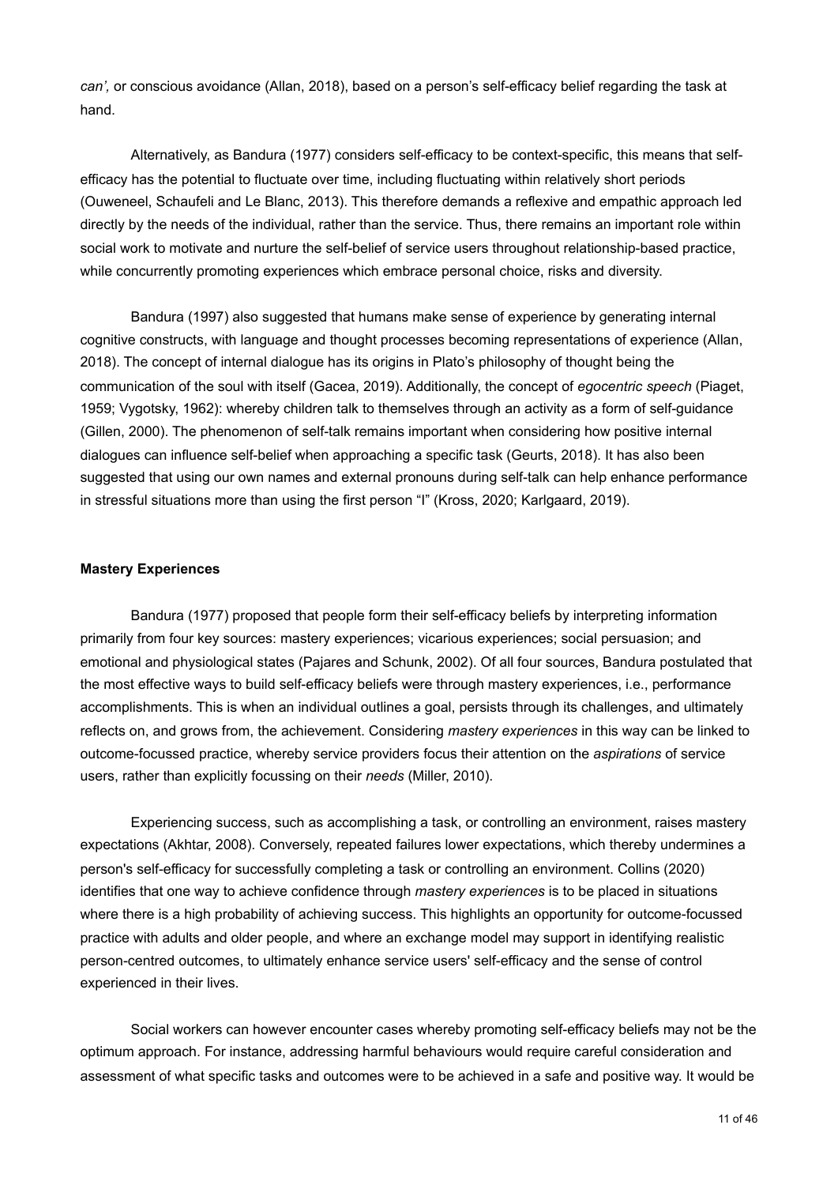*can',* or conscious avoidance (Allan, 2018), based on a person's self-efficacy belief regarding the task at hand.

Alternatively, as Bandura (1977) considers self-efficacy to be context-specific, this means that self-efficacy has the potential to fluctuate over time, including fluctuating within relatively short periods (Ouweneel, Schaufeli and Le Blanc, 2013). This therefore demands a reflexive and empathic approach led directly by the needs of the individual, rather than the service. Thus, there remains an important role within social work to motivate and nurture the self-belief of service users throughout relationship-based practice, while concurrently promoting experiences which embrace personal choice, risks and diversity.

Bandura (1997) also suggested that humans make sense of experience by generating internal cognitive constructs, with language and thought processes becoming representations of experience (Allan, 2018). The concept of internal dialogue has its origins in Plato's philosophy of thought being the communication of the soul with itself (Gacea, 2019). Additionally, the concept of *egocentric speech* (Piaget, 1959; Vygotsky, 1962): whereby children talk to themselves through an activity as a form of self-guidance (Gillen, 2000). The phenomenon of self-talk remains important when considering how positive internal dialogues can influence self-belief when approaching a specific task (Geurts, 2018). It has also been suggested that using our own names and external pronouns during self-talk can help enhance performance in stressful situations more than using the first person "I" (Kross, 2020; Karlgaard, 2019).

**Mastery Experiences**

Bandura (1977) proposed that people form their self-efficacy beliefs by interpreting information primarily from four key sources: mastery experiences; vicarious experiences; social persuasion; and emotional and physiological states (Pajares and Schunk, 2002). Of all four sources, Bandura postulated that the most effective ways to build self-efficacy beliefs were through mastery experiences, i.e., performance accomplishments. This is when an individual outlines a goal, persists through its challenges, and ultimately reflects on, and grows from, the achievement. Considering *mastery experiences* in this way can be linked to outcome-focussed practice, whereby service providers focus their attention on the *aspirations* of service users, rather than explicitly focussing on their *needs* (Miller, 2010).

Experiencing success, such as accomplishing a task, or controlling an environment, raises mastery expectations (Akhtar, 2008). Conversely, repeated failures lower expectations, which thereby undermines a person's self-efficacy for successfully completing a task or controlling an environment. Collins (2020) identifies that one way to achieve confidence through *mastery experiences* is to be placed in situations where there is a high probability of achieving success. This highlights an opportunity for outcome-focussed practice with adults and older people, and where an exchange model may support in identifying realistic person-centred outcomes, to ultimately enhance service users' self-efficacy and the sense of control experienced in their lives.

Social workers can however encounter cases whereby promoting self-efficacy beliefs may not be the optimum approach. For instance, addressing harmful behaviours would require careful consideration and assessment of what specific tasks and outcomes were to be achieved in a safe and positive way. It would be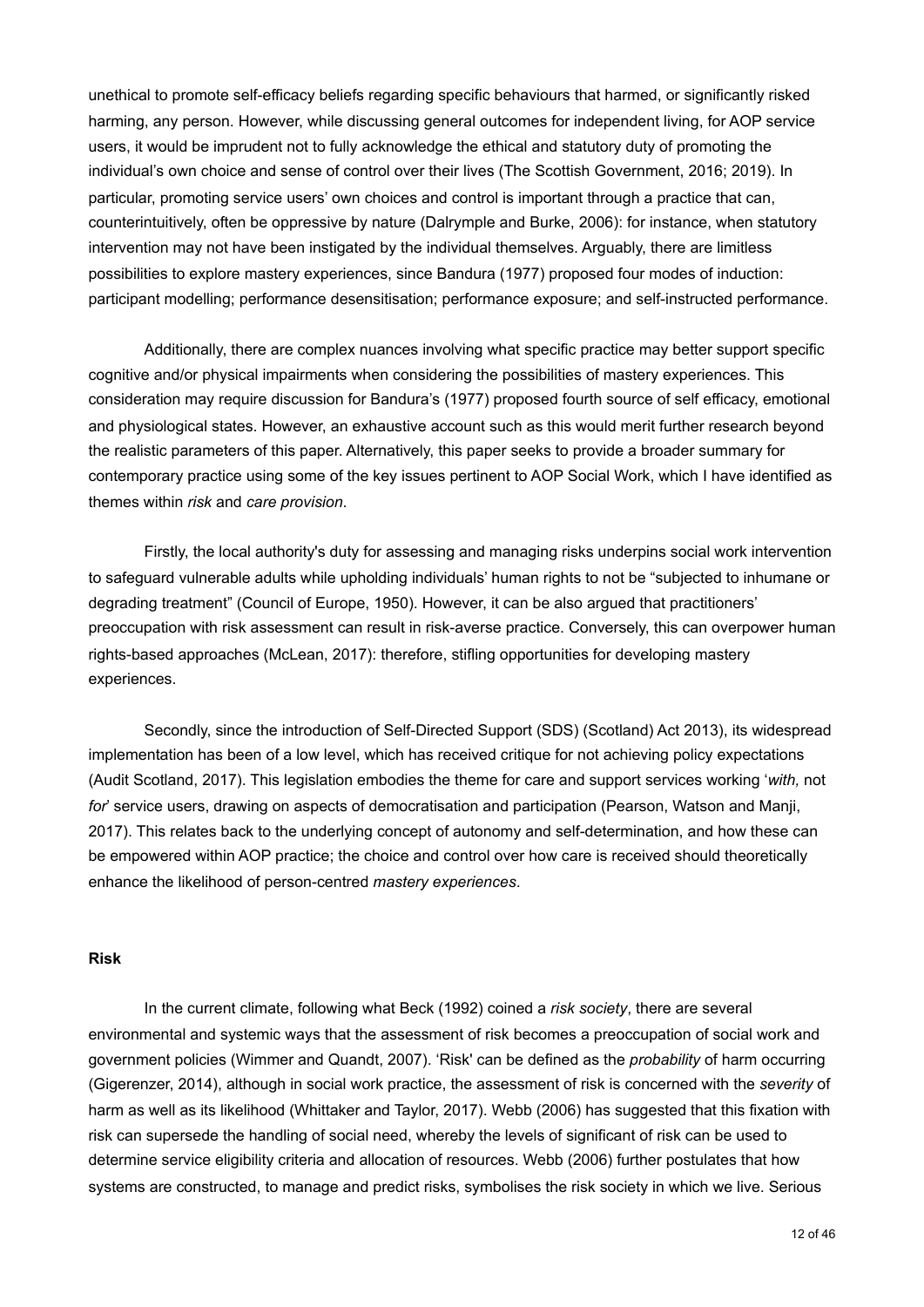unethical to promote self-efficacy beliefs regarding specific behaviours that harmed, or significantly risked harming, any person. However, while discussing general outcomes for independent living, for AOP service users, it would be imprudent not to fully acknowledge the ethical and statutory duty of promoting the individual's own choice and sense of control over their lives (The Scottish Government, 2016; 2019). In particular, promoting service users' own choices and control is important through a practice that can, counterintuitively, often be oppressive by nature (Dalrymple and Burke, 2006): for instance, when statutory intervention may not have been instigated by the individual themselves. Arguably, there are limitless possibilities to explore mastery experiences, since Bandura (1977) proposed four modes of induction: participant modelling; performance desensitisation; performance exposure; and self-instructed performance.

Additionally, there are complex nuances involving what specific practice may better support specific cognitive and/or physical impairments when considering the possibilities of mastery experiences. This consideration may require discussion for Bandura's (1977) proposed fourth source of self efficacy, emotional and physiological states. However, an exhaustive account such as this would merit further research beyond the realistic parameters of this paper. Alternatively, this paper seeks to provide a broader summary for contemporary practice using some of the key issues pertinent to AOP Social Work, which I have identified as themes within *risk* and *care provision*.

Firstly, the local authority's duty for assessing and managing risks underpins social work intervention to safeguard vulnerable adults while upholding individuals' human rights to not be "subjected to inhumane or degrading treatment" (Council of Europe, 1950). However, it can be also argued that practitioners' preoccupation with risk assessment can result in risk-averse practice. Conversely, this can overpower human rights-based approaches (McLean, 2017): therefore, stifling opportunities for developing mastery experiences.

Secondly, since the introduction of Self-Directed Support (SDS) (Scotland) Act 2013), its widespread implementation has been of a low level, which has received critique for not achieving policy expectations (Audit Scotland, 2017). This legislation embodies the theme for care and support services working '*with,* not *for*' service users, drawing on aspects of democratisation and participation (Pearson, Watson and Manji, 2017). This relates back to the underlying concept of autonomy and self-determination, and how these can be empowered within AOP practice; the choice and control over how care is received should theoretically enhance the likelihood of person-centred *mastery experiences*.

**Risk**

In the current climate, following what Beck (1992) coined a *risk society*, there are several environmental and systemic ways that the assessment of risk becomes a preoccupation of social work and government policies (Wimmer and Quandt, 2007). 'Risk' can be defined as the *probability* of harm occurring (Gigerenzer, 2014), although in social work practice, the assessment of risk is concerned with the *severity* of harm as well as its likelihood (Whittaker and Taylor, 2017). Webb (2006) has suggested that this fixation with risk can supersede the handling of social need, whereby the levels of significant of risk can be used to determine service eligibility criteria and allocation of resources. Webb (2006) further postulates that how systems are constructed, to manage and predict risks, symbolises the risk society in which we live. Serious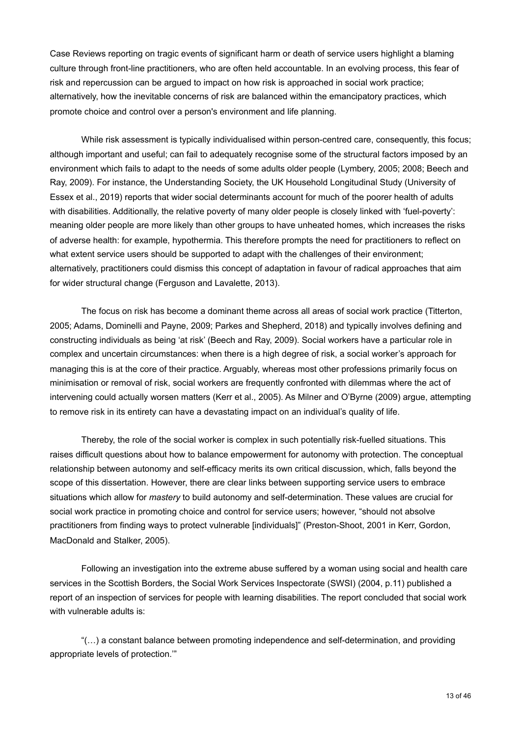Case Reviews reporting on tragic events of significant harm or death of service users highlight a blaming culture through front-line practitioners, who are often held accountable. In an evolving process, this fear of risk and repercussion can be argued to impact on how risk is approached in social work practice; alternatively, how the inevitable concerns of risk are balanced within the emancipatory practices, which promote choice and control over a person's environment and life planning.

While risk assessment is typically individualised within person-centred care, consequently, this focus; although important and useful; can fail to adequately recognise some of the structural factors imposed by an environment which fails to adapt to the needs of some adults older people (Lymbery, 2005; 2008; Beech and Ray, 2009). For instance, the Understanding Society, the UK Household Longitudinal Study (University of Essex et al., 2019) reports that wider social determinants account for much of the poorer health of adults with disabilities. Additionally, the relative poverty of many older people is closely linked with 'fuel-poverty': meaning older people are more likely than other groups to have unheated homes, which increases the risks of adverse health: for example, hypothermia. This therefore prompts the need for practitioners to reflect on what extent service users should be supported to adapt with the challenges of their environment; alternatively, practitioners could dismiss this concept of adaptation in favour of radical approaches that aim for wider structural change (Ferguson and Lavalette, 2013).

The focus on risk has become a dominant theme across all areas of social work practice (Titterton, 2005; Adams, Dominelli and Payne, 2009; Parkes and Shepherd, 2018) and typically involves defining and constructing individuals as being 'at risk' (Beech and Ray, 2009). Social workers have a particular role in complex and uncertain circumstances: when there is a high degree of risk, a social worker's approach for managing this is at the core of their practice. Arguably, whereas most other professions primarily focus on minimisation or removal of risk, social workers are frequently confronted with dilemmas where the act of intervening could actually worsen matters (Kerr et al., 2005). As Milner and O'Byrne (2009) argue, attempting to remove risk in its entirety can have a devastating impact on an individual's quality of life.

Thereby, the role of the social worker is complex in such potentially risk-fuelled situations. This raises difficult questions about how to balance empowerment for autonomy with protection. The conceptual relationship between autonomy and self-efficacy merits its own critical discussion, which, falls beyond the scope of this dissertation. However, there are clear links between supporting service users to embrace situations which allow for *mastery* to build autonomy and self-determination. These values are crucial for social work practice in promoting choice and control for service users; however, "should not absolve practitioners from finding ways to protect vulnerable [individuals]" (Preston-Shoot, 2001 in Kerr, Gordon, MacDonald and Stalker, 2005).

Following an investigation into the extreme abuse suffered by a woman using social and health care services in the Scottish Borders, the Social Work Services Inspectorate (SWSI) (2004, p.11) published a report of an inspection of services for people with learning disabilities. The report concluded that social work with vulnerable adults is:

"(…) a constant balance between promoting independence and self-determination, and providing appropriate levels of protection.'"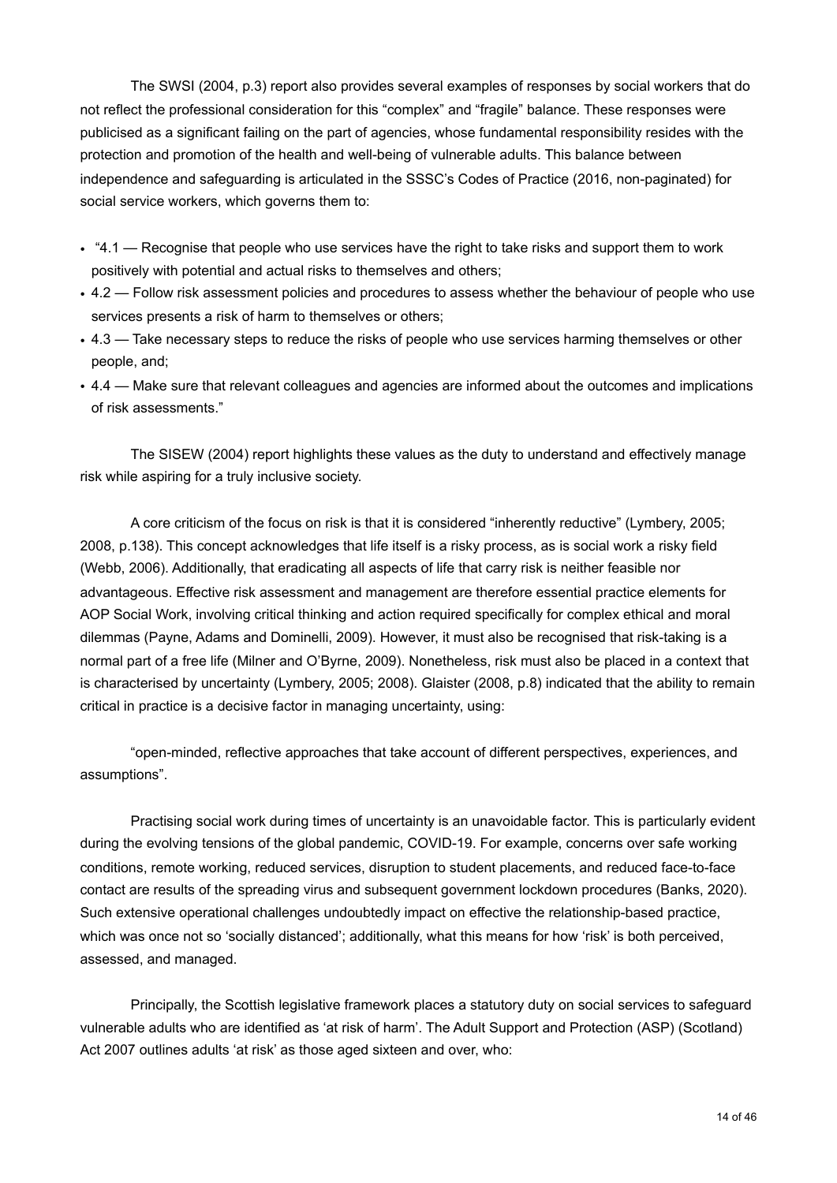The SWSI (2004, p.3) report also provides several examples of responses by social workers that do not reflect the professional consideration for this "complex" and "fragile" balance. These responses were publicised as a significant failing on the part of agencies, whose fundamental responsibility resides with the protection and promotion of the health and well-being of vulnerable adults. This balance between independence and safeguarding is articulated in the SSSC's Codes of Practice (2016, non-paginated) for social service workers, which governs them to:

- "4.1 — Recognise that people who use services have the right to take risks and support them to work positively with potential and actual risks to themselves and others;
- 4.2 — Follow risk assessment policies and procedures to assess whether the behaviour of people who use services presents a risk of harm to themselves or others;
- 4.3 — Take necessary steps to reduce the risks of people who use services harming themselves or other people, and;
- 4.4 — Make sure that relevant colleagues and agencies are informed about the outcomes and implications of risk assessments."

The SISEW (2004) report highlights these values as the duty to understand and effectively manage risk while aspiring for a truly inclusive society.

A core criticism of the focus on risk is that it is considered "inherently reductive" (Lymbery, 2005; 2008, p.138). This concept acknowledges that life itself is a risky process, as is social work a risky field (Webb, 2006). Additionally, that eradicating all aspects of life that carry risk is neither feasible nor advantageous. Effective risk assessment and management are therefore essential practice elements for AOP Social Work, involving critical thinking and action required specifically for complex ethical and moral dilemmas (Payne, Adams and Dominelli, 2009). However, it must also be recognised that risk-taking is a normal part of a free life (Milner and O'Byrne, 2009). Nonetheless, risk must also be placed in a context that is characterised by uncertainty (Lymbery, 2005; 2008). Glaister (2008, p.8) indicated that the ability to remain critical in practice is a decisive factor in managing uncertainty, using:

"open-minded, reflective approaches that take account of different perspectives, experiences, and assumptions".

Practising social work during times of uncertainty is an unavoidable factor. This is particularly evident during the evolving tensions of the global pandemic, COVID-19. For example, concerns over safe working conditions, remote working, reduced services, disruption to student placements, and reduced face-to-face contact are results of the spreading virus and subsequent government lockdown procedures (Banks, 2020). Such extensive operational challenges undoubtedly impact on effective the relationship-based practice, which was once not so 'socially distanced'; additionally, what this means for how 'risk' is both perceived, assessed, and managed.

Principally, the Scottish legislative framework places a statutory duty on social services to safeguard vulnerable adults who are identified as 'at risk of harm'. The Adult Support and Protection (ASP) (Scotland) Act 2007 outlines adults 'at risk' as those aged sixteen and over, who: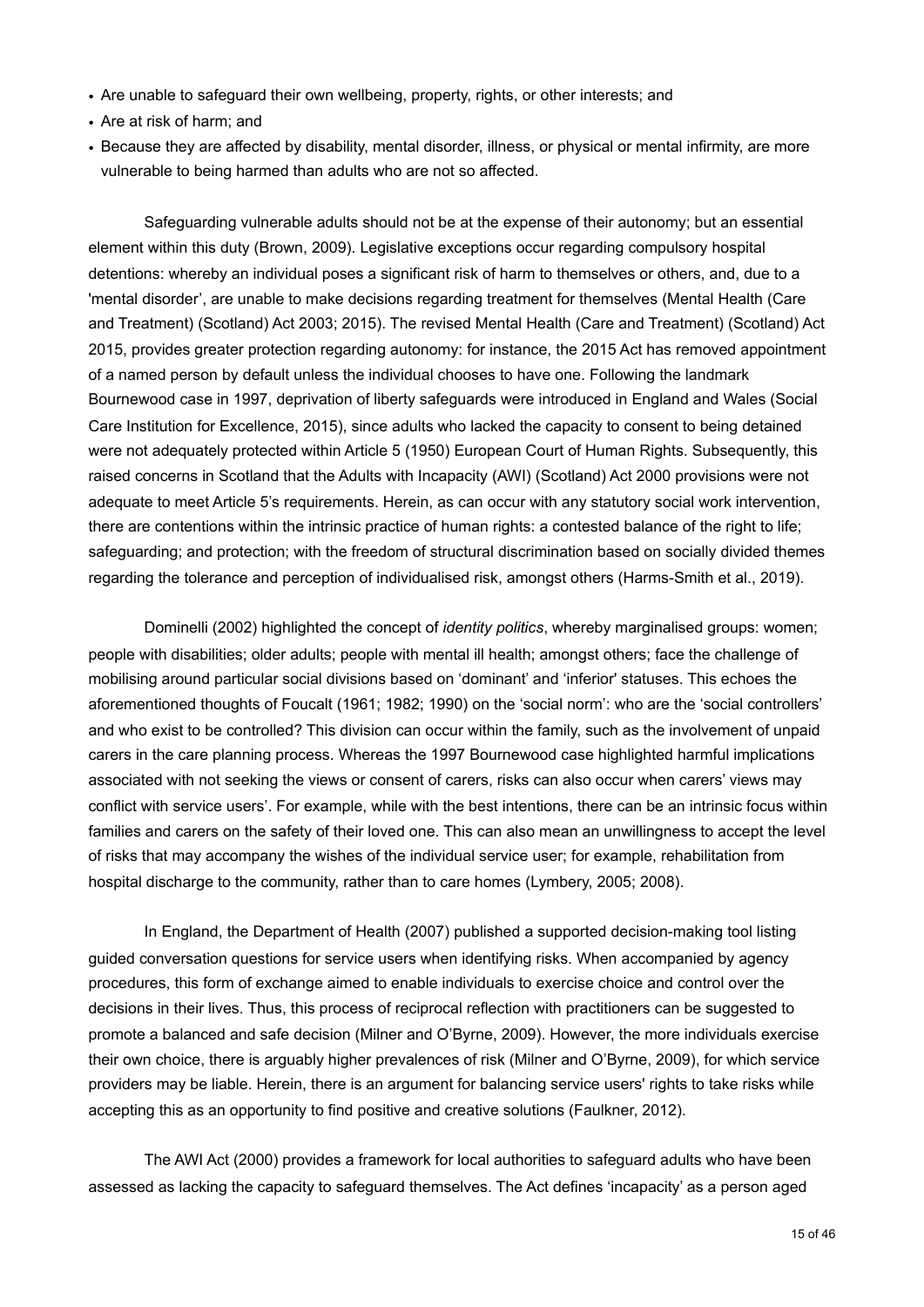- Are unable to safeguard their own wellbeing, property, rights, or other interests; and
- Are at risk of harm; and
- Because they are affected by disability, mental disorder, illness, or physical or mental infirmity, are more vulnerable to being harmed than adults who are not so affected.

Safeguarding vulnerable adults should not be at the expense of their autonomy; but an essential element within this duty (Brown, 2009). Legislative exceptions occur regarding compulsory hospital detentions: whereby an individual poses a significant risk of harm to themselves or others, and, due to a 'mental disorder', are unable to make decisions regarding treatment for themselves (Mental Health (Care and Treatment) (Scotland) Act 2003; 2015). The revised Mental Health (Care and Treatment) (Scotland) Act 2015, provides greater protection regarding autonomy: for instance, the 2015 Act has removed appointment of a named person by default unless the individual chooses to have one. Following the landmark Bournewood case in 1997, deprivation of liberty safeguards were introduced in England and Wales (Social Care Institution for Excellence, 2015), since adults who lacked the capacity to consent to being detained were not adequately protected within Article 5 (1950) European Court of Human Rights. Subsequently, this raised concerns in Scotland that the Adults with Incapacity (AWI) (Scotland) Act 2000 provisions were not adequate to meet Article 5's requirements. Herein, as can occur with any statutory social work intervention, there are contentions within the intrinsic practice of human rights: a contested balance of the right to life; safeguarding; and protection; with the freedom of structural discrimination based on socially divided themes regarding the tolerance and perception of individualised risk, amongst others (Harms-Smith et al., 2019).

Dominelli (2002) highlighted the concept of *identity politics*, whereby marginalised groups: women; people with disabilities; older adults; people with mental ill health; amongst others; face the challenge of mobilising around particular social divisions based on 'dominant' and 'inferior' statuses. This echoes the aforementioned thoughts of Foucalt (1961; 1982; 1990) on the 'social norm': who are the 'social controllers' and who exist to be controlled? This division can occur within the family, such as the involvement of unpaid carers in the care planning process. Whereas the 1997 Bournewood case highlighted harmful implications associated with not seeking the views or consent of carers, risks can also occur when carers' views may conflict with service users'. For example, while with the best intentions, there can be an intrinsic focus within families and carers on the safety of their loved one. This can also mean an unwillingness to accept the level of risks that may accompany the wishes of the individual service user; for example, rehabilitation from hospital discharge to the community, rather than to care homes (Lymbery, 2005; 2008).

In England, the Department of Health (2007) published a supported decision-making tool listing guided conversation questions for service users when identifying risks. When accompanied by agency procedures, this form of exchange aimed to enable individuals to exercise choice and control over the decisions in their lives. Thus, this process of reciprocal reflection with practitioners can be suggested to promote a balanced and safe decision (Milner and O'Byrne, 2009). However, the more individuals exercise their own choice, there is arguably higher prevalences of risk (Milner and O'Byrne, 2009), for which service providers may be liable. Herein, there is an argument for balancing service users' rights to take risks while accepting this as an opportunity to find positive and creative solutions (Faulkner, 2012).

The AWI Act (2000) provides a framework for local authorities to safeguard adults who have been assessed as lacking the capacity to safeguard themselves. The Act defines 'incapacity' as a person aged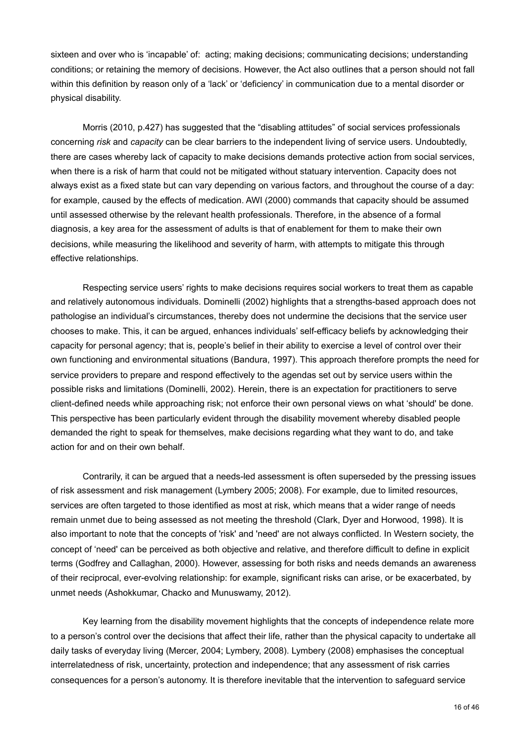sixteen and over who is 'incapable' of: acting; making decisions; communicating decisions; understanding conditions; or retaining the memory of decisions. However, the Act also outlines that a person should not fall within this definition by reason only of a 'lack' or 'deficiency' in communication due to a mental disorder or physical disability.

Morris (2010, p.427) has suggested that the "disabling attitudes" of social services professionals concerning *risk* and *capacity* can be clear barriers to the independent living of service users. Undoubtedly, there are cases whereby lack of capacity to make decisions demands protective action from social services, when there is a risk of harm that could not be mitigated without statuary intervention. Capacity does not always exist as a fixed state but can vary depending on various factors, and throughout the course of a day: for example, caused by the effects of medication. AWI (2000) commands that capacity should be assumed until assessed otherwise by the relevant health professionals. Therefore, in the absence of a formal diagnosis, a key area for the assessment of adults is that of enablement for them to make their own decisions, while measuring the likelihood and severity of harm, with attempts to mitigate this through effective relationships.

Respecting service users' rights to make decisions requires social workers to treat them as capable and relatively autonomous individuals. Dominelli (2002) highlights that a strengths-based approach does not pathologise an individual's circumstances, thereby does not undermine the decisions that the service user chooses to make. This, it can be argued, enhances individuals' self-efficacy beliefs by acknowledging their capacity for personal agency; that is, people's belief in their ability to exercise a level of control over their own functioning and environmental situations (Bandura, 1997). This approach therefore prompts the need for service providers to prepare and respond effectively to the agendas set out by service users within the possible risks and limitations (Dominelli, 2002). Herein, there is an expectation for practitioners to serve client-defined needs while approaching risk; not enforce their own personal views on what 'should' be done. This perspective has been particularly evident through the disability movement whereby disabled people demanded the right to speak for themselves, make decisions regarding what they want to do, and take action for and on their own behalf.

Contrarily, it can be argued that a needs-led assessment is often superseded by the pressing issues of risk assessment and risk management (Lymbery 2005; 2008). For example, due to limited resources, services are often targeted to those identified as most at risk, which means that a wider range of needs remain unmet due to being assessed as not meeting the threshold (Clark, Dyer and Horwood, 1998). It is also important to note that the concepts of 'risk' and 'need' are not always conflicted. In Western society, the concept of 'need' can be perceived as both objective and relative, and therefore difficult to define in explicit terms (Godfrey and Callaghan, 2000). However, assessing for both risks and needs demands an awareness of their reciprocal, ever-evolving relationship: for example, significant risks can arise, or be exacerbated, by unmet needs (Ashokkumar, Chacko and Munuswamy, 2012).

Key learning from the disability movement highlights that the concepts of independence relate more to a person's control over the decisions that affect their life, rather than the physical capacity to undertake all daily tasks of everyday living (Mercer, 2004; Lymbery, 2008). Lymbery (2008) emphasises the conceptual interrelatedness of risk, uncertainty, protection and independence; that any assessment of risk carries consequences for a person's autonomy. It is therefore inevitable that the intervention to safeguard service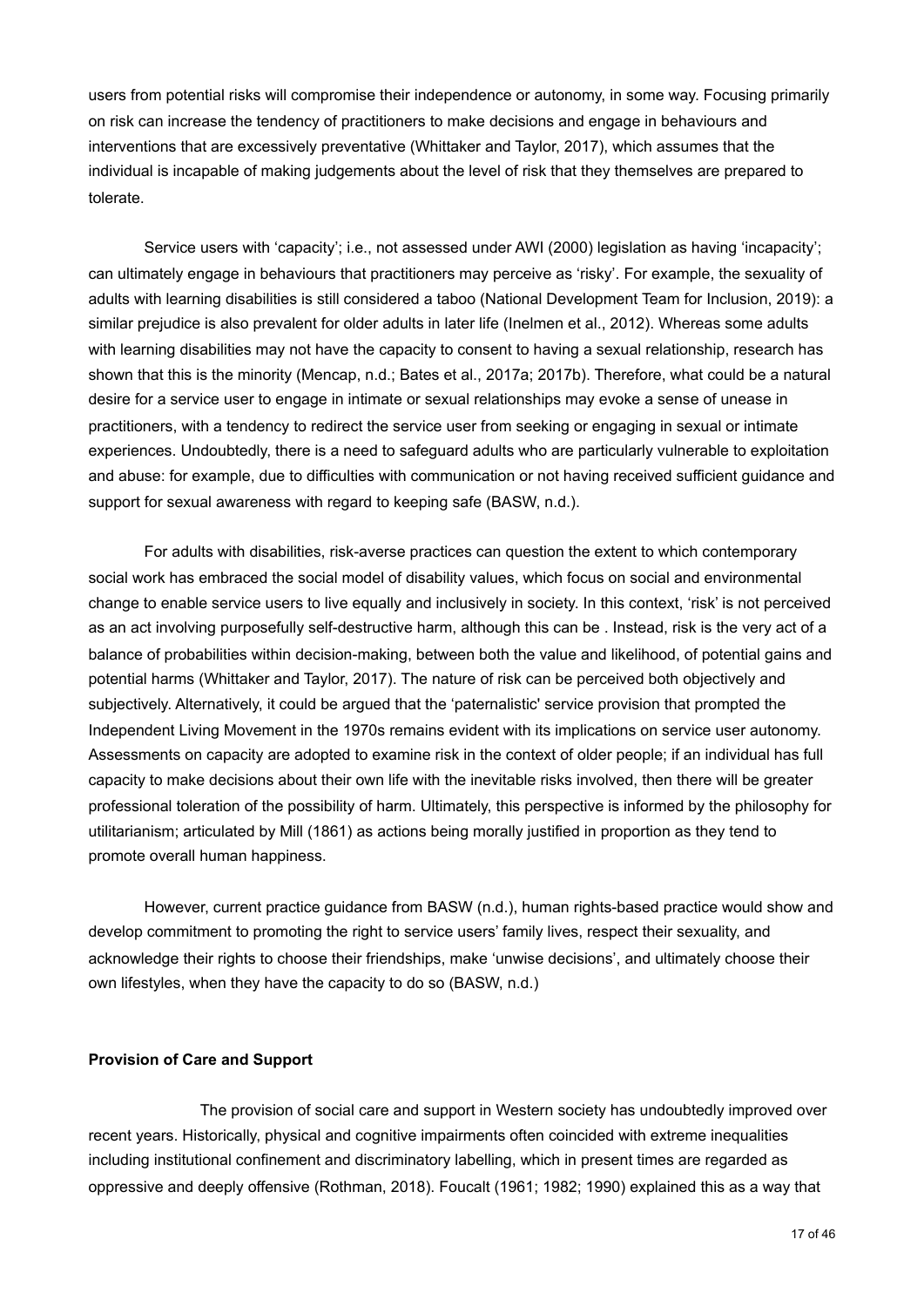users from potential risks will compromise their independence or autonomy, in some way. Focusing primarily on risk can increase the tendency of practitioners to make decisions and engage in behaviours and interventions that are excessively preventative (Whittaker and Taylor, 2017), which assumes that the individual is incapable of making judgements about the level of risk that they themselves are prepared to tolerate.

Service users with 'capacity'; i.e., not assessed under AWI (2000) legislation as having 'incapacity'; can ultimately engage in behaviours that practitioners may perceive as 'risky'. For example, the sexuality of adults with learning disabilities is still considered a taboo (National Development Team for Inclusion, 2019): a similar prejudice is also prevalent for older adults in later life (Inelmen et al., 2012). Whereas some adults with learning disabilities may not have the capacity to consent to having a sexual relationship, research has shown that this is the minority (Mencap, n.d.; Bates et al., 2017a; 2017b). Therefore, what could be a natural desire for a service user to engage in intimate or sexual relationships may evoke a sense of unease in practitioners, with a tendency to redirect the service user from seeking or engaging in sexual or intimate experiences. Undoubtedly, there is a need to safeguard adults who are particularly vulnerable to exploitation and abuse: for example, due to difficulties with communication or not having received sufficient guidance and support for sexual awareness with regard to keeping safe (BASW, n.d.).

For adults with disabilities, risk-averse practices can question the extent to which contemporary social work has embraced the social model of disability values, which focus on social and environmental change to enable service users to live equally and inclusively in society. In this context, 'risk' is not perceived as an act involving purposefully self-destructive harm, although this can be . Instead, risk is the very act of a balance of probabilities within decision-making, between both the value and likelihood, of potential gains and potential harms (Whittaker and Taylor, 2017). The nature of risk can be perceived both objectively and subjectively. Alternatively, it could be argued that the 'paternalistic' service provision that prompted the Independent Living Movement in the 1970s remains evident with its implications on service user autonomy. Assessments on capacity are adopted to examine risk in the context of older people; if an individual has full capacity to make decisions about their own life with the inevitable risks involved, then there will be greater professional toleration of the possibility of harm. Ultimately, this perspective is informed by the philosophy for utilitarianism; articulated by Mill (1861) as actions being morally justified in proportion as they tend to promote overall human happiness.

However, current practice guidance from BASW (n.d.), human rights-based practice would show and develop commitment to promoting the right to service users' family lives, respect their sexuality, and acknowledge their rights to choose their friendships, make 'unwise decisions', and ultimately choose their own lifestyles, when they have the capacity to do so (BASW, n.d.)

**Provision of Care and Support**

The provision of social care and support in Western society has undoubtedly improved over recent years. Historically, physical and cognitive impairments often coincided with extreme inequalities including institutional confinement and discriminatory labelling, which in present times are regarded as oppressive and deeply offensive (Rothman, 2018). Foucalt (1961; 1982; 1990) explained this as a way that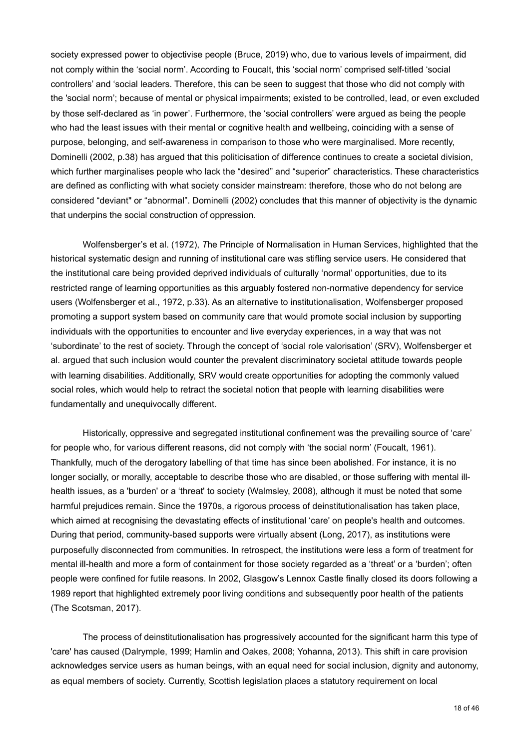society expressed power to objectivise people (Bruce, 2019) who, due to various levels of impairment, did not comply within the 'social norm'. According to Foucalt, this 'social norm' comprised self-titled 'social controllers' and 'social leaders. Therefore, this can be seen to suggest that those who did not comply with the 'social norm'; because of mental or physical impairments; existed to be controlled, lead, or even excluded by those self-declared as 'in power'. Furthermore, the 'social controllers' were argued as being the people who had the least issues with their mental or cognitive health and wellbeing, coinciding with a sense of purpose, belonging, and self-awareness in comparison to those who were marginalised. More recently, Dominelli (2002, p.38) has argued that this politicisation of difference continues to create a societal division, which further marginalises people who lack the "desired" and "superior" characteristics. These characteristics are defined as conflicting with what society consider mainstream: therefore, those who do not belong are considered "deviant" or "abnormal". Dominelli (2002) concludes that this manner of objectivity is the dynamic that underpins the social construction of oppression.

Wolfensberger's et al. (1972), *The Principle of Normalisation in Human Services*, highlighted that the historical systematic design and running of institutional care was stifling service users. He considered that the institutional care being provided deprived individuals of culturally 'normal' opportunities, due to its restricted range of learning opportunities as this arguably fostered non-normative dependency for service users (Wolfensberger et al., 1972, p.33). As an alternative to institutionalisation, Wolfensberger proposed promoting a support system based on community care that would promote social inclusion by supporting individuals with the opportunities to encounter and live everyday experiences, in a way that was not 'subordinate' to the rest of society. Through the concept of 'social role valorisation' (SRV), Wolfensberger et al. argued that such inclusion would counter the prevalent discriminatory societal attitude towards people with learning disabilities. Additionally, SRV would create opportunities for adopting the commonly valued social roles, which would help to retract the societal notion that people with learning disabilities were fundamentally and unequivocally different.

Historically, oppressive and segregated institutional confinement was the prevailing source of 'care' for people who, for various different reasons, did not comply with 'the social norm' (Foucalt, 1961). Thankfully, much of the derogatory labelling of that time has since been abolished. For instance, it is no longer socially, or morally, acceptable to describe those who are disabled, or those suffering with mental ill-health issues, as a 'burden' or a 'threat' to society (Walmsley, 2008), although it must be noted that some harmful prejudices remain. Since the 1970s, a rigorous process of deinstitutionalisation has taken place, which aimed at recognising the devastating effects of institutional 'care' on people's health and outcomes. During that period, community-based supports were virtually absent (Long, 2017), as institutions were purposefully disconnected from communities. In retrospect, the institutions were less a form of treatment for mental ill-health and more a form of containment for those society regarded as a 'threat' or a 'burden'; often people were confined for futile reasons. In 2002, Glasgow's Lennox Castle finally closed its doors following a 1989 report that highlighted extremely poor living conditions and subsequently poor health of the patients (The Scotsman, 2017).

The process of deinstitutionalisation has progressively accounted for the significant harm this type of 'care' has caused (Dalrymple, 1999; Hamlin and Oakes, 2008; Yohanna, 2013). This shift in care provision acknowledges service users as human beings, with an equal need for social inclusion, dignity and autonomy, as equal members of society. Currently, Scottish legislation places a statutory requirement on local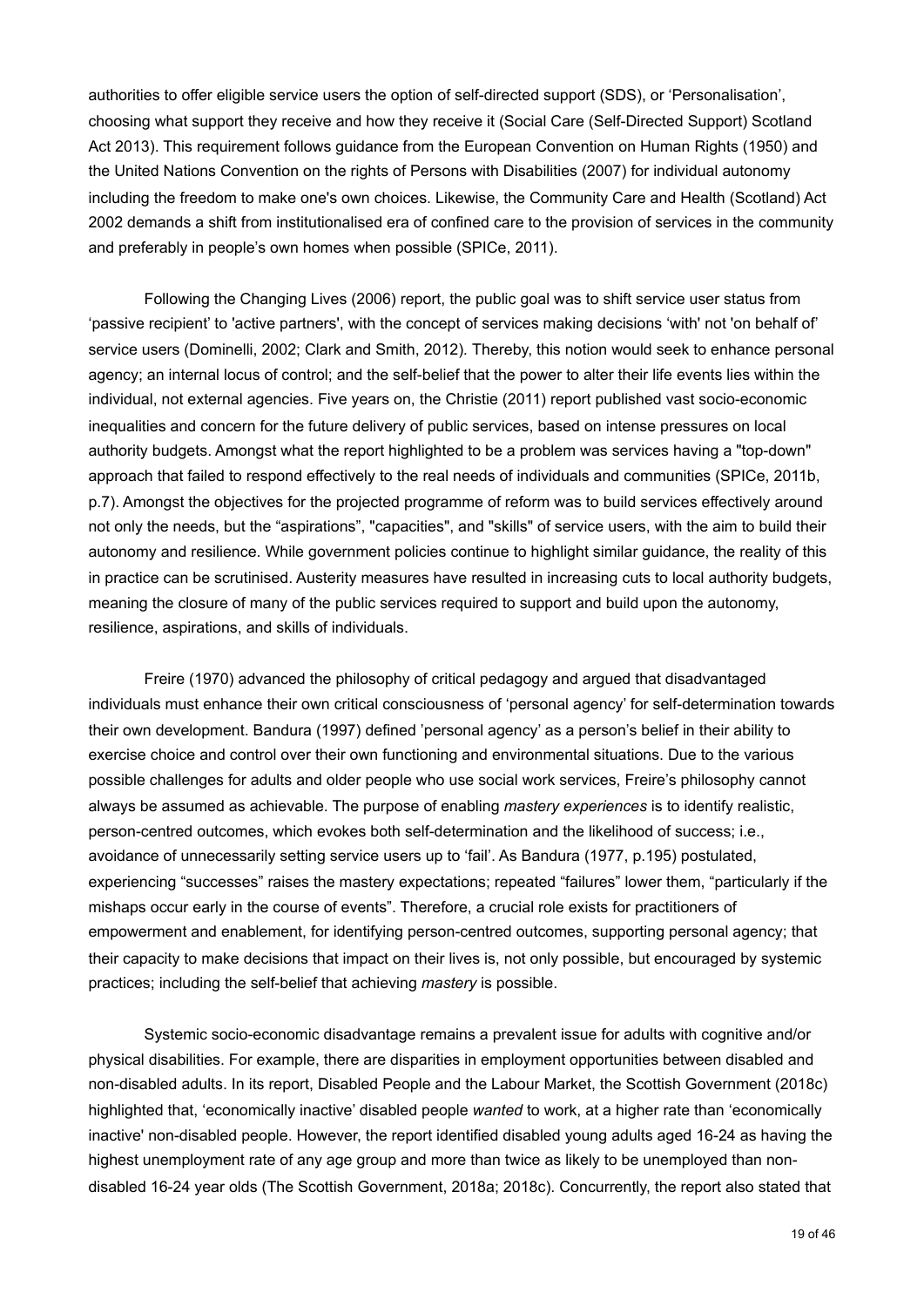authorities to offer eligible service users the option of self-directed support (SDS), or 'Personalisation', choosing what support they receive and how they receive it (Social Care (Self-Directed Support) Scotland Act 2013). This requirement follows guidance from the European Convention on Human Rights (1950) and the United Nations Convention on the rights of Persons with Disabilities (2007) for individual autonomy including the freedom to make one's own choices. Likewise, the Community Care and Health (Scotland) Act 2002 demands a shift from institutionalised era of confined care to the provision of services in the community and preferably in people's own homes when possible (SPICe, 2011).

Following the Changing Lives (2006) report, the public goal was to shift service user status from 'passive recipient' to 'active partners', with the concept of services making decisions 'with' not 'on behalf of' service users (Dominelli, 2002; Clark and Smith, 2012). Thereby, this notion would seek to enhance personal agency; an internal locus of control; and the self-belief that the power to alter their life events lies within the individual, not external agencies. Five years on, the Christie (2011) report published vast socio-economic inequalities and concern for the future delivery of public services, based on intense pressures on local authority budgets. Amongst what the report highlighted to be a problem was services having a "top-down" approach that failed to respond effectively to the real needs of individuals and communities (SPICe, 2011b, p.7). Amongst the objectives for the projected programme of reform was to build services effectively around not only the needs, but the "aspirations", "capacities", and "skills" of service users, with the aim to build their autonomy and resilience. While government policies continue to highlight similar guidance, the reality of this in practice can be scrutinised. Austerity measures have resulted in increasing cuts to local authority budgets, meaning the closure of many of the public services required to support and build upon the autonomy, resilience, aspirations, and skills of individuals.

Freire (1970) advanced the philosophy of critical pedagogy and argued that disadvantaged individuals must enhance their own critical consciousness of 'personal agency' for self-determination towards their own development. Bandura (1997) defined 'personal agency' as a person's belief in their ability to exercise choice and control over their own functioning and environmental situations. Due to the various possible challenges for adults and older people who use social work services, Freire's philosophy cannot always be assumed as achievable. The purpose of enabling *mastery experiences* is to identify realistic, person-centred outcomes, which evokes both self-determination and the likelihood of success; i.e., avoidance of unnecessarily setting service users up to 'fail'. As Bandura (1977, p.195) postulated, experiencing "successes" raises the mastery expectations; repeated "failures" lower them, "particularly if the mishaps occur early in the course of events". Therefore, a crucial role exists for practitioners of empowerment and enablement, for identifying person-centred outcomes, supporting personal agency; that their capacity to make decisions that impact on their lives is, not only possible, but encouraged by systemic practices; including the self-belief that achieving *mastery* is possible.

Systemic socio-economic disadvantage remains a prevalent issue for adults with cognitive and/or physical disabilities. For example, there are disparities in employment opportunities between disabled and non-disabled adults. In its report, Disabled People and the Labour Market, the Scottish Government (2018c) highlighted that, 'economically inactive' disabled people *wanted* to work, at a higher rate than 'economically inactive' non-disabled people. However, the report identified disabled young adults aged 16-24 as having the highest unemployment rate of any age group and more than twice as likely to be unemployed than non-disabled 16-24 year olds (The Scottish Government, 2018a; 2018c). Concurrently, the report also stated that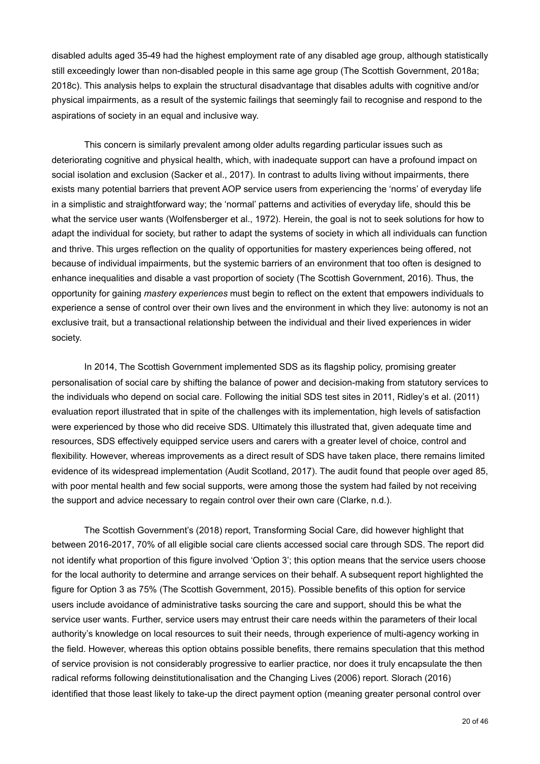disabled adults aged 35-49 had the highest employment rate of any disabled age group, although statistically still exceedingly lower than non-disabled people in this same age group (The Scottish Government, 2018a; 2018c). This analysis helps to explain the structural disadvantage that disables adults with cognitive and/or physical impairments, as a result of the systemic failings that seemingly fail to recognise and respond to the aspirations of society in an equal and inclusive way.

This concern is similarly prevalent among older adults regarding particular issues such as deteriorating cognitive and physical health, which, with inadequate support can have a profound impact on social isolation and exclusion (Sacker et al., 2017). In contrast to adults living without impairments, there exists many potential barriers that prevent AOP service users from experiencing the 'norms' of everyday life in a simplistic and straightforward way; the 'normal' patterns and activities of everyday life, should this be what the service user wants (Wolfensberger et al., 1972). Herein, the goal is not to seek solutions for how to adapt the individual for society, but rather to adapt the systems of society in which all individuals can function and thrive. This urges reflection on the quality of opportunities for mastery experiences being offered, not because of individual impairments, but the systemic barriers of an environment that too often is designed to enhance inequalities and disable a vast proportion of society (The Scottish Government, 2016). Thus, the opportunity for gaining *mastery experiences* must begin to reflect on the extent that empowers individuals to experience a sense of control over their own lives and the environment in which they live: autonomy is not an exclusive trait, but a transactional relationship between the individual and their lived experiences in wider society.

In 2014, The Scottish Government implemented SDS as its flagship policy, promising greater personalisation of social care by shifting the balance of power and decision-making from statutory services to the individuals who depend on social care. Following the initial SDS test sites in 2011, Ridley's et al. (2011) evaluation report illustrated that in spite of the challenges with its implementation, high levels of satisfaction were experienced by those who did receive SDS. Ultimately this illustrated that, given adequate time and resources, SDS effectively equipped service users and carers with a greater level of choice, control and flexibility. However, whereas improvements as a direct result of SDS have taken place, there remains limited evidence of its widespread implementation (Audit Scotland, 2017). The audit found that people over aged 85, with poor mental health and few social supports, were among those the system had failed by not receiving the support and advice necessary to regain control over their own care (Clarke, n.d.).

The Scottish Government's (2018) report, Transforming Social Care, did however highlight that between 2016-2017, 70% of all eligible social care clients accessed social care through SDS. The report did not identify what proportion of this figure involved 'Option 3'; this option means that the service users choose for the local authority to determine and arrange services on their behalf. A subsequent report highlighted the figure for Option 3 as 75% (The Scottish Government, 2015). Possible benefits of this option for service users include avoidance of administrative tasks sourcing the care and support, should this be what the service user wants. Further, service users may entrust their care needs within the parameters of their local authority's knowledge on local resources to suit their needs, through experience of multi-agency working in the field. However, whereas this option obtains possible benefits, there remains speculation that this method of service provision is not considerably progressive to earlier practice, nor does it truly encapsulate the then radical reforms following deinstitutionalisation and the Changing Lives (2006) report. Slorach (2016) identified that those least likely to take-up the direct payment option (meaning greater personal control over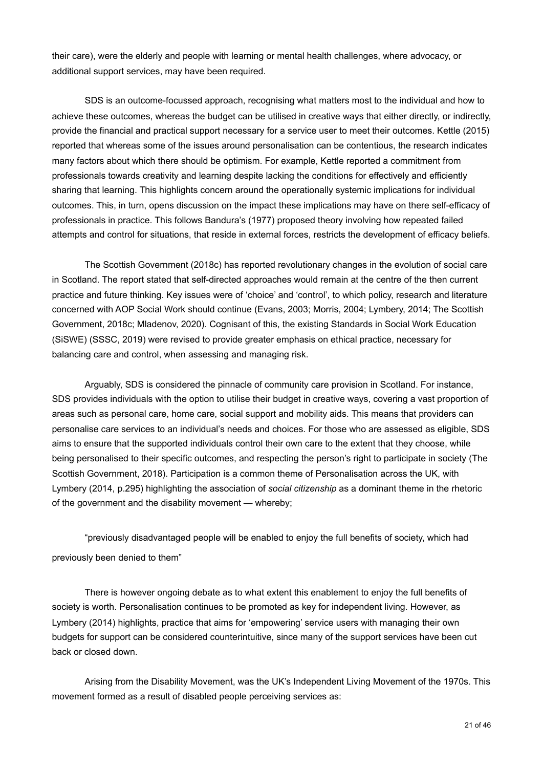their care), were the elderly and people with learning or mental health challenges, where advocacy, or additional support services, may have been required.

SDS is an outcome-focussed approach, recognising what matters most to the individual and how to achieve these outcomes, whereas the budget can be utilised in creative ways that either directly, or indirectly, provide the financial and practical support necessary for a service user to meet their outcomes. Kettle (2015) reported that whereas some of the issues around personalisation can be contentious, the research indicates many factors about which there should be optimism. For example, Kettle reported a commitment from professionals towards creativity and learning despite lacking the conditions for effectively and efficiently sharing that learning. This highlights concern around the operationally systemic implications for individual outcomes. This, in turn, opens discussion on the impact these implications may have on there self-efficacy of professionals in practice. This follows Bandura's (1977) proposed theory involving how repeated failed attempts and control for situations, that reside in external forces, restricts the development of efficacy beliefs.

The Scottish Government (2018c) has reported revolutionary changes in the evolution of social care in Scotland. The report stated that self-directed approaches would remain at the centre of the then current practice and future thinking. Key issues were of 'choice' and 'control', to which policy, research and literature concerned with AOP Social Work should continue (Evans, 2003; Morris, 2004; Lymbery, 2014; The Scottish Government, 2018c; Mladenov, 2020). Cognisant of this, the existing Standards in Social Work Education (SiSWE) (SSSC, 2019) were revised to provide greater emphasis on ethical practice, necessary for balancing care and control, when assessing and managing risk.

Arguably, SDS is considered the pinnacle of community care provision in Scotland. For instance, SDS provides individuals with the option to utilise their budget in creative ways, covering a vast proportion of areas such as personal care, home care, social support and mobility aids. This means that providers can personalise care services to an individual's needs and choices. For those who are assessed as eligible, SDS aims to ensure that the supported individuals control their own care to the extent that they choose, while being personalised to their specific outcomes, and respecting the person's right to participate in society (The Scottish Government, 2018). Participation is a common theme of Personalisation across the UK, with Lymbery (2014, p.295) highlighting the association of *social citizenship* as a dominant theme in the rhetoric of the government and the disability movement — whereby;

"previously disadvantaged people will be enabled to enjoy the full benefits of society, which had previously been denied to them"

There is however ongoing debate as to what extent this enablement to enjoy the full benefits of society is worth. Personalisation continues to be promoted as key for independent living. However, as Lymbery (2014) highlights, practice that aims for 'empowering' service users with managing their own budgets for support can be considered counterintuitive, since many of the support services have been cut back or closed down.

Arising from the Disability Movement, was the UK's Independent Living Movement of the 1970s. This movement formed as a result of disabled people perceiving services as: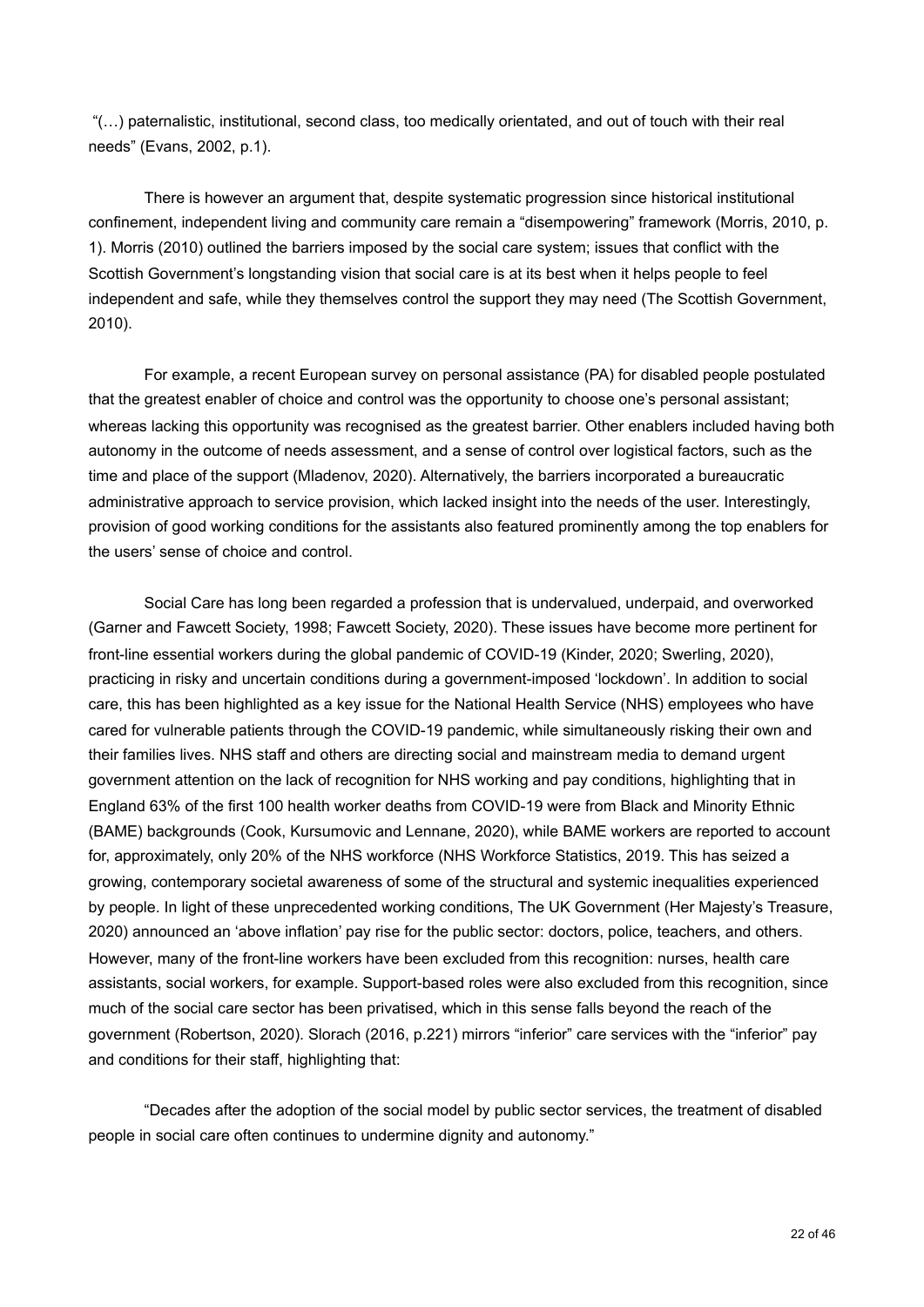"(…) paternalistic, institutional, second class, too medically orientated, and out of touch with their real needs" (Evans, 2002, p.1).

There is however an argument that, despite systematic progression since historical institutional confinement, independent living and community care remain a "disempowering" framework (Morris, 2010, p. 1). Morris (2010) outlined the barriers imposed by the social care system; issues that conflict with the Scottish Government's longstanding vision that social care is at its best when it helps people to feel independent and safe, while they themselves control the support they may need (The Scottish Government, 2010).

For example, a recent European survey on personal assistance (PA) for disabled people postulated that the greatest enabler of choice and control was the opportunity to choose one's personal assistant; whereas lacking this opportunity was recognised as the greatest barrier. Other enablers included having both autonomy in the outcome of needs assessment, and a sense of control over logistical factors, such as the time and place of the support (Mladenov, 2020). Alternatively, the barriers incorporated a bureaucratic administrative approach to service provision, which lacked insight into the needs of the user. Interestingly, provision of good working conditions for the assistants also featured prominently among the top enablers for the users' sense of choice and control.

Social Care has long been regarded a profession that is undervalued, underpaid, and overworked (Garner and Fawcett Society, 1998; Fawcett Society, 2020). These issues have become more pertinent for front-line essential workers during the global pandemic of COVID-19 (Kinder, 2020; Swerling, 2020), practicing in risky and uncertain conditions during a government-imposed 'lockdown'. In addition to social care, this has been highlighted as a key issue for the National Health Service (NHS) employees who have cared for vulnerable patients through the COVID-19 pandemic, while simultaneously risking their own and their families lives. NHS staff and others are directing social and mainstream media to demand urgent government attention on the lack of recognition for NHS working and pay conditions, highlighting that in England 63% of the first 100 health worker deaths from COVID-19 were from Black and Minority Ethnic (BAME) backgrounds (Cook, Kursumovic and Lennane, 2020), while BAME workers are reported to account for, approximately, only 20% of the NHS workforce (NHS Workforce Statistics, 2019. This has seized a growing, contemporary societal awareness of some of the structural and systemic inequalities experienced by people. In light of these unprecedented working conditions, The UK Government (Her Majesty's Treasure, 2020) announced an 'above inflation' pay rise for the public sector: doctors, police, teachers, and others. However, many of the front-line workers have been excluded from this recognition: nurses, health care assistants, social workers, for example. Support-based roles were also excluded from this recognition, since much of the social care sector has been privatised, which in this sense falls beyond the reach of the government (Robertson, 2020). Slorach (2016, p.221) mirrors "inferior" care services with the "inferior" pay and conditions for their staff, highlighting that:

"Decades after the adoption of the social model by public sector services, the treatment of disabled people in social care often continues to undermine dignity and autonomy."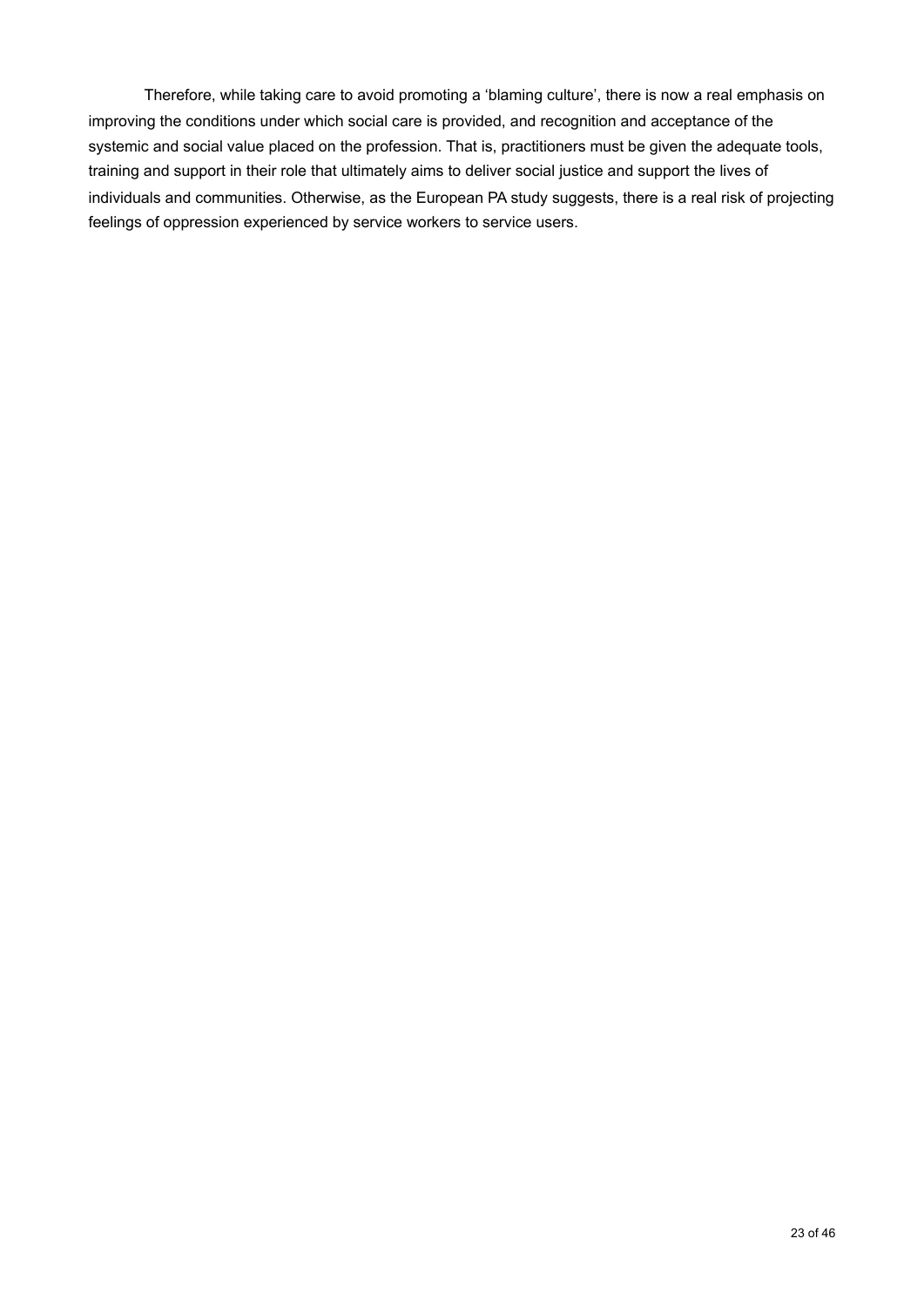Therefore, while taking care to avoid promoting a 'blaming culture', there is now a real emphasis on improving the conditions under which social care is provided, and recognition and acceptance of the systemic and social value placed on the profession. That is, practitioners must be given the adequate tools, training and support in their role that ultimately aims to deliver social justice and support the lives of individuals and communities. Otherwise, as the European PA study suggests, there is a real risk of projecting feelings of oppression experienced by service workers to service users.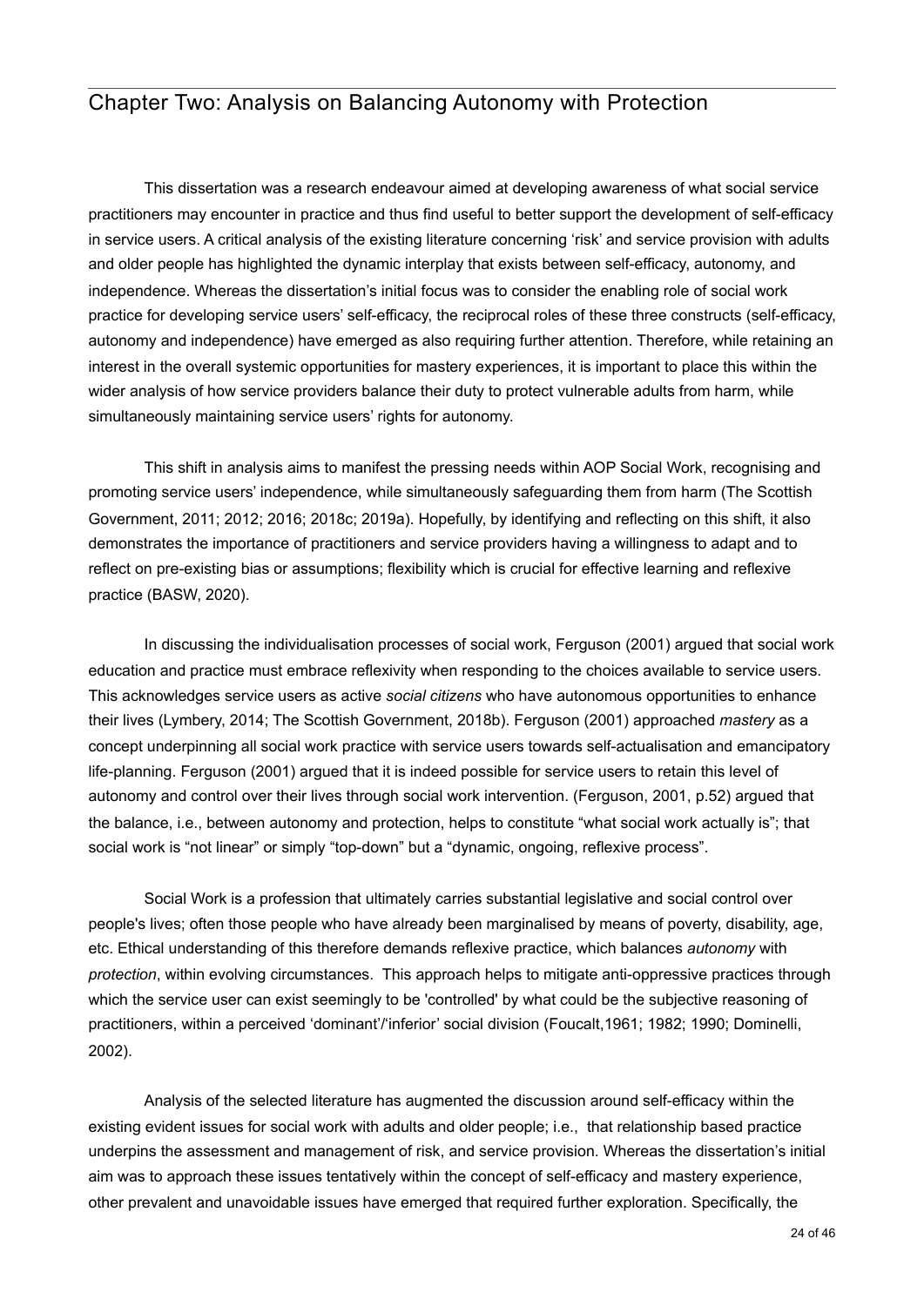# Chapter Two: Analysis on Balancing Autonomy with Protection

This dissertation was a research endeavour aimed at developing awareness of what social service practitioners may encounter in practice and thus find useful to better support the development of self-efficacy in service users. A critical analysis of the existing literature concerning 'risk' and service provision with adults and older people has highlighted the dynamic interplay that exists between self-efficacy, autonomy, and independence. Whereas the dissertation's initial focus was to consider the enabling role of social work practice for developing service users' self-efficacy, the reciprocal roles of these three constructs (self-efficacy, autonomy and independence) have emerged as also requiring further attention. Therefore, while retaining an interest in the overall systemic opportunities for mastery experiences, it is important to place this within the wider analysis of how service providers balance their duty to protect vulnerable adults from harm, while simultaneously maintaining service users' rights for autonomy.

This shift in analysis aims to manifest the pressing needs within AOP Social Work, recognising and promoting service users' independence, while simultaneously safeguarding them from harm (The Scottish Government, 2011; 2012; 2016; 2018c; 2019a). Hopefully, by identifying and reflecting on this shift, it also demonstrates the importance of practitioners and service providers having a willingness to adapt and to reflect on pre-existing bias or assumptions; flexibility which is crucial for effective learning and reflexive practice (BASW, 2020).

In discussing the individualisation processes of social work, Ferguson (2001) argued that social work education and practice must embrace reflexivity when responding to the choices available to service users. This acknowledges service users as active *social citizens* who have autonomous opportunities to enhance their lives (Lymbery, 2014; The Scottish Government, 2018b). Ferguson (2001) approached *mastery* as a concept underpinning all social work practice with service users towards self-actualisation and emancipatory life-planning. Ferguson (2001) argued that it is indeed possible for service users to retain this level of autonomy and control over their lives through social work intervention. (Ferguson, 2001, p.52) argued that the balance, i.e., between autonomy and protection, helps to constitute "what social work actually is"; that social work is "not linear" or simply "top-down" but a "dynamic, ongoing, reflexive process".

Social Work is a profession that ultimately carries substantial legislative and social control over people's lives; often those people who have already been marginalised by means of poverty, disability, age, etc. Ethical understanding of this therefore demands reflexive practice, which balances *autonomy* with *protection*, within evolving circumstances. This approach helps to mitigate anti-oppressive practices through which the service user can exist seemingly to be 'controlled' by what could be the subjective reasoning of practitioners, within a perceived 'dominant'/'inferior' social division (Foucalt,1961; 1982; 1990; Dominelli, 2002).

Analysis of the selected literature has augmented the discussion around self-efficacy within the existing evident issues for social work with adults and older people; i.e., that relationship based practice underpins the assessment and management of risk, and service provision. Whereas the dissertation's initial aim was to approach these issues tentatively within the concept of self-efficacy and mastery experience, other prevalent and unavoidable issues have emerged that required further exploration. Specifically, the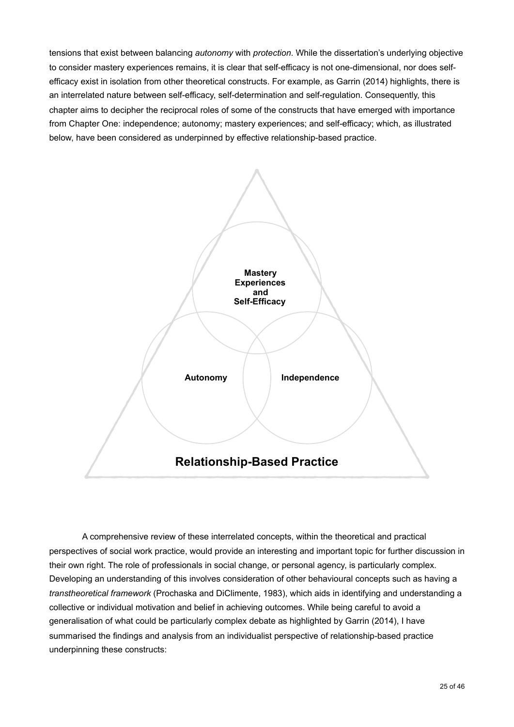tensions that exist between balancing *autonomy* with *protection*. While the dissertation's underlying objective to consider mastery experiences remains, it is clear that self-efficacy is not one-dimensional, nor does self-efficacy exist in isolation from other theoretical constructs. For example, as Garrin (2014) highlights, there is an interrelated nature between self-efficacy, self-determination and self-regulation. Consequently, this chapter aims to decipher the reciprocal roles of some of the constructs that have emerged with importance from Chapter One: independence; autonomy; mastery experiences; and self-efficacy; which, as illustrated below, have been considered as underpinned by effective relationship-based practice.

**Mastery Experiences and Self-Efficacy**

**Autonomy**

**Independence**

**Relationship-Based Practice**

A comprehensive review of these interrelated concepts, within the theoretical and practical perspectives of social work practice, would provide an interesting and important topic for further discussion in their own right. The role of professionals in social change, or personal agency, is particularly complex. Developing an understanding of this involves consideration of other behavioural concepts such as having a *transtheoretical framework* (Prochaska and DiClimente, 1983), which aids in identifying and understanding a collective or individual motivation and belief in achieving outcomes. While being careful to avoid a generalisation of what could be particularly complex debate as highlighted by Garrin (2014), I have summarised the findings and analysis from an individualist perspective of relationship-based practice underpinning these constructs: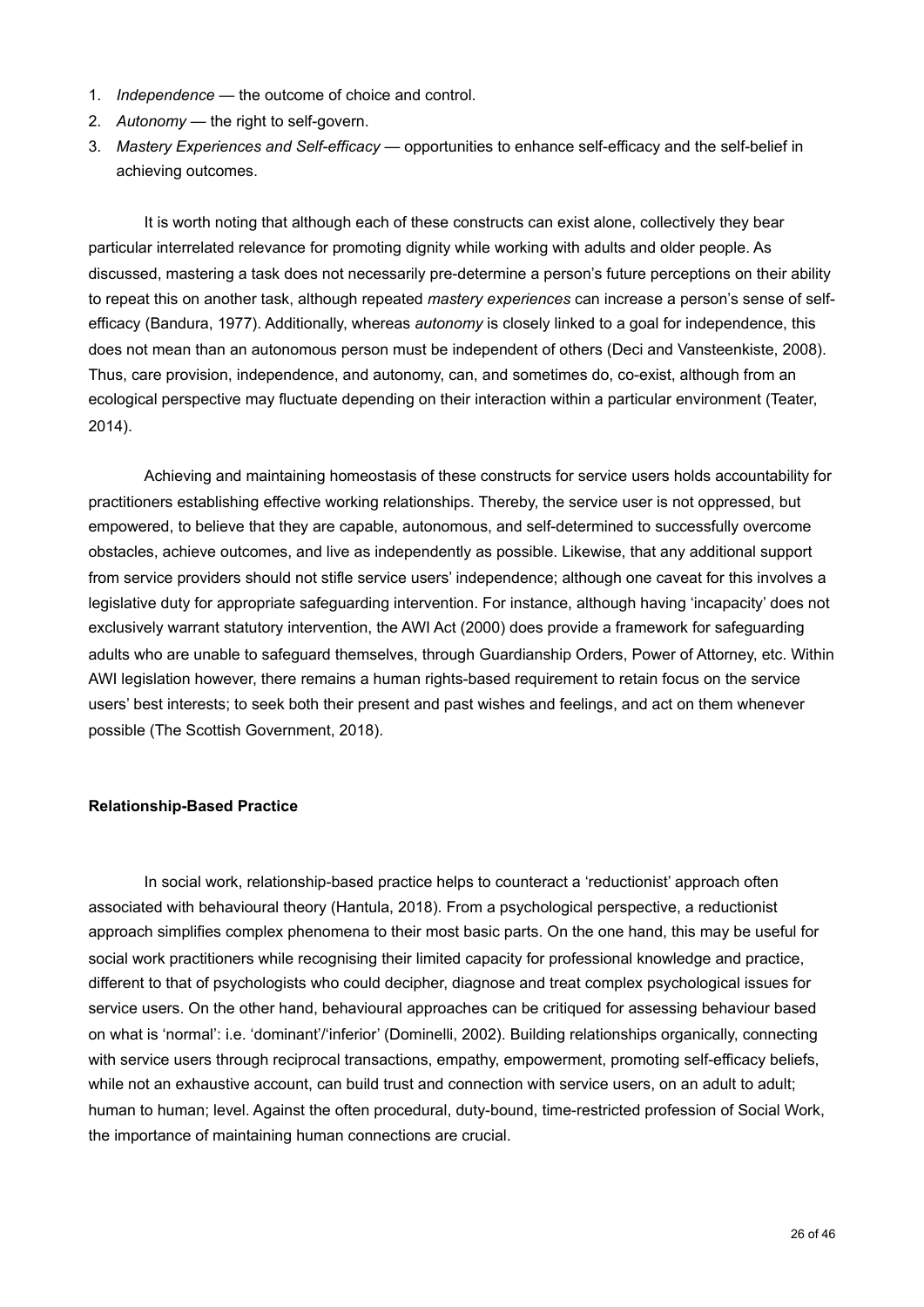1. *Independence* — the outcome of choice and control.
2. *Autonomy* — the right to self-govern.
3. *Mastery Experiences and Self-efficacy* — opportunities to enhance self-efficacy and the self-belief in achieving outcomes.

It is worth noting that although each of these constructs can exist alone, collectively they bear particular interrelated relevance for promoting dignity while working with adults and older people. As discussed, mastering a task does not necessarily pre-determine a person's future perceptions on their ability to repeat this on another task, although repeated *mastery experiences* can increase a person's sense of self-efficacy (Bandura, 1977). Additionally, whereas *autonomy* is closely linked to a goal for independence, this does not mean than an autonomous person must be independent of others (Deci and Vansteenkiste, 2008). Thus, care provision, independence, and autonomy, can, and sometimes do, co-exist, although from an ecological perspective may fluctuate depending on their interaction within a particular environment (Teater, 2014).

Achieving and maintaining homeostasis of these constructs for service users holds accountability for practitioners establishing effective working relationships. Thereby, the service user is not oppressed, but empowered, to believe that they are capable, autonomous, and self-determined to successfully overcome obstacles, achieve outcomes, and live as independently as possible. Likewise, that any additional support from service providers should not stifle service users' independence; although one caveat for this involves a legislative duty for appropriate safeguarding intervention. For instance, although having 'incapacity' does not exclusively warrant statutory intervention, the AWI Act (2000) does provide a framework for safeguarding adults who are unable to safeguard themselves, through Guardianship Orders, Power of Attorney, etc. Within AWI legislation however, there remains a human rights-based requirement to retain focus on the service users' best interests; to seek both their present and past wishes and feelings, and act on them whenever possible (The Scottish Government, 2018).

**Relationship-Based Practice**

In social work, relationship-based practice helps to counteract a 'reductionist' approach often associated with behavioural theory (Hantula, 2018). From a psychological perspective, a reductionist approach simplifies complex phenomena to their most basic parts. On the one hand, this may be useful for social work practitioners while recognising their limited capacity for professional knowledge and practice, different to that of psychologists who could decipher, diagnose and treat complex psychological issues for service users. On the other hand, behavioural approaches can be critiqued for assessing behaviour based on what is 'normal': i.e. 'dominant'/'inferior' (Dominelli, 2002). Building relationships organically, connecting with service users through reciprocal transactions, empathy, empowerment, promoting self-efficacy beliefs, while not an exhaustive account, can build trust and connection with service users, on an adult to adult; human to human; level. Against the often procedural, duty-bound, time-restricted profession of Social Work, the importance of maintaining human connections are crucial.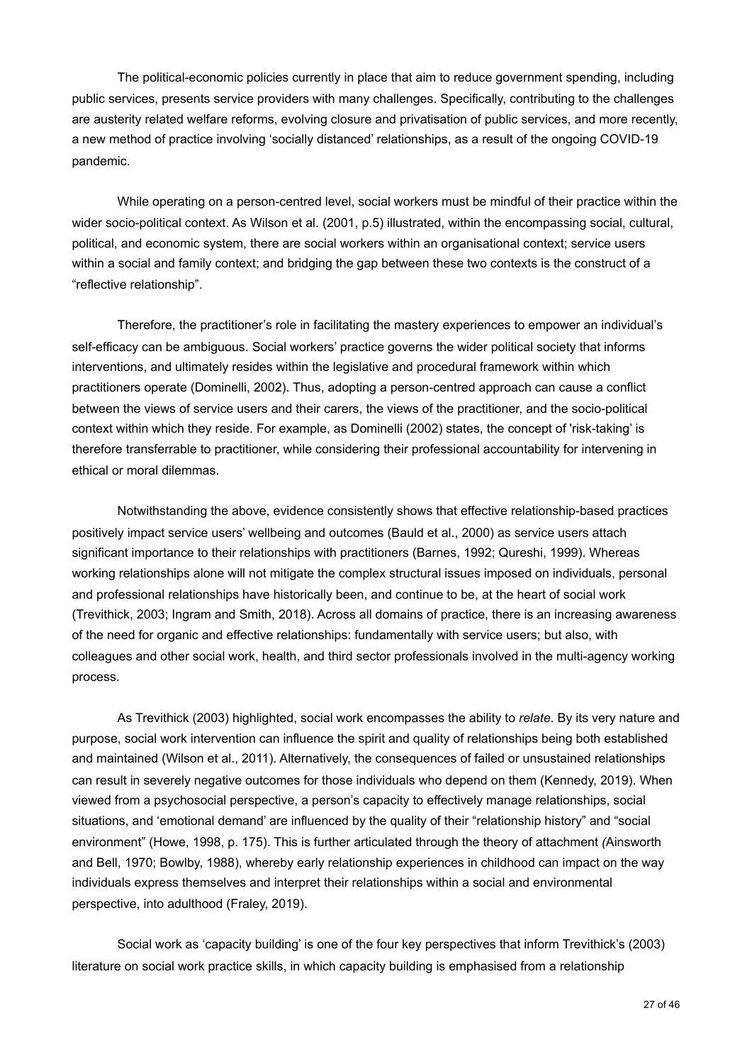The political-economic policies currently in place that aim to reduce government spending, including public services, presents service providers with many challenges. Specifically, contributing to the challenges are austerity related welfare reforms, evolving closure and privatisation of public services, and more recently, a new method of practice involving 'socially distanced' relationships, as a result of the ongoing COVID-19 pandemic.

While operating on a person-centred level, social workers must be mindful of their practice within the wider socio-political context. As Wilson et al. (2001, p.5) illustrated, within the encompassing social, cultural, political, and economic system, there are social workers within an organisational context; service users within a social and family context; and bridging the gap between these two contexts is the construct of a "reflective relationship".

Therefore, the practitioner's role in facilitating the mastery experiences to empower an individual's self-efficacy can be ambiguous. Social workers' practice governs the wider political society that informs interventions, and ultimately resides within the legislative and procedural framework within which practitioners operate (Dominelli, 2002). Thus, adopting a person-centred approach can cause a conflict between the views of service users and their carers, the views of the practitioner, and the socio-political context within which they reside. For example, as Dominelli (2002) states, the concept of 'risk-taking' is therefore transferrable to practitioner, while considering their professional accountability for intervening in ethical or moral dilemmas.

Notwithstanding the above, evidence consistently shows that effective relationship-based practices positively impact service users' wellbeing and outcomes (Bauld et al., 2000) as service users attach significant importance to their relationships with practitioners (Barnes, 1992; Qureshi, 1999). Whereas working relationships alone will not mitigate the complex structural issues imposed on individuals, personal and professional relationships have historically been, and continue to be, at the heart of social work (Trevithick, 2003; Ingram and Smith, 2018). Across all domains of practice, there is an increasing awareness of the need for organic and effective relationships: fundamentally with service users; but also, with colleagues and other social work, health, and third sector professionals involved in the multi-agency working process.

As Trevithick (2003) highlighted, social work encompasses the ability to *relate*. By its very nature and purpose, social work intervention can influence the spirit and quality of relationships being both established and maintained (Wilson et al., 2011). Alternatively, the consequences of failed or unsustained relationships can result in severely negative outcomes for those individuals who depend on them (Kennedy, 2019). When viewed from a psychosocial perspective, a person's capacity to effectively manage relationships, social situations, and 'emotional demand' are influenced by the quality of their "relationship history" and "social environment" (Howe, 1998, p. 175). This is further articulated through the theory of attachment *(*Ainsworth and Bell, 1970; Bowlby, 1988), whereby early relationship experiences in childhood can impact on the way individuals express themselves and interpret their relationships within a social and environmental perspective, into adulthood (Fraley, 2019).

Social work as 'capacity building' is one of the four key perspectives that inform Trevithick's (2003) literature on social work practice skills, in which capacity building is emphasised from a relationship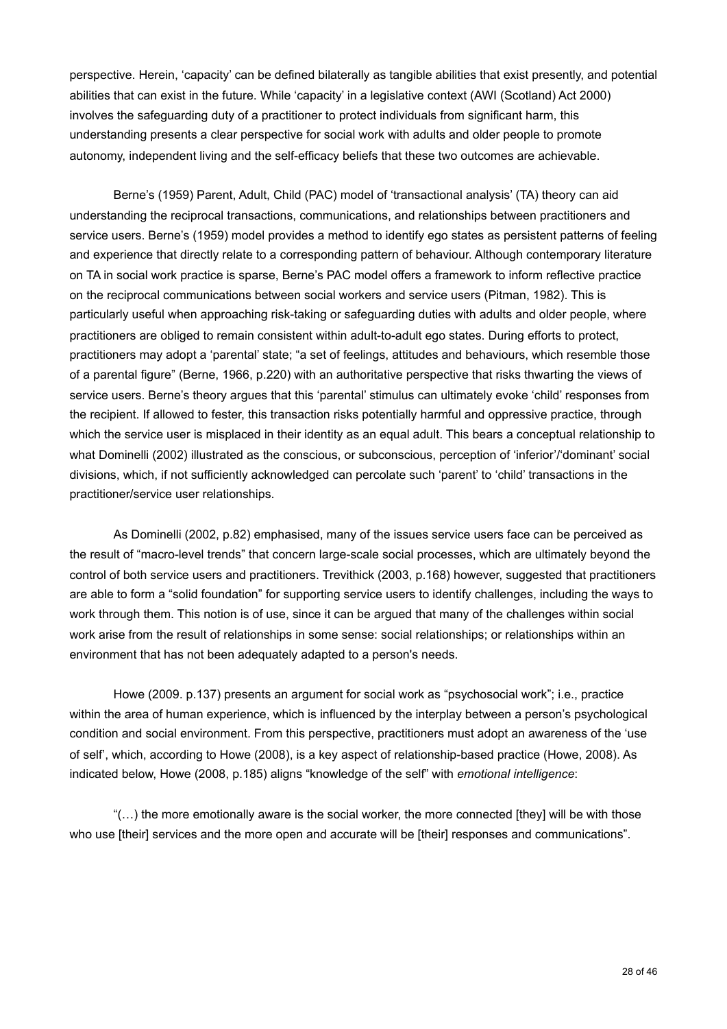perspective. Herein, 'capacity' can be defined bilaterally as tangible abilities that exist presently, and potential abilities that can exist in the future. While 'capacity' in a legislative context (AWI (Scotland) Act 2000) involves the safeguarding duty of a practitioner to protect individuals from significant harm, this understanding presents a clear perspective for social work with adults and older people to promote autonomy, independent living and the self-efficacy beliefs that these two outcomes are achievable.

Berne's (1959) Parent, Adult, Child (PAC) model of 'transactional analysis' (TA) theory can aid understanding the reciprocal transactions, communications, and relationships between practitioners and service users. Berne's (1959) model provides a method to identify ego states as persistent patterns of feeling and experience that directly relate to a corresponding pattern of behaviour. Although contemporary literature on TA in social work practice is sparse, Berne's PAC model offers a framework to inform reflective practice on the reciprocal communications between social workers and service users (Pitman, 1982). This is particularly useful when approaching risk-taking or safeguarding duties with adults and older people, where practitioners are obliged to remain consistent within adult-to-adult ego states. During efforts to protect, practitioners may adopt a 'parental' state; "a set of feelings, attitudes and behaviours, which resemble those of a parental figure" (Berne, 1966, p.220) with an authoritative perspective that risks thwarting the views of service users. Berne's theory argues that this 'parental' stimulus can ultimately evoke 'child' responses from the recipient. If allowed to fester, this transaction risks potentially harmful and oppressive practice, through which the service user is misplaced in their identity as an equal adult. This bears a conceptual relationship to what Dominelli (2002) illustrated as the conscious, or subconscious, perception of 'inferior'/'dominant' social divisions, which, if not sufficiently acknowledged can percolate such 'parent' to 'child' transactions in the practitioner/service user relationships.

As Dominelli (2002, p.82) emphasised, many of the issues service users face can be perceived as the result of "macro-level trends" that concern large-scale social processes, which are ultimately beyond the control of both service users and practitioners. Trevithick (2003, p.168) however, suggested that practitioners are able to form a "solid foundation" for supporting service users to identify challenges, including the ways to work through them. This notion is of use, since it can be argued that many of the challenges within social work arise from the result of relationships in some sense: social relationships; or relationships within an environment that has not been adequately adapted to a person's needs.

Howe (2009. p.137) presents an argument for social work as "psychosocial work"; i.e., practice within the area of human experience, which is influenced by the interplay between a person's psychological condition and social environment. From this perspective, practitioners must adopt an awareness of the 'use of self', which, according to Howe (2008), is a key aspect of relationship-based practice (Howe, 2008). As indicated below, Howe (2008, p.185) aligns "knowledge of the self" with *emotional intelligence*:

"(…) the more emotionally aware is the social worker, the more connected [they] will be with those who use [their] services and the more open and accurate will be [their] responses and communications".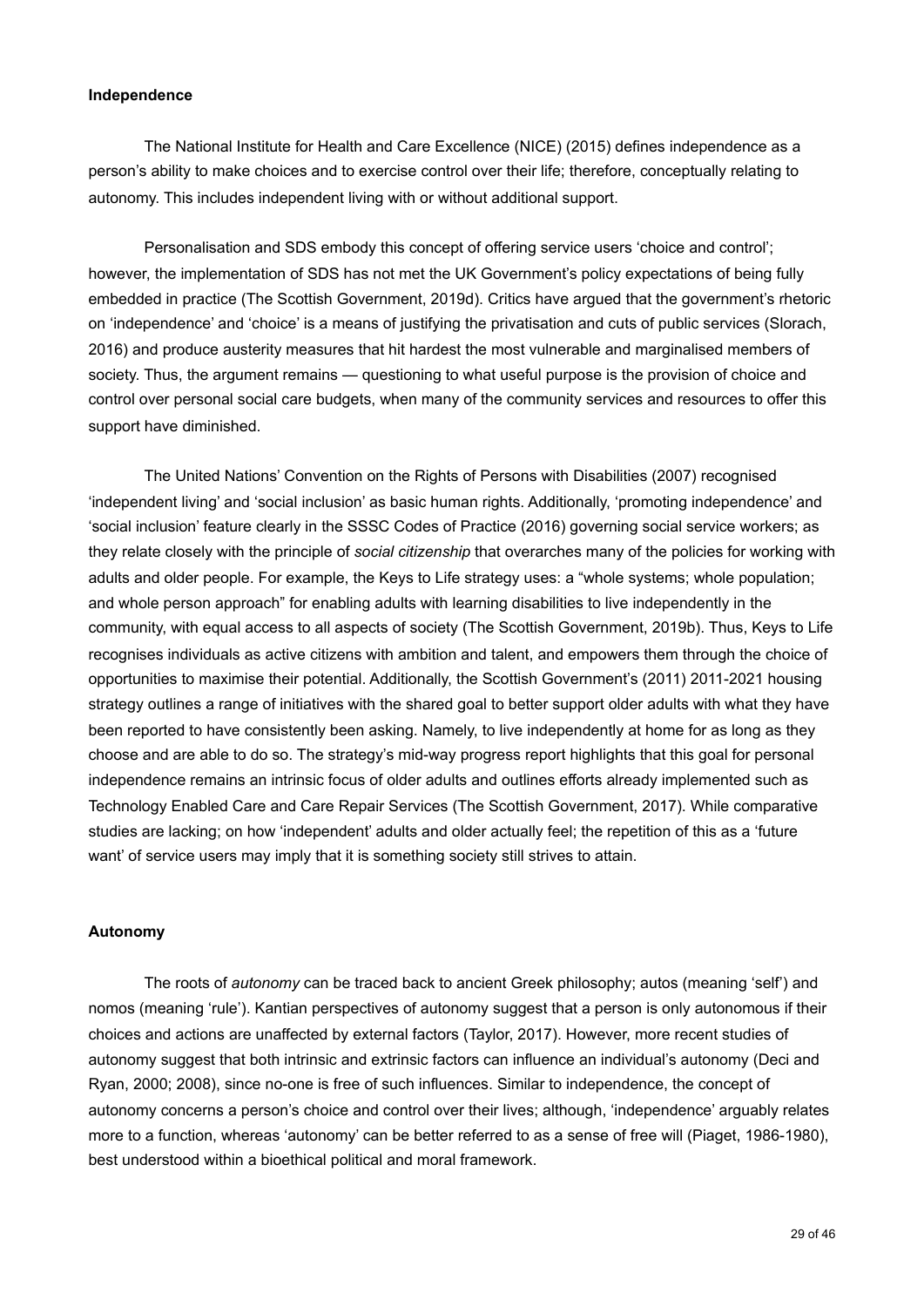**Independence**

The National Institute for Health and Care Excellence (NICE) (2015) defines independence as a person's ability to make choices and to exercise control over their life; therefore, conceptually relating to autonomy. This includes independent living with or without additional support.

Personalisation and SDS embody this concept of offering service users 'choice and control'; however, the implementation of SDS has not met the UK Government's policy expectations of being fully embedded in practice (The Scottish Government, 2019d). Critics have argued that the government's rhetoric on 'independence' and 'choice' is a means of justifying the privatisation and cuts of public services (Slorach, 2016) and produce austerity measures that hit hardest the most vulnerable and marginalised members of society. Thus, the argument remains — questioning to what useful purpose is the provision of choice and control over personal social care budgets, when many of the community services and resources to offer this support have diminished.

The United Nations' Convention on the Rights of Persons with Disabilities (2007) recognised 'independent living' and 'social inclusion' as basic human rights. Additionally, 'promoting independence' and 'social inclusion' feature clearly in the SSSC Codes of Practice (2016) governing social service workers; as they relate closely with the principle of *social citizenship* that overarches many of the policies for working with adults and older people. For example, the Keys to Life strategy uses: a "whole systems; whole population; and whole person approach" for enabling adults with learning disabilities to live independently in the community, with equal access to all aspects of society (The Scottish Government, 2019b). Thus, Keys to Life recognises individuals as active citizens with ambition and talent, and empowers them through the choice of opportunities to maximise their potential. Additionally, the Scottish Government's (2011) 2011-2021 housing strategy outlines a range of initiatives with the shared goal to better support older adults with what they have been reported to have consistently been asking. Namely, to live independently at home for as long as they choose and are able to do so. The strategy's mid-way progress report highlights that this goal for personal independence remains an intrinsic focus of older adults and outlines efforts already implemented such as Technology Enabled Care and Care Repair Services (The Scottish Government, 2017). While comparative studies are lacking; on how 'independent' adults and older actually feel; the repetition of this as a 'future want' of service users may imply that it is something society still strives to attain.

**Autonomy**

The roots of *autonomy* can be traced back to ancient Greek philosophy; autos (meaning 'self') and nomos (meaning 'rule'). Kantian perspectives of autonomy suggest that a person is only autonomous if their choices and actions are unaffected by external factors (Taylor, 2017). However, more recent studies of autonomy suggest that both intrinsic and extrinsic factors can influence an individual's autonomy (Deci and Ryan, 2000; 2008), since no-one is free of such influences. Similar to independence, the concept of autonomy concerns a person's choice and control over their lives; although, 'independence' arguably relates more to a function, whereas 'autonomy' can be better referred to as a sense of free will (Piaget, 1986-1980), best understood within a bioethical political and moral framework.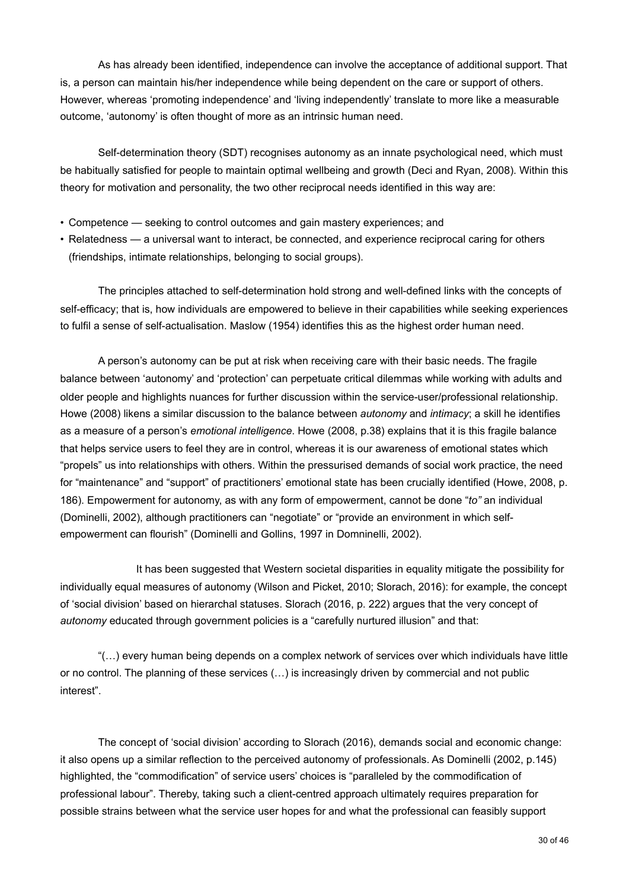As has already been identified, independence can involve the acceptance of additional support. That is, a person can maintain his/her independence while being dependent on the care or support of others. However, whereas 'promoting independence' and 'living independently' translate to more like a measurable outcome, 'autonomy' is often thought of more as an intrinsic human need.

Self-determination theory (SDT) recognises autonomy as an innate psychological need, which must be habitually satisfied for people to maintain optimal wellbeing and growth (Deci and Ryan, 2008). Within this theory for motivation and personality, the two other reciprocal needs identified in this way are:

- Competence — seeking to control outcomes and gain mastery experiences; and
- Relatedness — a universal want to interact, be connected, and experience reciprocal caring for others (friendships, intimate relationships, belonging to social groups).

The principles attached to self-determination hold strong and well-defined links with the concepts of self-efficacy; that is, how individuals are empowered to believe in their capabilities while seeking experiences to fulfil a sense of self-actualisation. Maslow (1954) identifies this as the highest order human need.

A person's autonomy can be put at risk when receiving care with their basic needs. The fragile balance between 'autonomy' and 'protection' can perpetuate critical dilemmas while working with adults and older people and highlights nuances for further discussion within the service-user/professional relationship. Howe (2008) likens a similar discussion to the balance between *autonomy* and *intimacy*; a skill he identifies as a measure of a person's *emotional intelligence*. Howe (2008, p.38) explains that it is this fragile balance that helps service users to feel they are in control, whereas it is our awareness of emotional states which "propels" us into relationships with others. Within the pressurised demands of social work practice, the need for "maintenance" and "support" of practitioners' emotional state has been crucially identified (Howe, 2008, p. 186). Empowerment for autonomy, as with any form of empowerment, cannot be done "*to"* an individual (Dominelli, 2002), although practitioners can "negotiate" or "provide an environment in which self-empowerment can flourish" (Dominelli and Gollins, 1997 in Domninelli, 2002).

It has been suggested that Western societal disparities in equality mitigate the possibility for individually equal measures of autonomy (Wilson and Picket, 2010; Slorach, 2016): for example, the concept of 'social division' based on hierarchal statuses. Slorach (2016, p. 222) argues that the very concept of *autonomy* educated through government policies is a "carefully nurtured illusion" and that:

"(…) every human being depends on a complex network of services over which individuals have little or no control. The planning of these services (…) is increasingly driven by commercial and not public interest".

The concept of 'social division' according to Slorach (2016), demands social and economic change: it also opens up a similar reflection to the perceived autonomy of professionals. As Dominelli (2002, p.145) highlighted, the "commodification" of service users' choices is "paralleled by the commodification of professional labour". Thereby, taking such a client-centred approach ultimately requires preparation for possible strains between what the service user hopes for and what the professional can feasibly support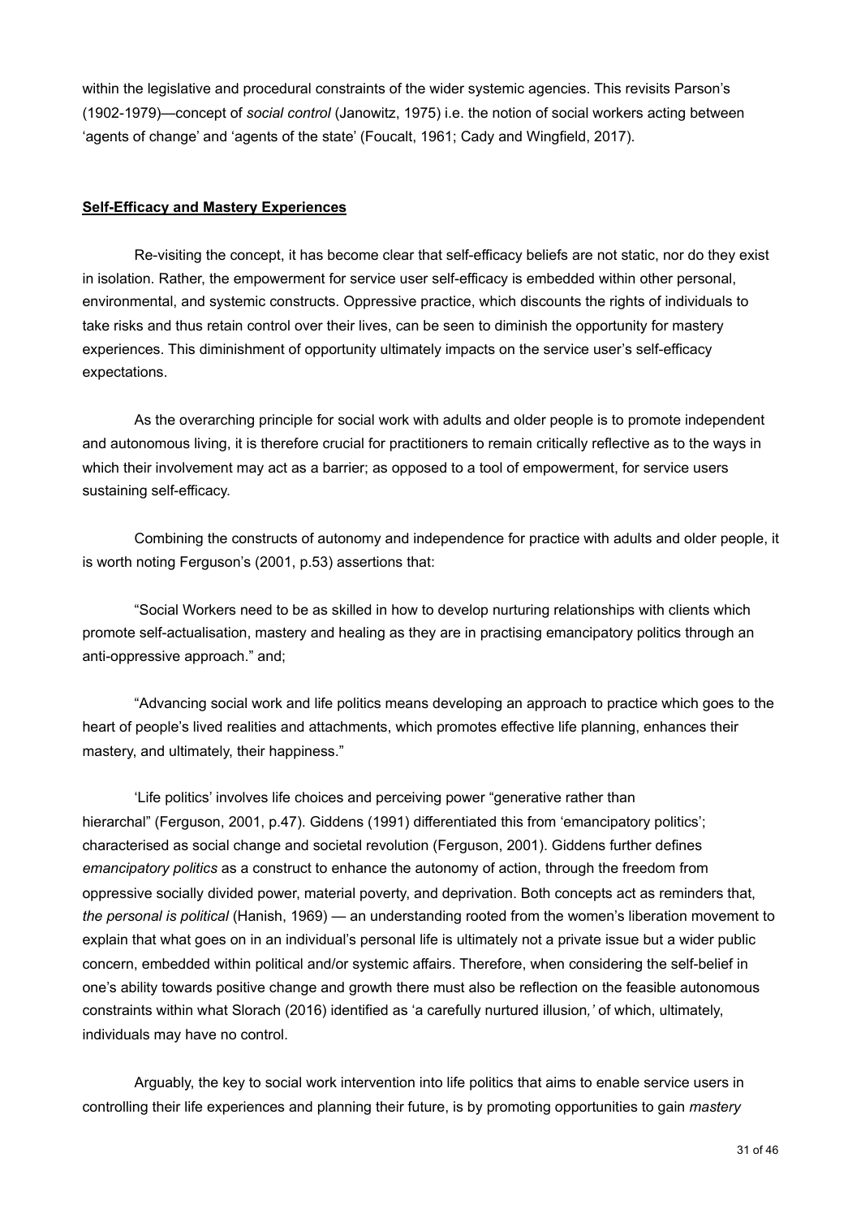within the legislative and procedural constraints of the wider systemic agencies. This revisits Parson's (1902-1979)—concept of *social control* (Janowitz, 1975) i.e. the notion of social workers acting between 'agents of change' and 'agents of the state' (Foucalt, 1961; Cady and Wingfield, 2017).

**Self-Efficacy and Mastery Experiences**

Re-visiting the concept, it has become clear that self-efficacy beliefs are not static, nor do they exist in isolation. Rather, the empowerment for service user self-efficacy is embedded within other personal, environmental, and systemic constructs. Oppressive practice, which discounts the rights of individuals to take risks and thus retain control over their lives, can be seen to diminish the opportunity for mastery experiences. This diminishment of opportunity ultimately impacts on the service user's self-efficacy expectations.

As the overarching principle for social work with adults and older people is to promote independent and autonomous living, it is therefore crucial for practitioners to remain critically reflective as to the ways in which their involvement may act as a barrier; as opposed to a tool of empowerment, for service users sustaining self-efficacy.

Combining the constructs of autonomy and independence for practice with adults and older people, it is worth noting Ferguson's (2001, p.53) assertions that:

"Social Workers need to be as skilled in how to develop nurturing relationships with clients which promote self-actualisation, mastery and healing as they are in practising emancipatory politics through an anti-oppressive approach." and;

"Advancing social work and life politics means developing an approach to practice which goes to the heart of people's lived realities and attachments, which promotes effective life planning, enhances their mastery, and ultimately, their happiness."

'Life politics' involves life choices and perceiving power "generative rather than hierarchal" (Ferguson, 2001, p.47). Giddens (1991) differentiated this from 'emancipatory politics'; characterised as social change and societal revolution (Ferguson, 2001). Giddens further defines *emancipatory politics* as a construct to enhance the autonomy of action, through the freedom from oppressive socially divided power, material poverty, and deprivation. Both concepts act as reminders that, *the personal is political* (Hanish, 1969) — an understanding rooted from the women's liberation movement to explain that what goes on in an individual's personal life is ultimately not a private issue but a wider public concern, embedded within political and/or systemic affairs. Therefore, when considering the self-belief in one's ability towards positive change and growth there must also be reflection on the feasible autonomous constraints within what Slorach (2016) identified as 'a carefully nurtured illusion*,'* of which, ultimately, individuals may have no control.

Arguably, the key to social work intervention into life politics that aims to enable service users in controlling their life experiences and planning their future, is by promoting opportunities to gain *mastery*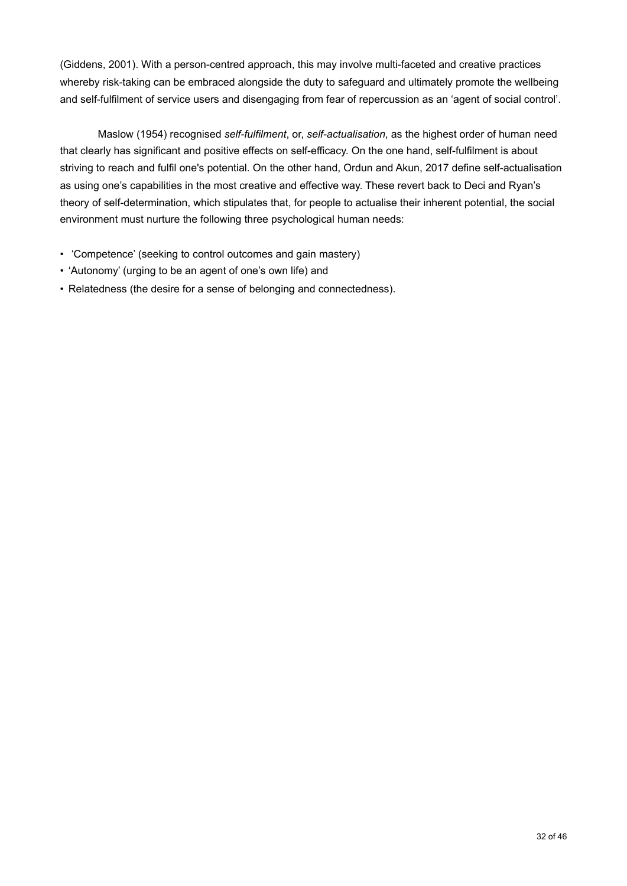(Giddens, 2001). With a person-centred approach, this may involve multi-faceted and creative practices whereby risk-taking can be embraced alongside the duty to safeguard and ultimately promote the wellbeing and self-fulfilment of service users and disengaging from fear of repercussion as an 'agent of social control'.

Maslow (1954) recognised *self-fulfilment*, or, *self-actualisation*, as the highest order of human need that clearly has significant and positive effects on self-efficacy. On the one hand, self-fulfilment is about striving to reach and fulfil one's potential. On the other hand, Ordun and Akun, 2017 define self-actualisation as using one's capabilities in the most creative and effective way. These revert back to Deci and Ryan's theory of self-determination, which stipulates that, for people to actualise their inherent potential, the social environment must nurture the following three psychological human needs:

- 'Competence' (seeking to control outcomes and gain mastery)
- 'Autonomy' (urging to be an agent of one's own life) and
- Relatedness (the desire for a sense of belonging and connectedness).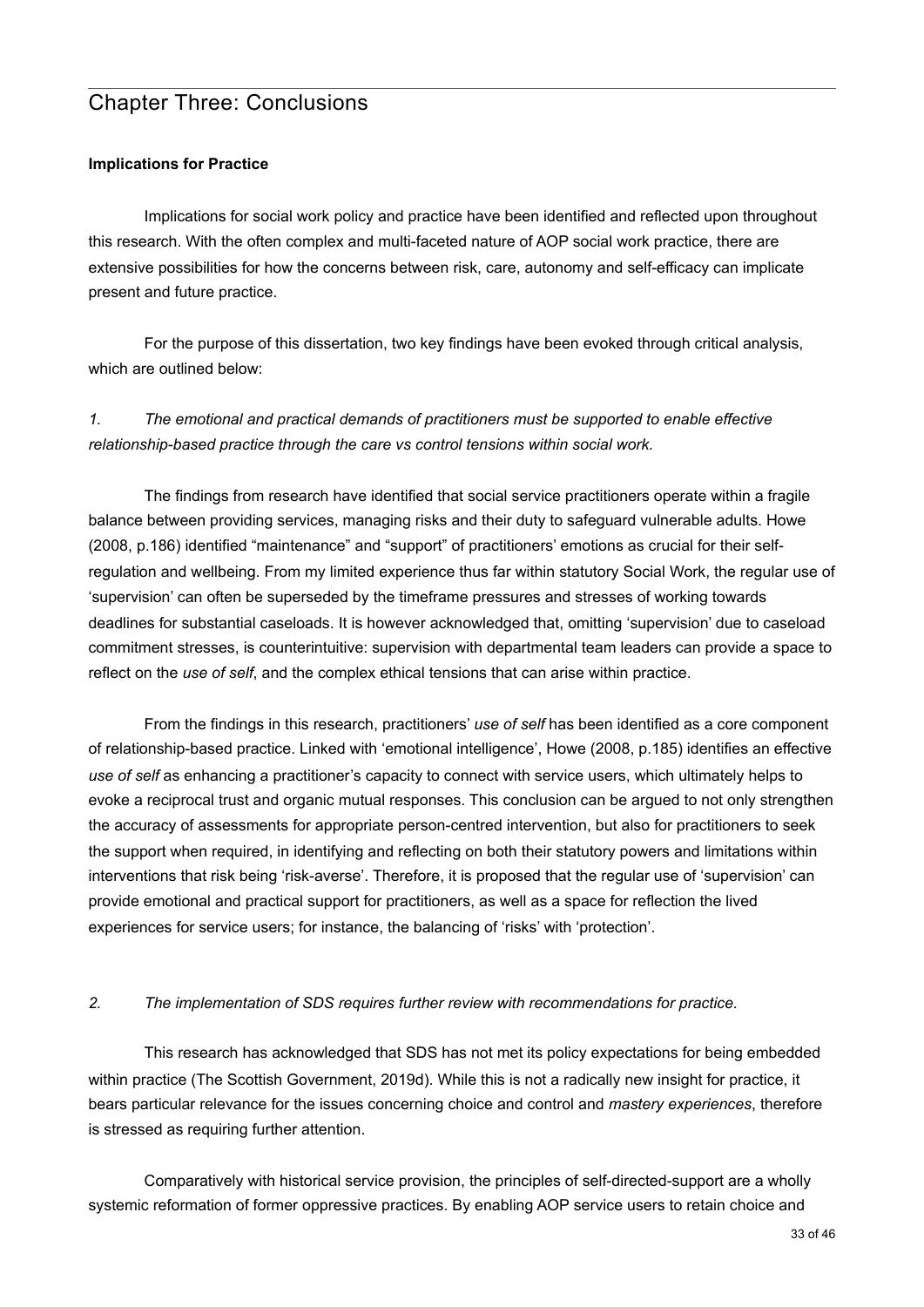## Chapter Three: Conclusions

**Implications for Practice**

Implications for social work policy and practice have been identified and reflected upon throughout this research. With the often complex and multi-faceted nature of AOP social work practice, there are extensive possibilities for how the concerns between risk, care, autonomy and self-efficacy can implicate present and future practice.

For the purpose of this dissertation, two key findings have been evoked through critical analysis, which are outlined below:

*1. The emotional and practical demands of practitioners must be supported to enable effective relationship-based practice through the care vs control tensions within social work.*

The findings from research have identified that social service practitioners operate within a fragile balance between providing services, managing risks and their duty to safeguard vulnerable adults. Howe (2008, p.186) identified "maintenance" and "support" of practitioners' emotions as crucial for their self-regulation and wellbeing. From my limited experience thus far within statutory Social Work, the regular use of 'supervision' can often be superseded by the timeframe pressures and stresses of working towards deadlines for substantial caseloads. It is however acknowledged that, omitting 'supervision' due to caseload commitment stresses, is counterintuitive: supervision with departmental team leaders can provide a space to reflect on the *use of self*, and the complex ethical tensions that can arise within practice.

From the findings in this research, practitioners' *use of self* has been identified as a core component of relationship-based practice. Linked with 'emotional intelligence', Howe (2008, p.185) identifies an effective *use of self* as enhancing a practitioner's capacity to connect with service users, which ultimately helps to evoke a reciprocal trust and organic mutual responses. This conclusion can be argued to not only strengthen the accuracy of assessments for appropriate person-centred intervention, but also for practitioners to seek the support when required, in identifying and reflecting on both their statutory powers and limitations within interventions that risk being 'risk-averse'. Therefore, it is proposed that the regular use of 'supervision' can provide emotional and practical support for practitioners, as well as a space for reflection the lived experiences for service users; for instance, the balancing of 'risks' with 'protection'.

*2. The implementation of SDS requires further review with recommendations for practice.*

This research has acknowledged that SDS has not met its policy expectations for being embedded within practice (The Scottish Government, 2019d). While this is not a radically new insight for practice, it bears particular relevance for the issues concerning choice and control and *mastery experiences*, therefore is stressed as requiring further attention.

Comparatively with historical service provision, the principles of self-directed-support are a wholly systemic reformation of former oppressive practices. By enabling AOP service users to retain choice and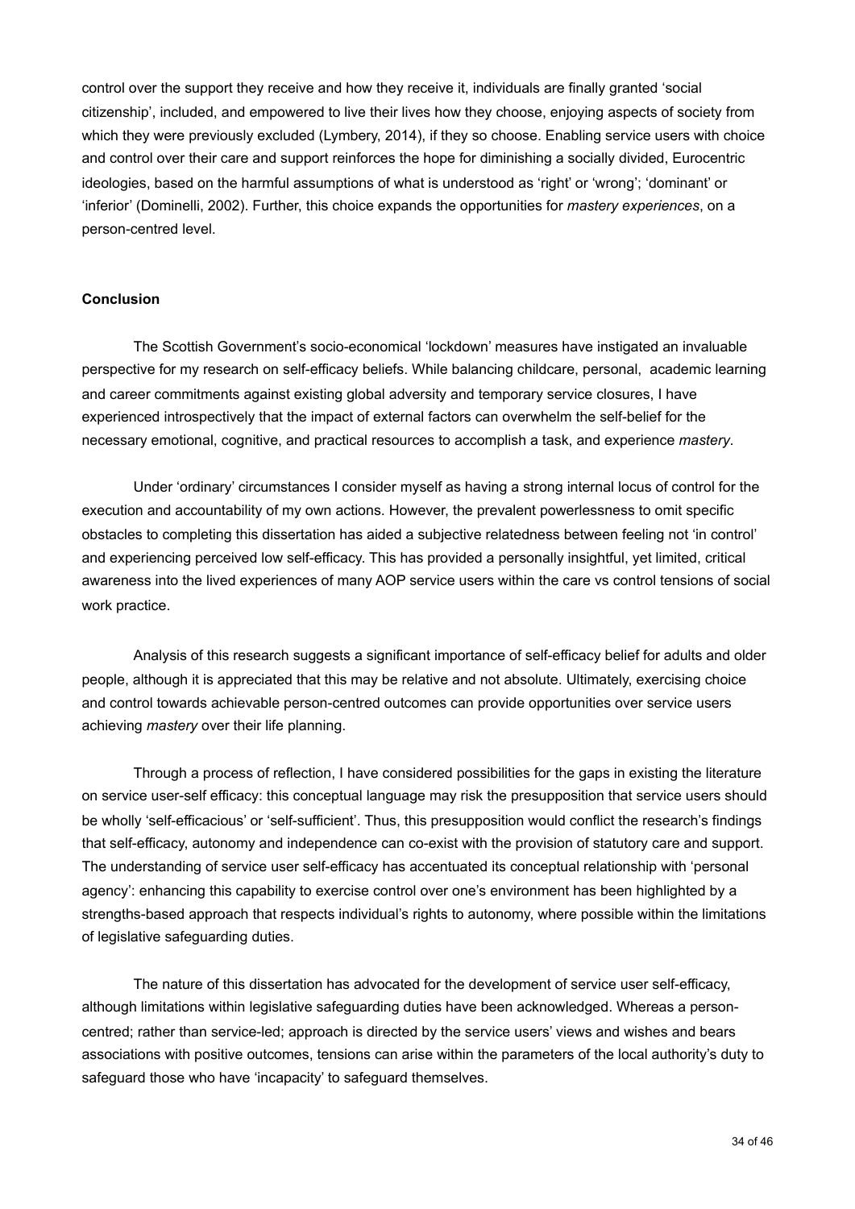control over the support they receive and how they receive it, individuals are finally granted 'social citizenship', included, and empowered to live their lives how they choose, enjoying aspects of society from which they were previously excluded (Lymbery, 2014), if they so choose. Enabling service users with choice and control over their care and support reinforces the hope for diminishing a socially divided, Eurocentric ideologies, based on the harmful assumptions of what is understood as 'right' or 'wrong'; 'dominant' or 'inferior' (Dominelli, 2002). Further, this choice expands the opportunities for *mastery experiences*, on a person-centred level.

**Conclusion**

The Scottish Government's socio-economical 'lockdown' measures have instigated an invaluable perspective for my research on self-efficacy beliefs. While balancing childcare, personal, academic learning and career commitments against existing global adversity and temporary service closures, I have experienced introspectively that the impact of external factors can overwhelm the self-belief for the necessary emotional, cognitive, and practical resources to accomplish a task, and experience *mastery*.

Under 'ordinary' circumstances I consider myself as having a strong internal locus of control for the execution and accountability of my own actions. However, the prevalent powerlessness to omit specific obstacles to completing this dissertation has aided a subjective relatedness between feeling not 'in control' and experiencing perceived low self-efficacy. This has provided a personally insightful, yet limited, critical awareness into the lived experiences of many AOP service users within the care vs control tensions of social work practice.

Analysis of this research suggests a significant importance of self-efficacy belief for adults and older people, although it is appreciated that this may be relative and not absolute. Ultimately, exercising choice and control towards achievable person-centred outcomes can provide opportunities over service users achieving *mastery* over their life planning.

Through a process of reflection, I have considered possibilities for the gaps in existing the literature on service user-self efficacy: this conceptual language may risk the presupposition that service users should be wholly 'self-efficacious' or 'self-sufficient'. Thus, this presupposition would conflict the research's findings that self-efficacy, autonomy and independence can co-exist with the provision of statutory care and support. The understanding of service user self-efficacy has accentuated its conceptual relationship with 'personal agency': enhancing this capability to exercise control over one's environment has been highlighted by a strengths-based approach that respects individual's rights to autonomy, where possible within the limitations of legislative safeguarding duties.

The nature of this dissertation has advocated for the development of service user self-efficacy, although limitations within legislative safeguarding duties have been acknowledged. Whereas a person-centred; rather than service-led; approach is directed by the service users' views and wishes and bears associations with positive outcomes, tensions can arise within the parameters of the local authority's duty to safeguard those who have 'incapacity' to safeguard themselves.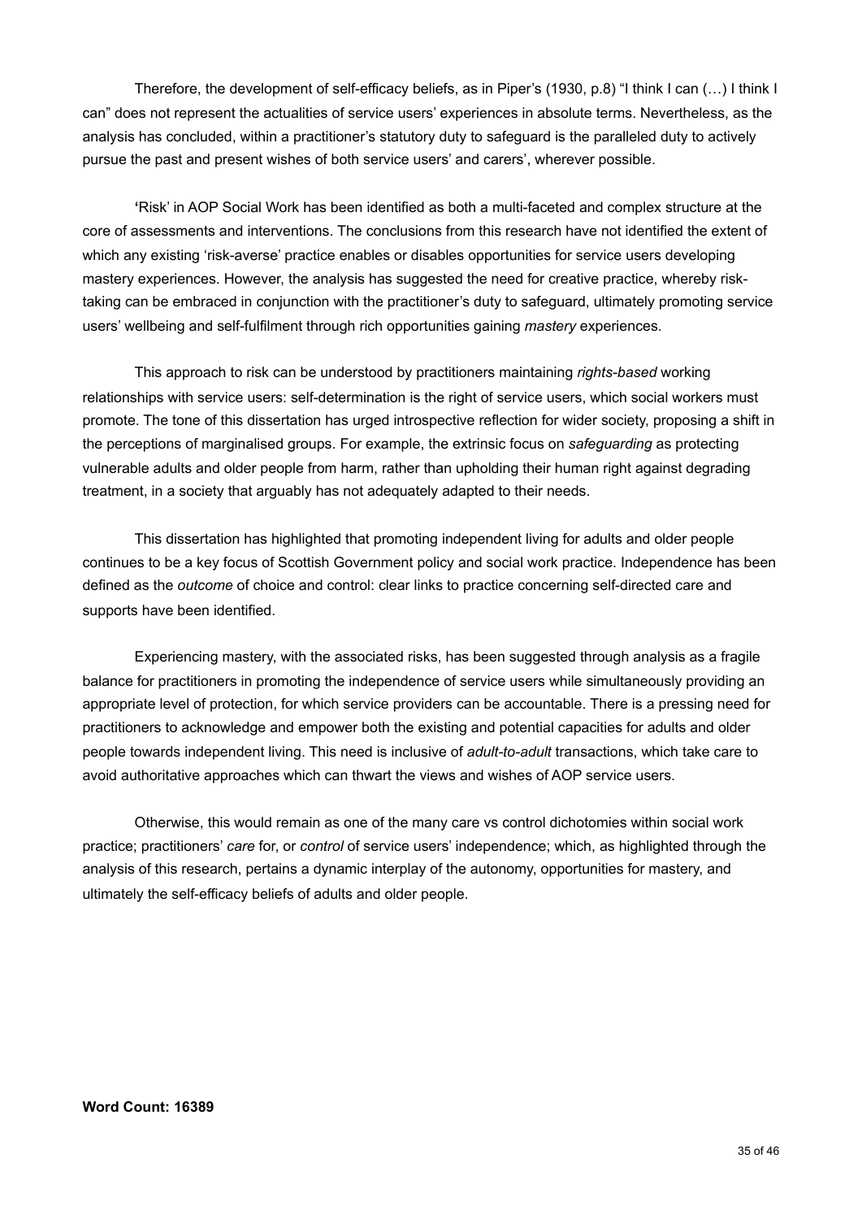Therefore, the development of self-efficacy beliefs, as in Piper's (1930, p.8) "I think I can (…) I think I can" does not represent the actualities of service users' experiences in absolute terms. Nevertheless, as the analysis has concluded, within a practitioner's statutory duty to safeguard is the paralleled duty to actively pursue the past and present wishes of both service users' and carers', wherever possible.

'Risk' in AOP Social Work has been identified as both a multi-faceted and complex structure at the core of assessments and interventions. The conclusions from this research have not identified the extent of which any existing 'risk-averse' practice enables or disables opportunities for service users developing mastery experiences. However, the analysis has suggested the need for creative practice, whereby risk-taking can be embraced in conjunction with the practitioner's duty to safeguard, ultimately promoting service users' wellbeing and self-fulfilment through rich opportunities gaining *mastery* experiences.

This approach to risk can be understood by practitioners maintaining *rights-based* working relationships with service users: self-determination is the right of service users, which social workers must promote. The tone of this dissertation has urged introspective reflection for wider society, proposing a shift in the perceptions of marginalised groups. For example, the extrinsic focus on *safeguarding* as protecting vulnerable adults and older people from harm, rather than upholding their human right against degrading treatment, in a society that arguably has not adequately adapted to their needs.

This dissertation has highlighted that promoting independent living for adults and older people continues to be a key focus of Scottish Government policy and social work practice. Independence has been defined as the *outcome* of choice and control: clear links to practice concerning self-directed care and supports have been identified.

Experiencing mastery, with the associated risks, has been suggested through analysis as a fragile balance for practitioners in promoting the independence of service users while simultaneously providing an appropriate level of protection, for which service providers can be accountable. There is a pressing need for practitioners to acknowledge and empower both the existing and potential capacities for adults and older people towards independent living. This need is inclusive of *adult-to-adult* transactions, which take care to avoid authoritative approaches which can thwart the views and wishes of AOP service users.

Otherwise, this would remain as one of the many care vs control dichotomies within social work practice; practitioners' *care* for, or *control* of service users' independence; which, as highlighted through the analysis of this research, pertains a dynamic interplay of the autonomy, opportunities for mastery, and ultimately the self-efficacy beliefs of adults and older people.

**Word Count: 16389**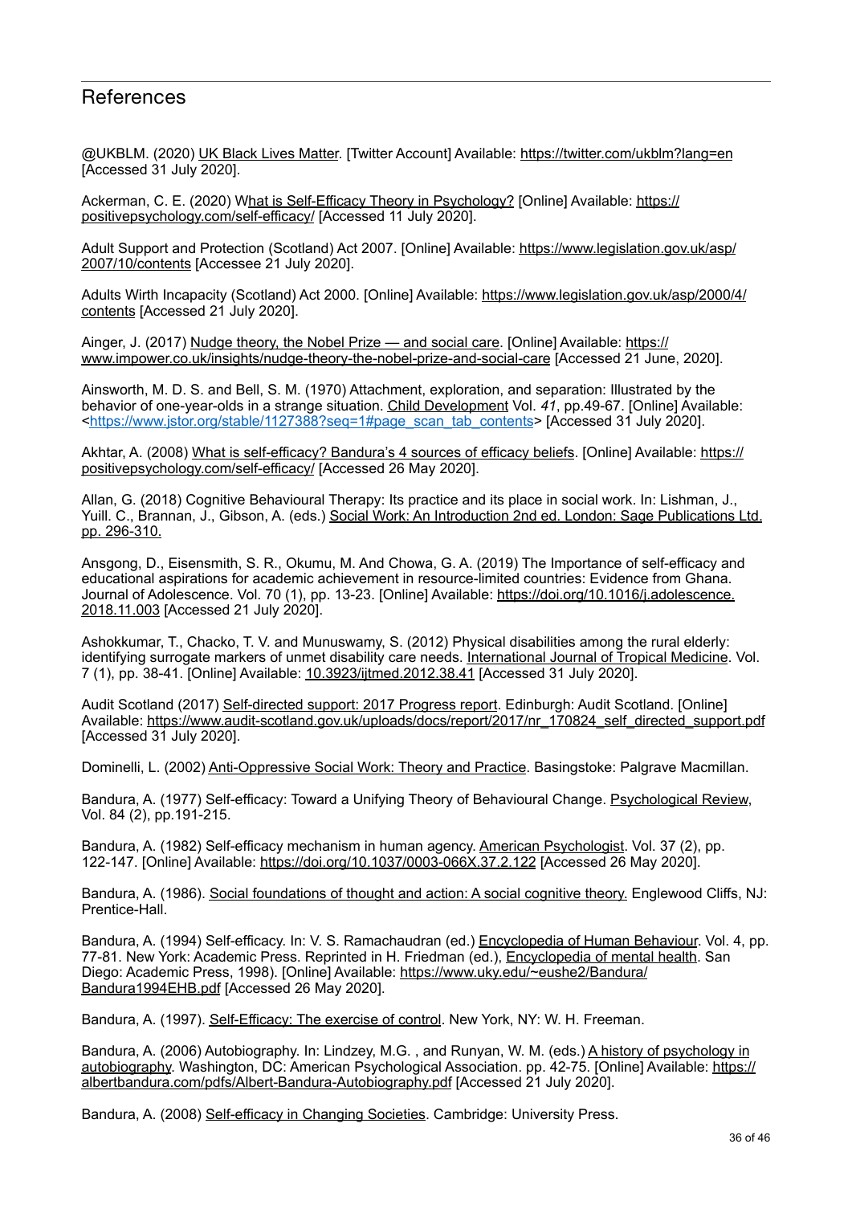## References

@UKBLM. (2020) UK Black Lives Matter. [Twitter Account] Available: https://twitter.com/ukblm?lang=en [Accessed 31 July 2020].

Ackerman, C. E. (2020) What is Self-Efficacy Theory in Psychology? [Online] Available: https://positivepsychology.com/self-efficacy/ [Accessed 11 July 2020].

Adult Support and Protection (Scotland) Act 2007. [Online] Available: https://www.legislation.gov.uk/asp/2007/10/contents [Accessee 21 July 2020].

Adults Wirth Incapacity (Scotland) Act 2000. [Online] Available: https://www.legislation.gov.uk/asp/2000/4/contents [Accessed 21 July 2020].

Ainger, J. (2017) Nudge theory, the Nobel Prize — and social care. [Online] Available: https://www.impower.co.uk/insights/nudge-theory-the-nobel-prize-and-social-care [Accessed 21 June, 2020].

Ainsworth, M. D. S. and Bell, S. M. (1970) Attachment, exploration, and separation: Illustrated by the behavior of one-year-olds in a strange situation. Child Development Vol. *41*, pp.49-67. [Online] Available: <https://www.jstor.org/stable/1127388?seq=1#page_scan_tab_contents> [Accessed 31 July 2020].

Akhtar, A. (2008) What is self-efficacy? Bandura's 4 sources of efficacy beliefs. [Online] Available: https://positivepsychology.com/self-efficacy/ [Accessed 26 May 2020].

Allan, G. (2018) Cognitive Behavioural Therapy: Its practice and its place in social work. In: Lishman, J., Yuill. C., Brannan, J., Gibson, A. (eds.) Social Work: An Introduction 2nd ed. London: Sage Publications Ltd. pp. 296-310.

Ansgong, D., Eisensmith, S. R., Okumu, M. And Chowa, G. A. (2019) The Importance of self-efficacy and educational aspirations for academic achievement in resource-limited countries: Evidence from Ghana. Journal of Adolescence. Vol. 70 (1), pp. 13-23. [Online] Available: https://doi.org/10.1016/j.adolescence.2018.11.003 [Accessed 21 July 2020].

Ashokkumar, T., Chacko, T. V. and Munuswamy, S. (2012) Physical disabilities among the rural elderly: identifying surrogate markers of unmet disability care needs. International Journal of Tropical Medicine. Vol. 7 (1), pp. 38-41. [Online] Available: 10.3923/ijtmed.2012.38.41 [Accessed 31 July 2020].

Audit Scotland (2017) Self-directed support: 2017 Progress report. Edinburgh: Audit Scotland. [Online] Available: https://www.audit-scotland.gov.uk/uploads/docs/report/2017/nr_170824_self_directed_support.pdf [Accessed 31 July 2020].

Dominelli, L. (2002) Anti-Oppressive Social Work: Theory and Practice. Basingstoke: Palgrave Macmillan.

Bandura, A. (1977) Self-efficacy: Toward a Unifying Theory of Behavioural Change. Psychological Review, Vol. 84 (2), pp.191-215.

Bandura, A. (1982) Self-efficacy mechanism in human agency. American Psychologist. Vol. 37 (2), pp. 122-147. [Online] Available: https://doi.org/10.1037/0003-066X.37.2.122 [Accessed 26 May 2020].

Bandura, A. (1986). Social foundations of thought and action: A social cognitive theory. Englewood Cliffs, NJ: Prentice-Hall.

Bandura, A. (1994) Self-efficacy. In: V. S. Ramachaudran (ed.) Encyclopedia of Human Behaviour. Vol. 4, pp. 77-81. New York: Academic Press. Reprinted in H. Friedman (ed.), Encyclopedia of mental health. San Diego: Academic Press, 1998). [Online] Available: https://www.uky.edu/~eushe2/Bandura/Bandura1994EHB.pdf [Accessed 26 May 2020].

Bandura, A. (1997). Self-Efficacy: The exercise of control. New York, NY: W. H. Freeman.

Bandura, A. (2006) Autobiography. In: Lindzey, M.G. , and Runyan, W. M. (eds.) A history of psychology in autobiography. Washington, DC: American Psychological Association. pp. 42-75. [Online] Available: https://albertbandura.com/pdfs/Albert-Bandura-Autobiography.pdf [Accessed 21 July 2020].

Bandura, A. (2008) Self-efficacy in Changing Societies. Cambridge: University Press.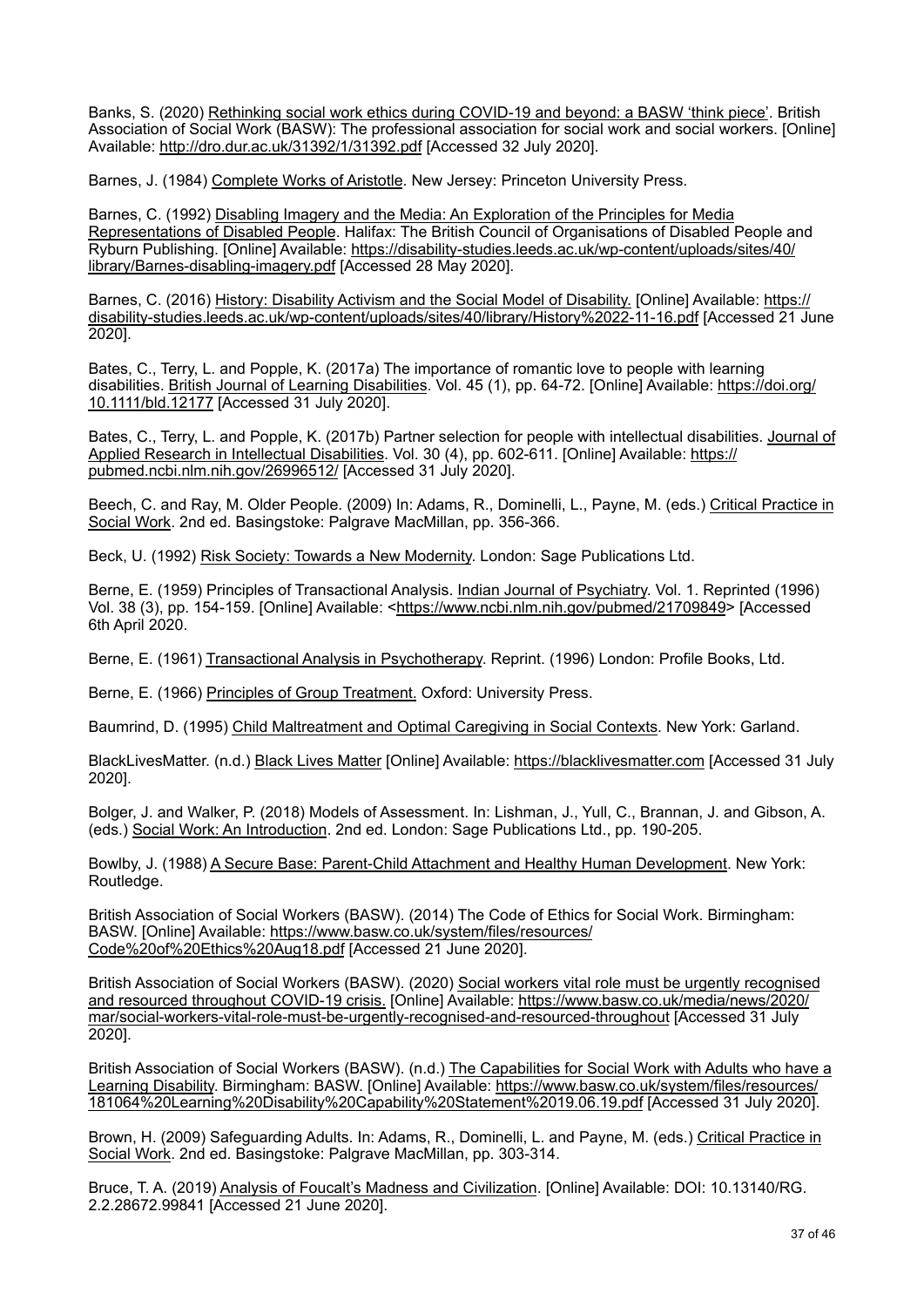Banks, S. (2020) Rethinking social work ethics during COVID-19 and beyond: a BASW 'think piece'. British Association of Social Work (BASW): The professional association for social work and social workers. [Online] Available: http://dro.dur.ac.uk/31392/1/31392.pdf [Accessed 32 July 2020].

Barnes, J. (1984) Complete Works of Aristotle. New Jersey: Princeton University Press.

Barnes, C. (1992) Disabling Imagery and the Media: An Exploration of the Principles for Media Representations of Disabled People. Halifax: The British Council of Organisations of Disabled People and Ryburn Publishing. [Online] Available: https://disability-studies.leeds.ac.uk/wp-content/uploads/sites/40/library/Barnes-disabling-imagery.pdf [Accessed 28 May 2020].

Barnes, C. (2016) History: Disability Activism and the Social Model of Disability. [Online] Available: https://disability-studies.leeds.ac.uk/wp-content/uploads/sites/40/library/History%2022-11-16.pdf [Accessed 21 June 2020].

Bates, C., Terry, L. and Popple, K. (2017a) The importance of romantic love to people with learning disabilities. British Journal of Learning Disabilities. Vol. 45 (1), pp. 64-72. [Online] Available: https://doi.org/10.1111/bld.12177 [Accessed 31 July 2020].

Bates, C., Terry, L. and Popple, K. (2017b) Partner selection for people with intellectual disabilities. Journal of Applied Research in Intellectual Disabilities. Vol. 30 (4), pp. 602-611. [Online] Available: https://pubmed.ncbi.nlm.nih.gov/26996512/ [Accessed 31 July 2020].

Beech, C. and Ray, M. Older People. (2009) In: Adams, R., Dominelli, L., Payne, M. (eds.) Critical Practice in Social Work. 2nd ed. Basingstoke: Palgrave MacMillan, pp. 356-366.

Beck, U. (1992) Risk Society: Towards a New Modernity. London: Sage Publications Ltd.

Berne, E. (1959) Principles of Transactional Analysis. Indian Journal of Psychiatry. Vol. 1. Reprinted (1996) Vol. 38 (3), pp. 154-159. [Online] Available: <https://www.ncbi.nlm.nih.gov/pubmed/21709849> [Accessed 6th April 2020.

Berne, E. (1961) Transactional Analysis in Psychotherapy. Reprint. (1996) London: Profile Books, Ltd.

Berne, E. (1966) Principles of Group Treatment. Oxford: University Press.

Baumrind, D. (1995) Child Maltreatment and Optimal Caregiving in Social Contexts. New York: Garland.

BlackLivesMatter. (n.d.) Black Lives Matter [Online] Available: https://blacklivesmatter.com [Accessed 31 July 2020].

Bolger, J. and Walker, P. (2018) Models of Assessment. In: Lishman, J., Yull, C., Brannan, J. and Gibson, A. (eds.) Social Work: An Introduction. 2nd ed. London: Sage Publications Ltd., pp. 190-205.

Bowlby, J. (1988) A Secure Base: Parent-Child Attachment and Healthy Human Development. New York: Routledge.

British Association of Social Workers (BASW). (2014) The Code of Ethics for Social Work. Birmingham: BASW. [Online] Available: https://www.basw.co.uk/system/files/resources/Code%20of%20Ethics%20Aug18.pdf [Accessed 21 June 2020].

British Association of Social Workers (BASW). (2020) Social workers vital role must be urgently recognised and resourced throughout COVID-19 crisis. [Online] Available: https://www.basw.co.uk/media/news/2020/mar/social-workers-vital-role-must-be-urgently-recognised-and-resourced-throughout [Accessed 31 July 2020].

British Association of Social Workers (BASW). (n.d.) The Capabilities for Social Work with Adults who have a Learning Disability. Birmingham: BASW. [Online] Available: https://www.basw.co.uk/system/files/resources/181064%20Learning%20Disability%20Capability%20Statement%2019.06.19.pdf [Accessed 31 July 2020].

Brown, H. (2009) Safeguarding Adults. In: Adams, R., Dominelli, L. and Payne, M. (eds.) Critical Practice in Social Work. 2nd ed. Basingstoke: Palgrave MacMillan, pp. 303-314.

Bruce, T. A. (2019) Analysis of Foucalt's Madness and Civilization. [Online] Available: DOI: 10.13140/RG.2.2.28672.99841 [Accessed 21 June 2020].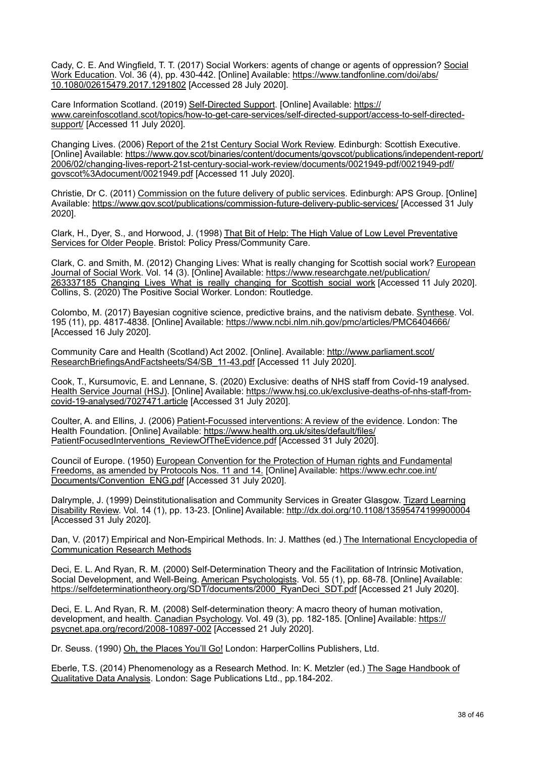Cady, C. E. And Wingfield, T. T. (2017) Social Workers: agents of change or agents of oppression? Social Work Education. Vol. 36 (4), pp. 430-442. [Online] Available: https://www.tandfonline.com/doi/abs/10.1080/02615479.2017.1291802 [Accessed 28 July 2020].

Care Information Scotland. (2019) Self-Directed Support. [Online] Available: https://www.careinfoscotland.scot/topics/how-to-get-care-services/self-directed-support/access-to-self-directed-support/ [Accessed 11 July 2020].

Changing Lives. (2006) Report of the 21st Century Social Work Review. Edinburgh: Scottish Executive. [Online] Available: https://www.gov.scot/binaries/content/documents/govscot/publications/independent-report/2006/02/changing-lives-report-21st-century-social-work-review/documents/0021949-pdf/0021949-pdf/govscot%3Adocument/0021949.pdf [Accessed 11 July 2020].

Christie, Dr C. (2011) Commission on the future delivery of public services. Edinburgh: APS Group. [Online] Available: https://www.gov.scot/publications/commission-future-delivery-public-services/ [Accessed 31 July 2020].

Clark, H., Dyer, S., and Horwood, J. (1998) That Bit of Help: The High Value of Low Level Preventative Services for Older People. Bristol: Policy Press/Community Care.

Clark, C. and Smith, M. (2012) Changing Lives: What is really changing for Scottish social work? European Journal of Social Work. Vol. 14 (3). [Online] Available: https://www.researchgate.net/publication/263337185_Changing_Lives_What_is_really_changing_for_Scottish_social_work [Accessed 11 July 2020].
Collins, S. (2020) The Positive Social Worker. London: Routledge.

Colombo, M. (2017) Bayesian cognitive science, predictive brains, and the nativism debate. Synthese. Vol. 195 (11), pp. 4817-4838. [Online] Available: https://www.ncbi.nlm.nih.gov/pmc/articles/PMC6404666/ [Accessed 16 July 2020].

Community Care and Health (Scotland) Act 2002. [Online]. Available: http://www.parliament.scot/ResearchBriefingsAndFactsheets/S4/SB_11-43.pdf [Accessed 11 July 2020].

Cook, T., Kursumovic, E. and Lennane, S. (2020) Exclusive: deaths of NHS staff from Covid-19 analysed. Health Service Journal (HSJ). [Online] Available: https://www.hsj.co.uk/exclusive-deaths-of-nhs-staff-from-covid-19-analysed/7027471.article [Accessed 31 July 2020].

Coulter, A. and Ellins, J. (2006) Patient-Focussed interventions: A review of the evidence. London: The Health Foundation. [Online] Available: https://www.health.org.uk/sites/default/files/PatientFocusedInterventions_ReviewOfTheEvidence.pdf [Accessed 31 July 2020].

Council of Europe. (1950) European Convention for the Protection of Human rights and Fundamental Freedoms, as amended by Protocols Nos. 11 and 14. [Online] Available: https://www.echr.coe.int/Documents/Convention_ENG.pdf [Accessed 31 July 2020].

Dalrymple, J. (1999) Deinstitutionalisation and Community Services in Greater Glasgow. Tizard Learning Disability Review. Vol. 14 (1), pp. 13-23. [Online] Available: http://dx.doi.org/10.1108/13595474199900004 [Accessed 31 July 2020].

Dan, V. (2017) Empirical and Non-Empirical Methods. In: J. Matthes (ed.) The International Encyclopedia of Communication Research Methods

Deci, E. L. And Ryan, R. M. (2000) Self-Determination Theory and the Facilitation of Intrinsic Motivation, Social Development, and Well-Being. American Psychologists. Vol. 55 (1), pp. 68-78. [Online] Available: https://selfdeterminationtheory.org/SDT/documents/2000_RyanDeci_SDT.pdf [Accessed 21 July 2020].

Deci, E. L. And Ryan, R. M. (2008) Self-determination theory: A macro theory of human motivation, development, and health. Canadian Psychology. Vol. 49 (3), pp. 182-185. [Online] Available: https://psycnet.apa.org/record/2008-10897-002 [Accessed 21 July 2020].

Dr. Seuss. (1990) Oh, the Places You'll Go! London: HarperCollins Publishers, Ltd.

Eberle, T.S. (2014) Phenomenology as a Research Method. In: K. Metzler (ed.) The Sage Handbook of Qualitative Data Analysis. London: Sage Publications Ltd., pp.184-202.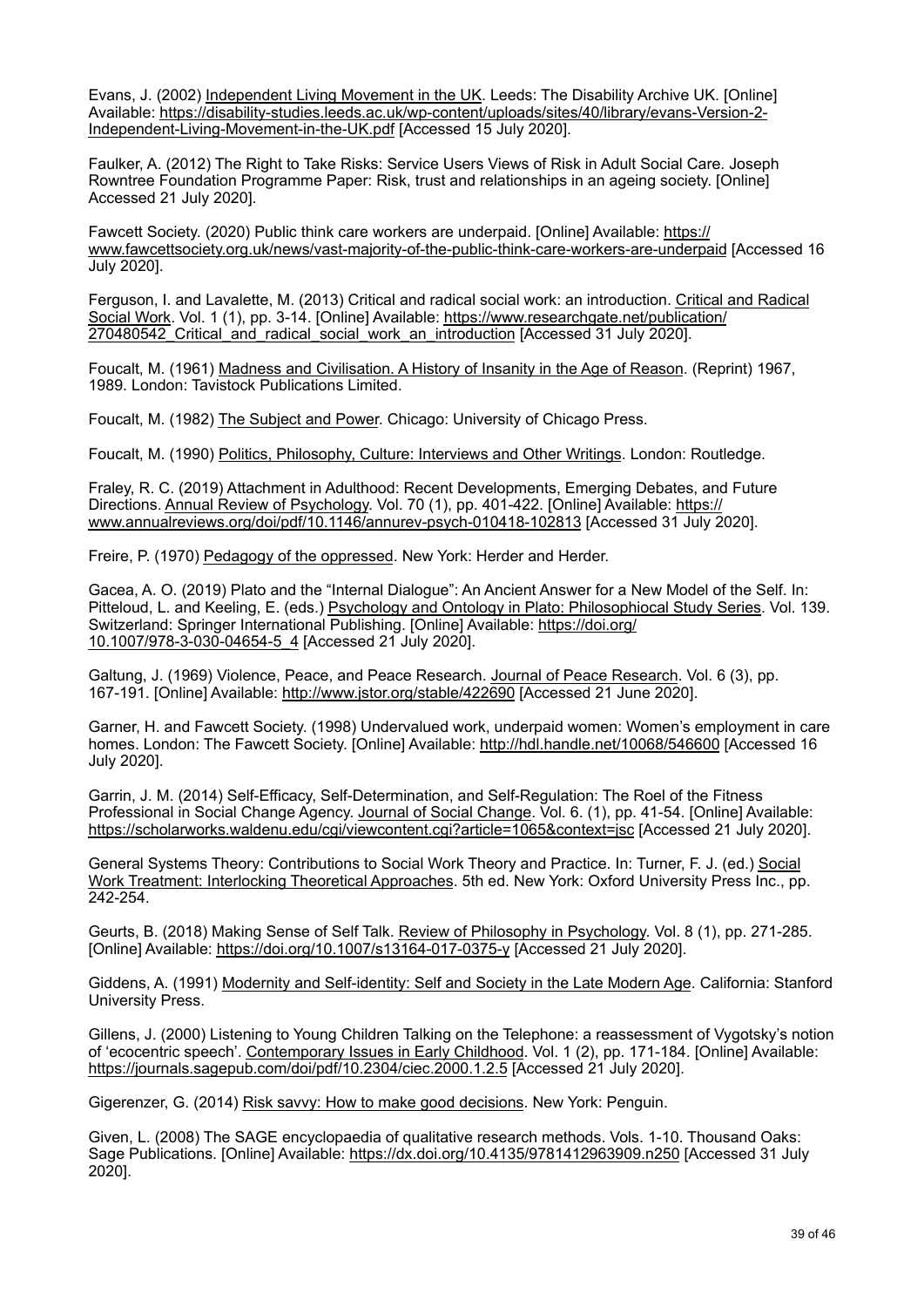Evans, J. (2002) Independent Living Movement in the UK. Leeds: The Disability Archive UK. [Online] Available: https://disability-studies.leeds.ac.uk/wp-content/uploads/sites/40/library/evans-Version-2-Independent-Living-Movement-in-the-UK.pdf [Accessed 15 July 2020].

Faulker, A. (2012) The Right to Take Risks: Service Users Views of Risk in Adult Social Care. Joseph Rowntree Foundation Programme Paper: Risk, trust and relationships in an ageing society. [Online] Accessed 21 July 2020].

Fawcett Society. (2020) Public think care workers are underpaid. [Online] Available: https://www.fawcettsociety.org.uk/news/vast-majority-of-the-public-think-care-workers-are-underpaid [Accessed 16 July 2020].

Ferguson, I. and Lavalette, M. (2013) Critical and radical social work: an introduction. Critical and Radical Social Work. Vol. 1 (1), pp. 3-14. [Online] Available: https://www.researchgate.net/publication/270480542_Critical_and_radical_social_work_an_introduction [Accessed 31 July 2020].

Foucalt, M. (1961) Madness and Civilisation. A History of Insanity in the Age of Reason. (Reprint) 1967, 1989. London: Tavistock Publications Limited.

Foucalt, M. (1982) The Subject and Power. Chicago: University of Chicago Press.

Foucalt, M. (1990) Politics, Philosophy, Culture: Interviews and Other Writings. London: Routledge.

Fraley, R. C. (2019) Attachment in Adulthood: Recent Developments, Emerging Debates, and Future Directions. Annual Review of Psychology. Vol. 70 (1), pp. 401-422. [Online] Available: https://www.annualreviews.org/doi/pdf/10.1146/annurev-psych-010418-102813 [Accessed 31 July 2020].

Freire, P. (1970) Pedagogy of the oppressed. New York: Herder and Herder.

Gacea, A. O. (2019) Plato and the "Internal Dialogue": An Ancient Answer for a New Model of the Self. In: Pitteloud, L. and Keeling, E. (eds.) Psychology and Ontology in Plato: Philosophiocal Study Series. Vol. 139. Switzerland: Springer International Publishing. [Online] Available: https://doi.org/10.1007/978-3-030-04654-5_4 [Accessed 21 July 2020].

Galtung, J. (1969) Violence, Peace, and Peace Research. Journal of Peace Research. Vol. 6 (3), pp. 167-191. [Online] Available: http://www.jstor.org/stable/422690 [Accessed 21 June 2020].

Garner, H. and Fawcett Society. (1998) Undervalued work, underpaid women: Women's employment in care homes. London: The Fawcett Society. [Online] Available: http://hdl.handle.net/10068/546600 [Accessed 16 July 2020].

Garrin, J. M. (2014) Self-Efficacy, Self-Determination, and Self-Regulation: The Roel of the Fitness Professional in Social Change Agency. Journal of Social Change. Vol. 6. (1), pp. 41-54. [Online] Available: https://scholarworks.waldenu.edu/cgi/viewcontent.cgi?article=1065&context=jsc [Accessed 21 July 2020].

General Systems Theory: Contributions to Social Work Theory and Practice. In: Turner, F. J. (ed.) Social Work Treatment: Interlocking Theoretical Approaches. 5th ed. New York: Oxford University Press Inc., pp. 242-254.

Geurts, B. (2018) Making Sense of Self Talk. Review of Philosophy in Psychology. Vol. 8 (1), pp. 271-285. [Online] Available: https://doi.org/10.1007/s13164-017-0375-y [Accessed 21 July 2020].

Giddens, A. (1991) Modernity and Self-identity: Self and Society in the Late Modern Age. California: Stanford University Press.

Gillens, J. (2000) Listening to Young Children Talking on the Telephone: a reassessment of Vygotsky's notion of 'ecocentric speech'. Contemporary Issues in Early Childhood. Vol. 1 (2), pp. 171-184. [Online] Available: https://journals.sagepub.com/doi/pdf/10.2304/ciec.2000.1.2.5 [Accessed 21 July 2020].

Gigerenzer, G. (2014) Risk savvy: How to make good decisions. New York: Penguin.

Given, L. (2008) The SAGE encyclopaedia of qualitative research methods. Vols. 1-10. Thousand Oaks: Sage Publications. [Online] Available: https://dx.doi.org/10.4135/9781412963909.n250 [Accessed 31 July 2020].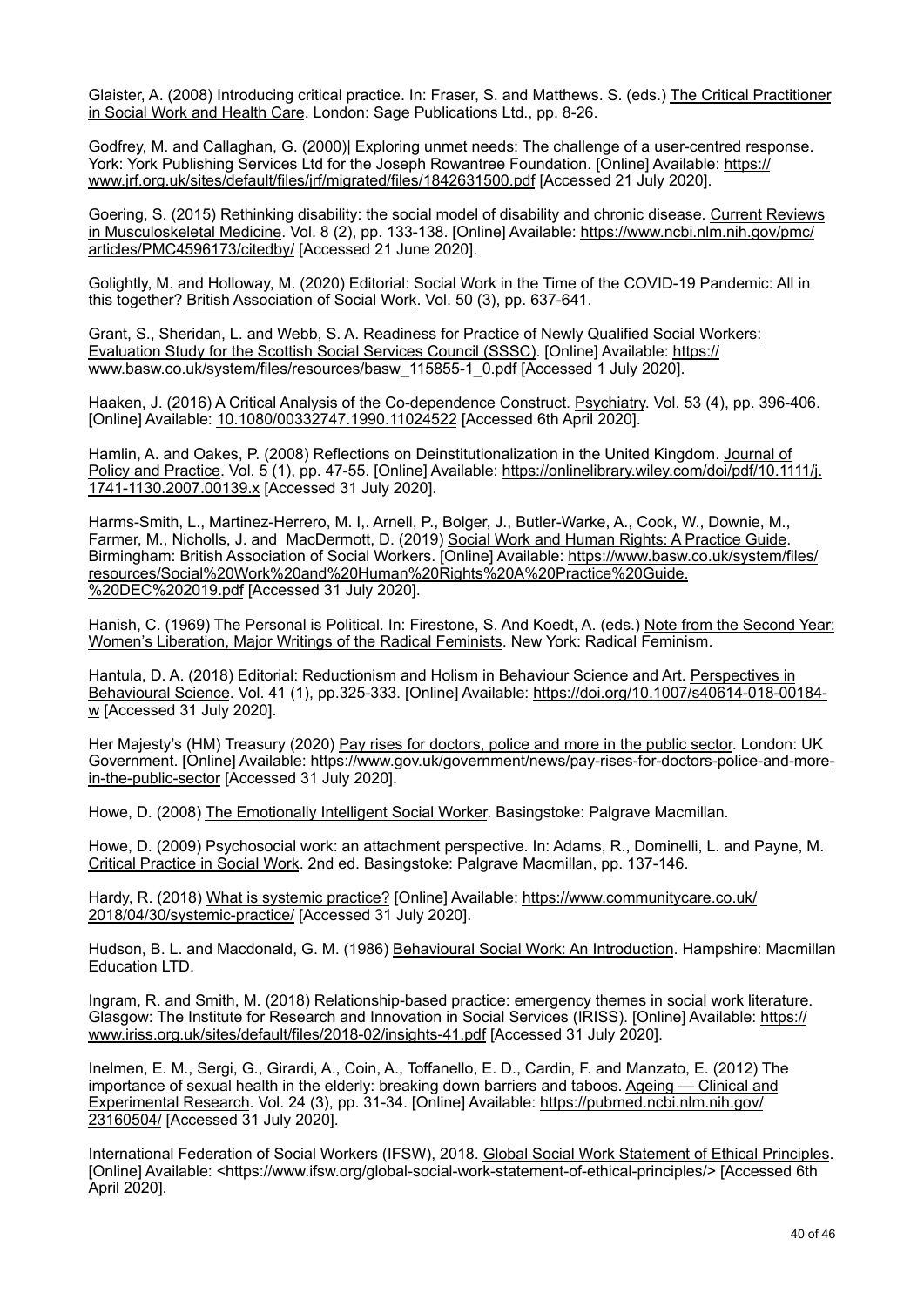Glaister, A. (2008) Introducing critical practice. In: Fraser, S. and Matthews. S. (eds.) The Critical Practitioner in Social Work and Health Care. London: Sage Publications Ltd., pp. 8-26.

Godfrey, M. and Callaghan, G. (2000)| Exploring unmet needs: The challenge of a user-centred response. York: York Publishing Services Ltd for the Joseph Rowantree Foundation. [Online] Available: https://www.jrf.org.uk/sites/default/files/jrf/migrated/files/1842631500.pdf [Accessed 21 July 2020].

Goering, S. (2015) Rethinking disability: the social model of disability and chronic disease. Current Reviews in Musculoskeletal Medicine. Vol. 8 (2), pp. 133-138. [Online] Available: https://www.ncbi.nlm.nih.gov/pmc/articles/PMC4596173/citedby/ [Accessed 21 June 2020].

Golightly, M. and Holloway, M. (2020) Editorial: Social Work in the Time of the COVID-19 Pandemic: All in this together? British Association of Social Work. Vol. 50 (3), pp. 637-641.

Grant, S., Sheridan, L. and Webb, S. A. Readiness for Practice of Newly Qualified Social Workers: Evaluation Study for the Scottish Social Services Council (SSSC). [Online] Available: https://www.basw.co.uk/system/files/resources/basw_115855-1_0.pdf [Accessed 1 July 2020].

Haaken, J. (2016) A Critical Analysis of the Co-dependence Construct. Psychiatry. Vol. 53 (4), pp. 396-406. [Online] Available: 10.1080/00332747.1990.11024522 [Accessed 6th April 2020].

Hamlin, A. and Oakes, P. (2008) Reflections on Deinstitutionalization in the United Kingdom. Journal of Policy and Practice. Vol. 5 (1), pp. 47-55. [Online] Available: https://onlinelibrary.wiley.com/doi/pdf/10.1111/j.1741-1130.2007.00139.x [Accessed 31 July 2020].

Harms-Smith, L., Martinez-Herrero, M. I,. Arnell, P., Bolger, J., Butler-Warke, A., Cook, W., Downie, M., Farmer, M., Nicholls, J. and MacDermott, D. (2019) Social Work and Human Rights: A Practice Guide. Birmingham: British Association of Social Workers. [Online] Available: https://www.basw.co.uk/system/files/resources/Social%20Work%20and%20Human%20Rights%20A%20Practice%20Guide.%20DEC%202019.pdf [Accessed 31 July 2020].

Hanish, C. (1969) The Personal is Political. In: Firestone, S. And Koedt, A. (eds.) Note from the Second Year: Women's Liberation, Major Writings of the Radical Feminists. New York: Radical Feminism.

Hantula, D. A. (2018) Editorial: Reductionism and Holism in Behaviour Science and Art. Perspectives in Behavioural Science. Vol. 41 (1), pp.325-333. [Online] Available: https://doi.org/10.1007/s40614-018-00184-w [Accessed 31 July 2020].

Her Majesty's (HM) Treasury (2020) Pay rises for doctors, police and more in the public sector. London: UK Government. [Online] Available: https://www.gov.uk/government/news/pay-rises-for-doctors-police-and-more-in-the-public-sector [Accessed 31 July 2020].

Howe, D. (2008) The Emotionally Intelligent Social Worker. Basingstoke: Palgrave Macmillan.

Howe, D. (2009) Psychosocial work: an attachment perspective. In: Adams, R., Dominelli, L. and Payne, M. Critical Practice in Social Work. 2nd ed. Basingstoke: Palgrave Macmillan, pp. 137-146.

Hardy, R. (2018) What is systemic practice? [Online] Available: https://www.communitycare.co.uk/2018/04/30/systemic-practice/ [Accessed 31 July 2020].

Hudson, B. L. and Macdonald, G. M. (1986) Behavioural Social Work: An Introduction. Hampshire: Macmillan Education LTD.

Ingram, R. and Smith, M. (2018) Relationship-based practice: emergency themes in social work literature. Glasgow: The Institute for Research and Innovation in Social Services (IRISS). [Online] Available: https://www.iriss.org.uk/sites/default/files/2018-02/insights-41.pdf [Accessed 31 July 2020].

Inelmen, E. M., Sergi, G., Girardi, A., Coin, A., Toffanello, E. D., Cardin, F. and Manzato, E. (2012) The importance of sexual health in the elderly: breaking down barriers and taboos. Ageing — Clinical and Experimental Research. Vol. 24 (3), pp. 31-34. [Online] Available: https://pubmed.ncbi.nlm.nih.gov/23160504/ [Accessed 31 July 2020].

International Federation of Social Workers (IFSW), 2018. Global Social Work Statement of Ethical Principles. [Online] Available: <https://www.ifsw.org/global-social-work-statement-of-ethical-principles/> [Accessed 6th April 2020].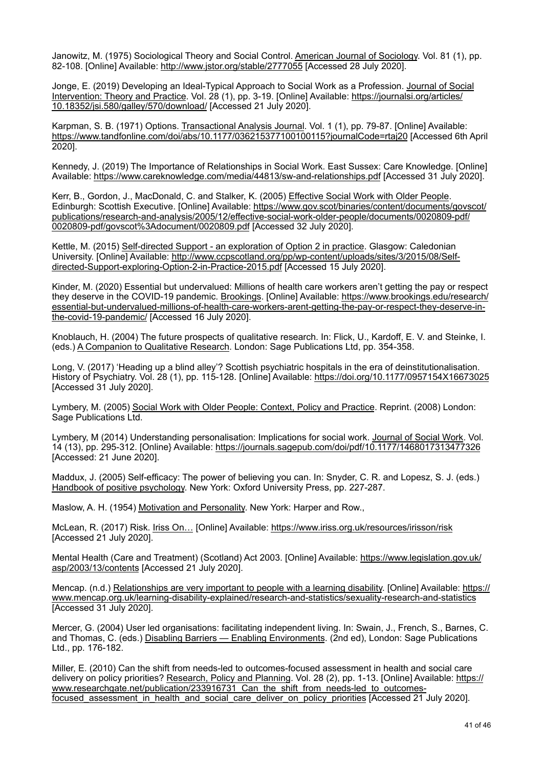Janowitz, M. (1975) Sociological Theory and Social Control. American Journal of Sociology. Vol. 81 (1), pp. 82-108. [Online] Available: http://www.jstor.org/stable/2777055 [Accessed 28 July 2020].

Jonge, E. (2019) Developing an Ideal-Typical Approach to Social Work as a Profession. Journal of Social Intervention: Theory and Practice. Vol. 28 (1), pp. 3-19. [Online] Available: https://journalsi.org/articles/10.18352/jsi.580/galley/570/download/ [Accessed 21 July 2020].

Karpman, S. B. (1971) Options. Transactional Analysis Journal. Vol. 1 (1), pp. 79-87. [Online] Available: https://www.tandfonline.com/doi/abs/10.1177/036215377100100115?journalCode=rtaj20 [Accessed 6th April 2020].

Kennedy, J. (2019) The Importance of Relationships in Social Work. East Sussex: Care Knowledge. [Online] Available: https://www.careknowledge.com/media/44813/sw-and-relationships.pdf [Accessed 31 July 2020].

Kerr, B., Gordon, J., MacDonald, C. and Stalker, K. (2005) Effective Social Work with Older People. Edinburgh: Scottish Executive. [Online] Available: https://www.gov.scot/binaries/content/documents/govscot/publications/research-and-analysis/2005/12/effective-social-work-older-people/documents/0020809-pdf/0020809-pdf/govscot%3Adocument/0020809.pdf [Accessed 32 July 2020].

Kettle, M. (2015) Self-directed Support - an exploration of Option 2 in practice. Glasgow: Caledonian University. [Online] Available: http://www.ccpscotland.org/pp/wp-content/uploads/sites/3/2015/08/Self-directed-Support-exploring-Option-2-in-Practice-2015.pdf [Accessed 15 July 2020].

Kinder, M. (2020) Essential but undervalued: Millions of health care workers aren't getting the pay or respect they deserve in the COVID-19 pandemic. Brookings. [Online] Available: https://www.brookings.edu/research/essential-but-undervalued-millions-of-health-care-workers-arent-getting-the-pay-or-respect-they-deserve-in-the-covid-19-pandemic/ [Accessed 16 July 2020].

Knoblauch, H. (2004) The future prospects of qualitative research. In: Flick, U., Kardoff, E. V. and Steinke, I. (eds.) A Companion to Qualitative Research. London: Sage Publications Ltd, pp. 354-358.

Long, V. (2017) 'Heading up a blind alley'? Scottish psychiatric hospitals in the era of deinstitutionalisation. History of Psychiatry. Vol. 28 (1), pp. 115-128. [Online] Available: https://doi.org/10.1177/0957154X16673025 [Accessed 31 July 2020].

Lymbery, M. (2005) Social Work with Older People: Context, Policy and Practice. Reprint. (2008) London: Sage Publications Ltd.

Lymbery, M (2014) Understanding personalisation: Implications for social work. Journal of Social Work. Vol. 14 (13), pp. 295-312. [Online} Available: https://journals.sagepub.com/doi/pdf/10.1177/1468017313477326 [Accessed: 21 June 2020].

Maddux, J. (2005) Self-efficacy: The power of believing you can. In: Snyder, C. R. and Lopesz, S. J. (eds.) Handbook of positive psychology. New York: Oxford University Press, pp. 227-287.

Maslow, A. H. (1954) Motivation and Personality. New York: Harper and Row.,

McLean, R. (2017) Risk. Iriss On… [Online] Available: https://www.iriss.org.uk/resources/irisson/risk [Accessed 21 July 2020].

Mental Health (Care and Treatment) (Scotland) Act 2003. [Online] Available: https://www.legislation.gov.uk/asp/2003/13/contents [Accessed 21 July 2020].

Mencap. (n.d.) Relationships are very important to people with a learning disability. [Online] Available: https://www.mencap.org.uk/learning-disability-explained/research-and-statistics/sexuality-research-and-statistics [Accessed 31 July 2020].

Mercer, G. (2004) User led organisations: facilitating independent living. In: Swain, J., French, S., Barnes, C. and Thomas, C. (eds.) Disabling Barriers — Enabling Environments. (2nd ed), London: Sage Publications Ltd., pp. 176-182.

Miller, E. (2010) Can the shift from needs-led to outcomes-focused assessment in health and social care delivery on policy priorities? Research, Policy and Planning. Vol. 28 (2), pp. 1-13. [Online] Available: https://www.researchgate.net/publication/233916731_Can_the_shift_from_needs-led_to_outcomes-focused_assessment_in_health_and_social_care_deliver_on_policy_priorities [Accessed 21 July 2020].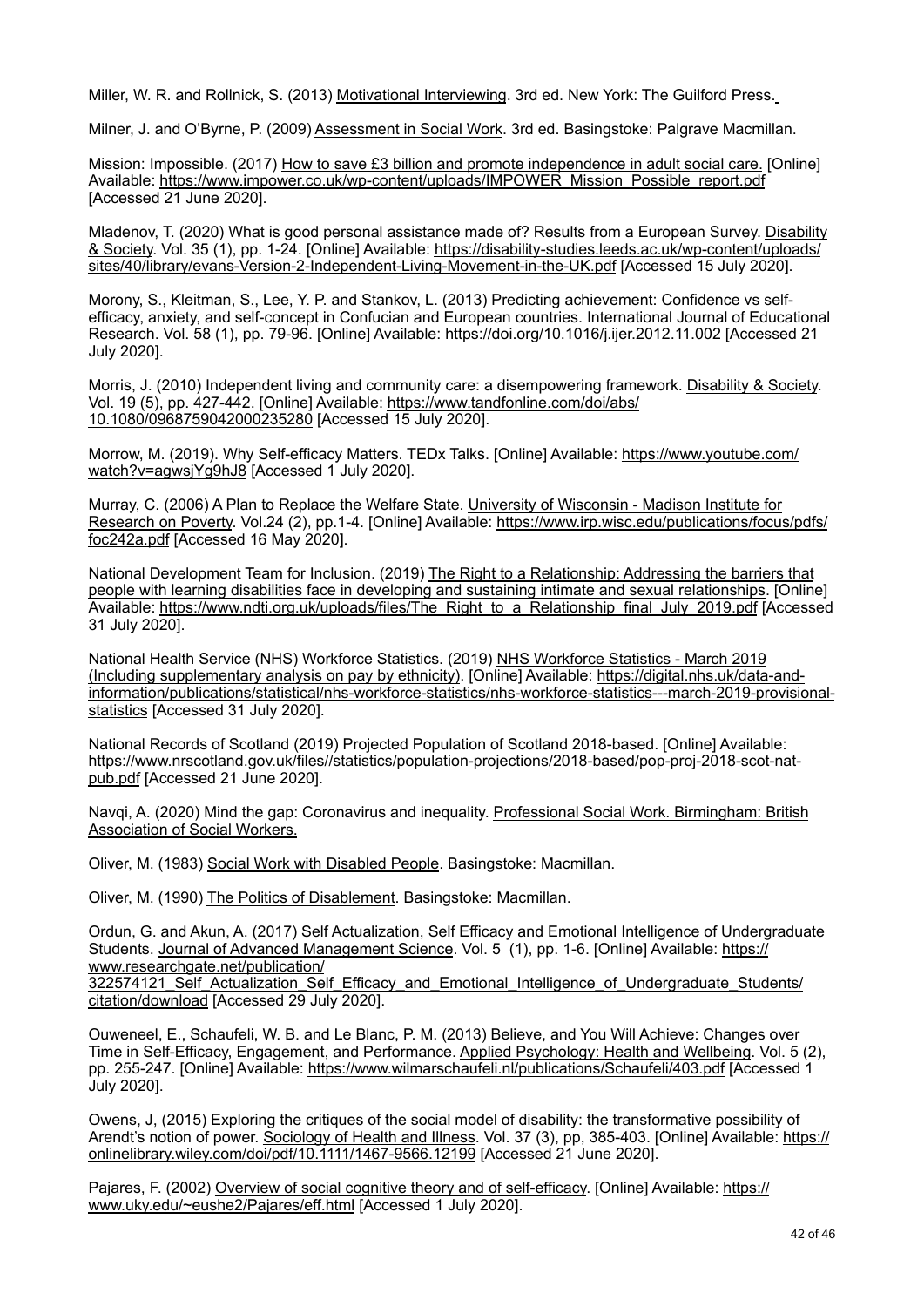Miller, W. R. and Rollnick, S. (2013) Motivational Interviewing. 3rd ed. New York: The Guilford Press.

Milner, J. and O'Byrne, P. (2009) Assessment in Social Work. 3rd ed. Basingstoke: Palgrave Macmillan.

Mission: Impossible. (2017) How to save £3 billion and promote independence in adult social care. [Online] Available: https://www.impower.co.uk/wp-content/uploads/IMPOWER_Mission_Possible_report.pdf [Accessed 21 June 2020].

Mladenov, T. (2020) What is good personal assistance made of? Results from a European Survey. Disability & Society. Vol. 35 (1), pp. 1-24. [Online] Available: https://disability-studies.leeds.ac.uk/wp-content/uploads/sites/40/library/evans-Version-2-Independent-Living-Movement-in-the-UK.pdf [Accessed 15 July 2020].

Morony, S., Kleitman, S., Lee, Y. P. and Stankov, L. (2013) Predicting achievement: Confidence vs self-efficacy, anxiety, and self-concept in Confucian and European countries. International Journal of Educational Research. Vol. 58 (1), pp. 79-96. [Online] Available: https://doi.org/10.1016/j.ijer.2012.11.002 [Accessed 21 July 2020].

Morris, J. (2010) Independent living and community care: a disempowering framework. Disability & Society. Vol. 19 (5), pp. 427-442. [Online] Available: https://www.tandfonline.com/doi/abs/10.1080/0968759042000235280 [Accessed 15 July 2020].

Morrow, M. (2019). Why Self-efficacy Matters. TEDx Talks. [Online] Available: https://www.youtube.com/watch?v=agwsjYg9hJ8 [Accessed 1 July 2020].

Murray, C. (2006) A Plan to Replace the Welfare State. University of Wisconsin - Madison Institute for Research on Poverty. Vol.24 (2), pp.1-4. [Online] Available: https://www.irp.wisc.edu/publications/focus/pdfs/foc242a.pdf [Accessed 16 May 2020].

National Development Team for Inclusion. (2019) The Right to a Relationship: Addressing the barriers that people with learning disabilities face in developing and sustaining intimate and sexual relationships. [Online] Available: https://www.ndti.org.uk/uploads/files/The_Right_to_a_Relationship_final_July_2019.pdf [Accessed 31 July 2020].

National Health Service (NHS) Workforce Statistics. (2019) NHS Workforce Statistics - March 2019 (Including supplementary analysis on pay by ethnicity). [Online] Available: https://digital.nhs.uk/data-and-information/publications/statistical/nhs-workforce-statistics/nhs-workforce-statistics---march-2019-provisional-statistics [Accessed 31 July 2020].

National Records of Scotland (2019) Projected Population of Scotland 2018-based. [Online] Available: https://www.nrscotland.gov.uk/files//statistics/population-projections/2018-based/pop-proj-2018-scot-nat-pub.pdf [Accessed 21 June 2020].

Navqi, A. (2020) Mind the gap: Coronavirus and inequality. Professional Social Work. Birmingham: British Association of Social Workers.

Oliver, M. (1983) Social Work with Disabled People. Basingstoke: Macmillan.

Oliver, M. (1990) The Politics of Disablement. Basingstoke: Macmillan.

Ordun, G. and Akun, A. (2017) Self Actualization, Self Efficacy and Emotional Intelligence of Undergraduate Students. Journal of Advanced Management Science. Vol. 5 (1), pp. 1-6. [Online] Available: https://www.researchgate.net/publication/322574121_Self_Actualization_Self_Efficacy_and_Emotional_Intelligence_of_Undergraduate_Students/citation/download [Accessed 29 July 2020].

Ouweneel, E., Schaufeli, W. B. and Le Blanc, P. M. (2013) Believe, and You Will Achieve: Changes over Time in Self-Efficacy, Engagement, and Performance. Applied Psychology: Health and Wellbeing. Vol. 5 (2), pp. 255-247. [Online] Available: https://www.wilmarschaufeli.nl/publications/Schaufeli/403.pdf [Accessed 1 July 2020].

Owens, J, (2015) Exploring the critiques of the social model of disability: the transformative possibility of Arendt's notion of power. Sociology of Health and Illness. Vol. 37 (3), pp, 385-403. [Online] Available: https://onlinelibrary.wiley.com/doi/pdf/10.1111/1467-9566.12199 [Accessed 21 June 2020].

Pajares, F. (2002) Overview of social cognitive theory and of self-efficacy. [Online] Available: https://www.uky.edu/~eushe2/Pajares/eff.html [Accessed 1 July 2020].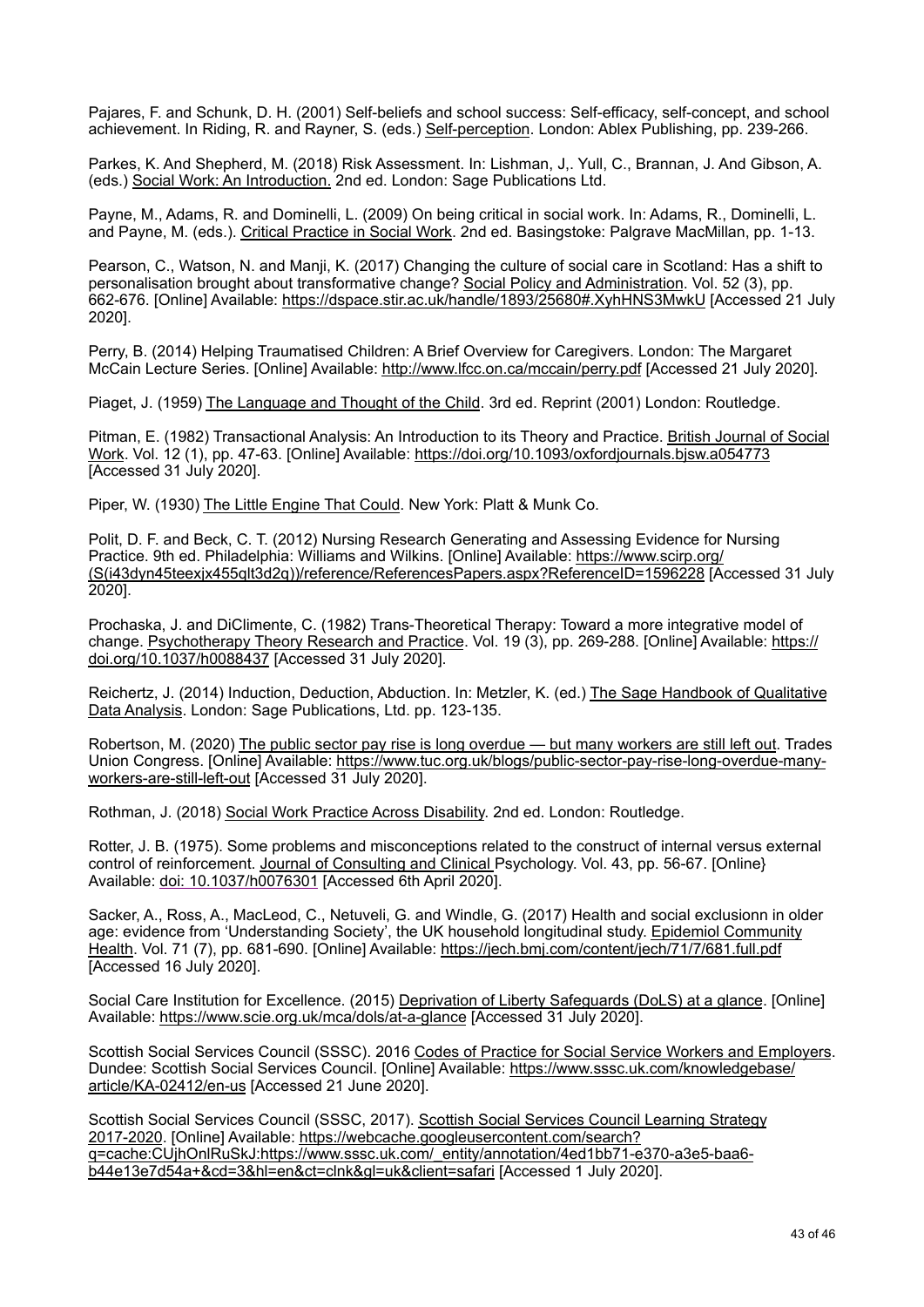Pajares, F. and Schunk, D. H. (2001) Self-beliefs and school success: Self-efficacy, self-concept, and school achievement. In Riding, R. and Rayner, S. (eds.) Self-perception. London: Ablex Publishing, pp. 239-266.

Parkes, K. And Shepherd, M. (2018) Risk Assessment. In: Lishman, J,. Yull, C., Brannan, J. And Gibson, A. (eds.) Social Work: An Introduction. 2nd ed. London: Sage Publications Ltd.

Payne, M., Adams, R. and Dominelli, L. (2009) On being critical in social work. In: Adams, R., Dominelli, L. and Payne, M. (eds.). Critical Practice in Social Work. 2nd ed. Basingstoke: Palgrave MacMillan, pp. 1-13.

Pearson, C., Watson, N. and Manji, K. (2017) Changing the culture of social care in Scotland: Has a shift to personalisation brought about transformative change? Social Policy and Administration. Vol. 52 (3), pp. 662-676. [Online] Available: https://dspace.stir.ac.uk/handle/1893/25680#.XyhHNS3MwkU [Accessed 21 July 2020].

Perry, B. (2014) Helping Traumatised Children: A Brief Overview for Caregivers. London: The Margaret McCain Lecture Series. [Online] Available: http://www.lfcc.on.ca/mccain/perry.pdf [Accessed 21 July 2020].

Piaget, J. (1959) The Language and Thought of the Child. 3rd ed. Reprint (2001) London: Routledge.

Pitman, E. (1982) Transactional Analysis: An Introduction to its Theory and Practice. British Journal of Social Work. Vol. 12 (1), pp. 47-63. [Online] Available: https://doi.org/10.1093/oxfordjournals.bjsw.a054773 [Accessed 31 July 2020].

Piper, W. (1930) The Little Engine That Could. New York: Platt & Munk Co.

Polit, D. F. and Beck, C. T. (2012) Nursing Research Generating and Assessing Evidence for Nursing Practice. 9th ed. Philadelphia: Williams and Wilkins. [Online] Available: https://www.scirp.org/(S(i43dyn45teexjx455qlt3d2q))/reference/ReferencesPapers.aspx?ReferenceID=1596228 [Accessed 31 July 2020].

Prochaska, J. and DiClimente, C. (1982) Trans-Theoretical Therapy: Toward a more integrative model of change. Psychotherapy Theory Research and Practice. Vol. 19 (3), pp. 269-288. [Online] Available: https://doi.org/10.1037/h0088437 [Accessed 31 July 2020].

Reichertz, J. (2014) Induction, Deduction, Abduction. In: Metzler, K. (ed.) The Sage Handbook of Qualitative Data Analysis. London: Sage Publications, Ltd. pp. 123-135.

Robertson, M. (2020) The public sector pay rise is long overdue — but many workers are still left out. Trades Union Congress. [Online] Available: https://www.tuc.org.uk/blogs/public-sector-pay-rise-long-overdue-many-workers-are-still-left-out [Accessed 31 July 2020].

Rothman, J. (2018) Social Work Practice Across Disability. 2nd ed. London: Routledge.

Rotter, J. B. (1975). Some problems and misconceptions related to the construct of internal versus external control of reinforcement. Journal of Consulting and Clinical Psychology. Vol. 43, pp. 56-67. [Online} Available: doi: 10.1037/h0076301 [Accessed 6th April 2020].

Sacker, A., Ross, A., MacLeod, C., Netuveli, G. and Windle, G. (2017) Health and social exclusionn in older age: evidence from 'Understanding Society', the UK household longitudinal study. Epidemiol Community Health. Vol. 71 (7), pp. 681-690. [Online] Available: https://jech.bmj.com/content/jech/71/7/681.full.pdf [Accessed 16 July 2020].

Social Care Institution for Excellence. (2015) Deprivation of Liberty Safeguards (DoLS) at a glance. [Online] Available: https://www.scie.org.uk/mca/dols/at-a-glance [Accessed 31 July 2020].

Scottish Social Services Council (SSSC). 2016 Codes of Practice for Social Service Workers and Employers. Dundee: Scottish Social Services Council. [Online] Available: https://www.sssc.uk.com/knowledgebase/article/KA-02412/en-us [Accessed 21 June 2020].

Scottish Social Services Council (SSSC, 2017). Scottish Social Services Council Learning Strategy 2017-2020. [Online] Available: https://webcache.googleusercontent.com/search?q=cache:CUjhOnlRuSkJ:https://www.sssc.uk.com/_entity/annotation/4ed1bb71-e370-a3e5-baa6-b44e13e7d54a+&cd=3&hl=en&ct=clnk&gl=uk&client=safari [Accessed 1 July 2020].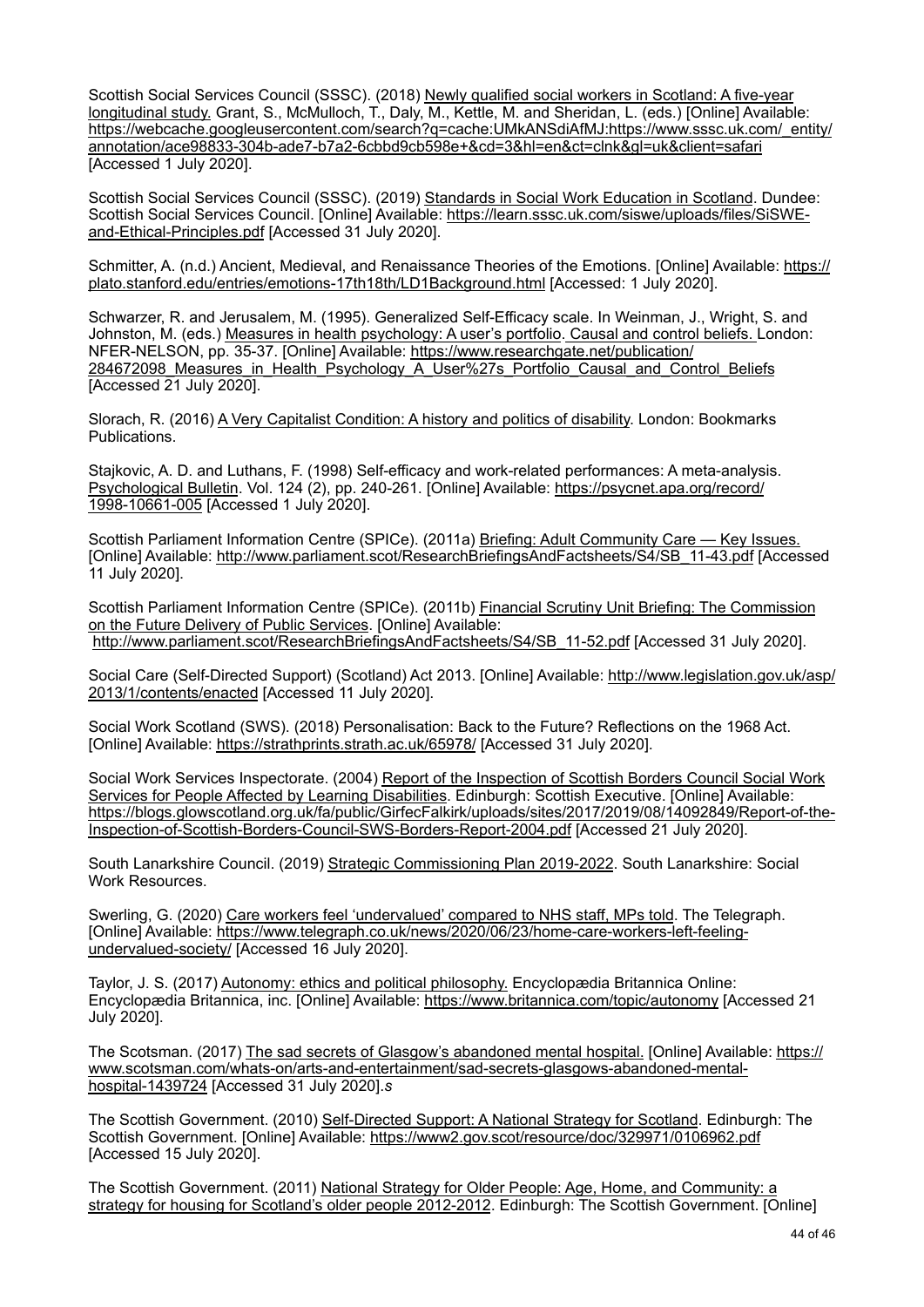Scottish Social Services Council (SSSC). (2018) Newly qualified social workers in Scotland: A five-year longitudinal study. Grant, S., McMulloch, T., Daly, M., Kettle, M. and Sheridan, L. (eds.) [Online] Available: https://webcache.googleusercontent.com/search?q=cache:UMkANSdiAfMJ:https://www.sssc.uk.com/_entity/annotation/ace98833-304b-ade7-b7a2-6cbbd9cb598e+&cd=3&hl=en&ct=clnk&gl=uk&client=safari [Accessed 1 July 2020].

Scottish Social Services Council (SSSC). (2019) Standards in Social Work Education in Scotland. Dundee: Scottish Social Services Council. [Online] Available: https://learn.sssc.uk.com/siswe/uploads/files/SiSWE-and-Ethical-Principles.pdf [Accessed 31 July 2020].

Schmitter, A. (n.d.) Ancient, Medieval, and Renaissance Theories of the Emotions. [Online] Available: https://plato.stanford.edu/entries/emotions-17th18th/LD1Background.html [Accessed: 1 July 2020].

Schwarzer, R. and Jerusalem, M. (1995). Generalized Self-Efficacy scale. In Weinman, J., Wright, S. and Johnston, M. (eds.) Measures in health psychology: A user's portfolio. Causal and control beliefs. London: NFER-NELSON, pp. 35-37. [Online] Available: https://www.researchgate.net/publication/284672098_Measures_in_Health_Psychology_A_User%27s_Portfolio_Causal_and_Control_Beliefs [Accessed 21 July 2020].

Slorach, R. (2016) A Very Capitalist Condition: A history and politics of disability. London: Bookmarks Publications.

Stajkovic, A. D. and Luthans, F. (1998) Self-efficacy and work-related performances: A meta-analysis. Psychological Bulletin. Vol. 124 (2), pp. 240-261. [Online] Available: https://psycnet.apa.org/record/1998-10661-005 [Accessed 1 July 2020].

Scottish Parliament Information Centre (SPICe). (2011a) Briefing: Adult Community Care — Key Issues. [Online] Available: http://www.parliament.scot/ResearchBriefingsAndFactsheets/S4/SB_11-43.pdf [Accessed 11 July 2020].

Scottish Parliament Information Centre (SPICe). (2011b) Financial Scrutiny Unit Briefing: The Commission on the Future Delivery of Public Services. [Online] Available: http://www.parliament.scot/ResearchBriefingsAndFactsheets/S4/SB_11-52.pdf [Accessed 31 July 2020].

Social Care (Self-Directed Support) (Scotland) Act 2013. [Online] Available: http://www.legislation.gov.uk/asp/2013/1/contents/enacted [Accessed 11 July 2020].

Social Work Scotland (SWS). (2018) Personalisation: Back to the Future? Reflections on the 1968 Act. [Online] Available: https://strathprints.strath.ac.uk/65978/ [Accessed 31 July 2020].

Social Work Services Inspectorate. (2004) Report of the Inspection of Scottish Borders Council Social Work Services for People Affected by Learning Disabilities. Edinburgh: Scottish Executive. [Online] Available: https://blogs.glowscotland.org.uk/fa/public/GirfecFalkirk/uploads/sites/2017/2019/08/14092849/Report-of-the-Inspection-of-Scottish-Borders-Council-SWS-Borders-Report-2004.pdf [Accessed 21 July 2020].

South Lanarkshire Council. (2019) Strategic Commissioning Plan 2019-2022. South Lanarkshire: Social Work Resources.

Swerling, G. (2020) Care workers feel 'undervalued' compared to NHS staff, MPs told. The Telegraph. [Online] Available: https://www.telegraph.co.uk/news/2020/06/23/home-care-workers-left-feeling-undervalued-society/ [Accessed 16 July 2020].

Taylor, J. S. (2017) Autonomy: ethics and political philosophy. Encyclopædia Britannica Online: Encyclopædia Britannica, inc. [Online] Available: https://www.britannica.com/topic/autonomy [Accessed 21 July 2020].

The Scotsman. (2017) The sad secrets of Glasgow's abandoned mental hospital. [Online] Available: https://www.scotsman.com/whats-on/arts-and-entertainment/sad-secrets-glasgows-abandoned-mental-hospital-1439724 [Accessed 31 July 2020].*s*

The Scottish Government. (2010) Self-Directed Support: A National Strategy for Scotland. Edinburgh: The Scottish Government. [Online] Available: https://www2.gov.scot/resource/doc/329971/0106962.pdf [Accessed 15 July 2020].

The Scottish Government. (2011) National Strategy for Older People: Age, Home, and Community: a strategy for housing for Scotland's older people 2012-2012. Edinburgh: The Scottish Government. [Online]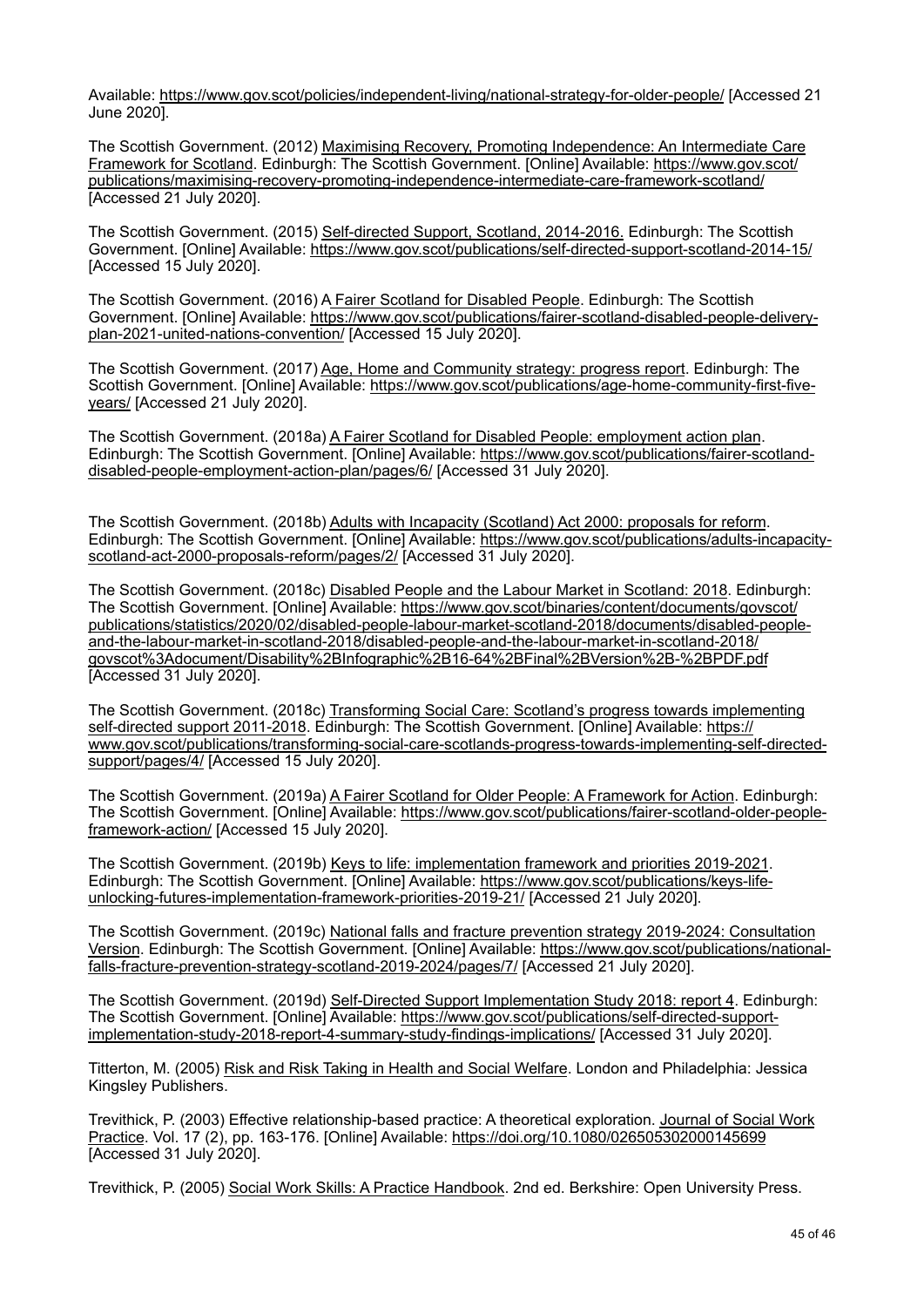Available: https://www.gov.scot/policies/independent-living/national-strategy-for-older-people/ [Accessed 21 June 2020].

The Scottish Government. (2012) Maximising Recovery, Promoting Independence: An Intermediate Care Framework for Scotland. Edinburgh: The Scottish Government. [Online] Available: https://www.gov.scot/publications/maximising-recovery-promoting-independence-intermediate-care-framework-scotland/ [Accessed 21 July 2020].

The Scottish Government. (2015) Self-directed Support, Scotland, 2014-2016. Edinburgh: The Scottish Government. [Online] Available: https://www.gov.scot/publications/self-directed-support-scotland-2014-15/ [Accessed 15 July 2020].

The Scottish Government. (2016) A Fairer Scotland for Disabled People. Edinburgh: The Scottish Government. [Online] Available: https://www.gov.scot/publications/fairer-scotland-disabled-people-delivery-plan-2021-united-nations-convention/ [Accessed 15 July 2020].

The Scottish Government. (2017) Age, Home and Community strategy: progress report. Edinburgh: The Scottish Government. [Online] Available: https://www.gov.scot/publications/age-home-community-first-five-years/ [Accessed 21 July 2020].

The Scottish Government. (2018a) A Fairer Scotland for Disabled People: employment action plan. Edinburgh: The Scottish Government. [Online] Available: https://www.gov.scot/publications/fairer-scotland-disabled-people-employment-action-plan/pages/6/ [Accessed 31 July 2020].

The Scottish Government. (2018b) Adults with Incapacity (Scotland) Act 2000: proposals for reform. Edinburgh: The Scottish Government. [Online] Available: https://www.gov.scot/publications/adults-incapacity-scotland-act-2000-proposals-reform/pages/2/ [Accessed 31 July 2020].

The Scottish Government. (2018c) Disabled People and the Labour Market in Scotland: 2018. Edinburgh: The Scottish Government. [Online] Available: https://www.gov.scot/binaries/content/documents/govscot/publications/statistics/2020/02/disabled-people-labour-market-scotland-2018/documents/disabled-people-and-the-labour-market-in-scotland-2018/disabled-people-and-the-labour-market-in-scotland-2018/govscot%3Adocument/Disability%2BInfographic%2B16-64%2BFinal%2BVersion%2B-%2BPDF.pdf [Accessed 31 July 2020].

The Scottish Government. (2018c) Transforming Social Care: Scotland's progress towards implementing self-directed support 2011-2018. Edinburgh: The Scottish Government. [Online] Available: https://www.gov.scot/publications/transforming-social-care-scotlands-progress-towards-implementing-self-directed-support/pages/4/ [Accessed 15 July 2020].

The Scottish Government. (2019a) A Fairer Scotland for Older People: A Framework for Action. Edinburgh: The Scottish Government. [Online] Available: https://www.gov.scot/publications/fairer-scotland-older-people-framework-action/ [Accessed 15 July 2020].

The Scottish Government. (2019b) Keys to life: implementation framework and priorities 2019-2021. Edinburgh: The Scottish Government. [Online] Available: https://www.gov.scot/publications/keys-life-unlocking-futures-implementation-framework-priorities-2019-21/ [Accessed 21 July 2020].

The Scottish Government. (2019c) National falls and fracture prevention strategy 2019-2024: Consultation Version. Edinburgh: The Scottish Government. [Online] Available: https://www.gov.scot/publications/national-falls-fracture-prevention-strategy-scotland-2019-2024/pages/7/ [Accessed 21 July 2020].

The Scottish Government. (2019d) Self-Directed Support Implementation Study 2018: report 4. Edinburgh: The Scottish Government. [Online] Available: https://www.gov.scot/publications/self-directed-support-implementation-study-2018-report-4-summary-study-findings-implications/ [Accessed 31 July 2020].

Titterton, M. (2005) Risk and Risk Taking in Health and Social Welfare. London and Philadelphia: Jessica Kingsley Publishers.

Trevithick, P. (2003) Effective relationship-based practice: A theoretical exploration. Journal of Social Work Practice. Vol. 17 (2), pp. 163-176. [Online] Available: https://doi.org/10.1080/026505302000145699 [Accessed 31 July 2020].

Trevithick, P. (2005) Social Work Skills: A Practice Handbook. 2nd ed. Berkshire: Open University Press.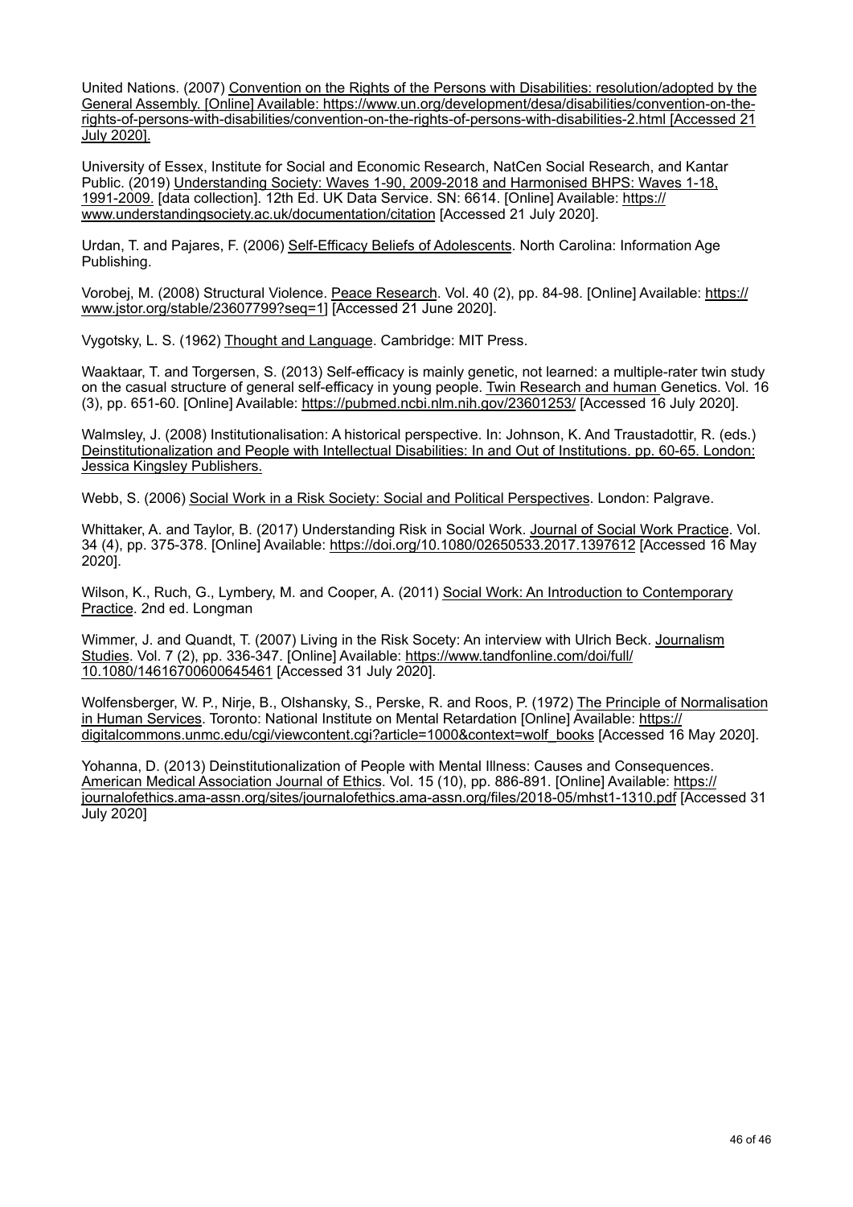United Nations. (2007) Convention on the Rights of the Persons with Disabilities: resolution/adopted by the General Assembly. [Online] Available: https://www.un.org/development/desa/disabilities/convention-on-the-rights-of-persons-with-disabilities/convention-on-the-rights-of-persons-with-disabilities-2.html [Accessed 21 July 2020].

University of Essex, Institute for Social and Economic Research, NatCen Social Research, and Kantar Public. (2019) Understanding Society: Waves 1-90, 2009-2018 and Harmonised BHPS: Waves 1-18, 1991-2009. [data collection]. 12th Ed. UK Data Service. SN: 6614. [Online] Available: https://www.understandingsociety.ac.uk/documentation/citation [Accessed 21 July 2020].

Urdan, T. and Pajares, F. (2006) Self-Efficacy Beliefs of Adolescents. North Carolina: Information Age Publishing.

Vorobej, M. (2008) Structural Violence. Peace Research. Vol. 40 (2), pp. 84-98. [Online] Available: https://www.jstor.org/stable/23607799?seq=1] [Accessed 21 June 2020].

Vygotsky, L. S. (1962) Thought and Language. Cambridge: MIT Press.

Waaktaar, T. and Torgersen, S. (2013) Self-efficacy is mainly genetic, not learned: a multiple-rater twin study on the casual structure of general self-efficacy in young people. Twin Research and human Genetics. Vol. 16 (3), pp. 651-60. [Online] Available: https://pubmed.ncbi.nlm.nih.gov/23601253/ [Accessed 16 July 2020].

Walmsley, J. (2008) Institutionalisation: A historical perspective. In: Johnson, K. And Traustadottir, R. (eds.) Deinstitutionalization and People with Intellectual Disabilities: In and Out of Institutions. pp. 60-65. London: Jessica Kingsley Publishers.

Webb, S. (2006) Social Work in a Risk Society: Social and Political Perspectives. London: Palgrave.

Whittaker, A. and Taylor, B. (2017) Understanding Risk in Social Work. Journal of Social Work Practice. Vol. 34 (4), pp. 375-378. [Online] Available: https://doi.org/10.1080/02650533.2017.1397612 [Accessed 16 May 2020].

Wilson, K., Ruch, G., Lymbery, M. and Cooper, A. (2011) Social Work: An Introduction to Contemporary Practice. 2nd ed. Longman

Wimmer, J. and Quandt, T. (2007) Living in the Risk Socety: An interview with Ulrich Beck. Journalism Studies. Vol. 7 (2), pp. 336-347. [Online] Available: https://www.tandfonline.com/doi/full/10.1080/14616700600645461 [Accessed 31 July 2020].

Wolfensberger, W. P., Nirje, B., Olshansky, S., Perske, R. and Roos, P. (1972) The Principle of Normalisation in Human Services. Toronto: National Institute on Mental Retardation [Online] Available: https://digitalcommons.unmc.edu/cgi/viewcontent.cgi?article=1000&context=wolf_books [Accessed 16 May 2020].

Yohanna, D. (2013) Deinstitutionalization of People with Mental Illness: Causes and Consequences. American Medical Association Journal of Ethics. Vol. 15 (10), pp. 886-891. [Online] Available: https://journalofethics.ama-assn.org/sites/journalofethics.ama-assn.org/files/2018-05/mhst1-1310.pdf [Accessed 31 July 2020]